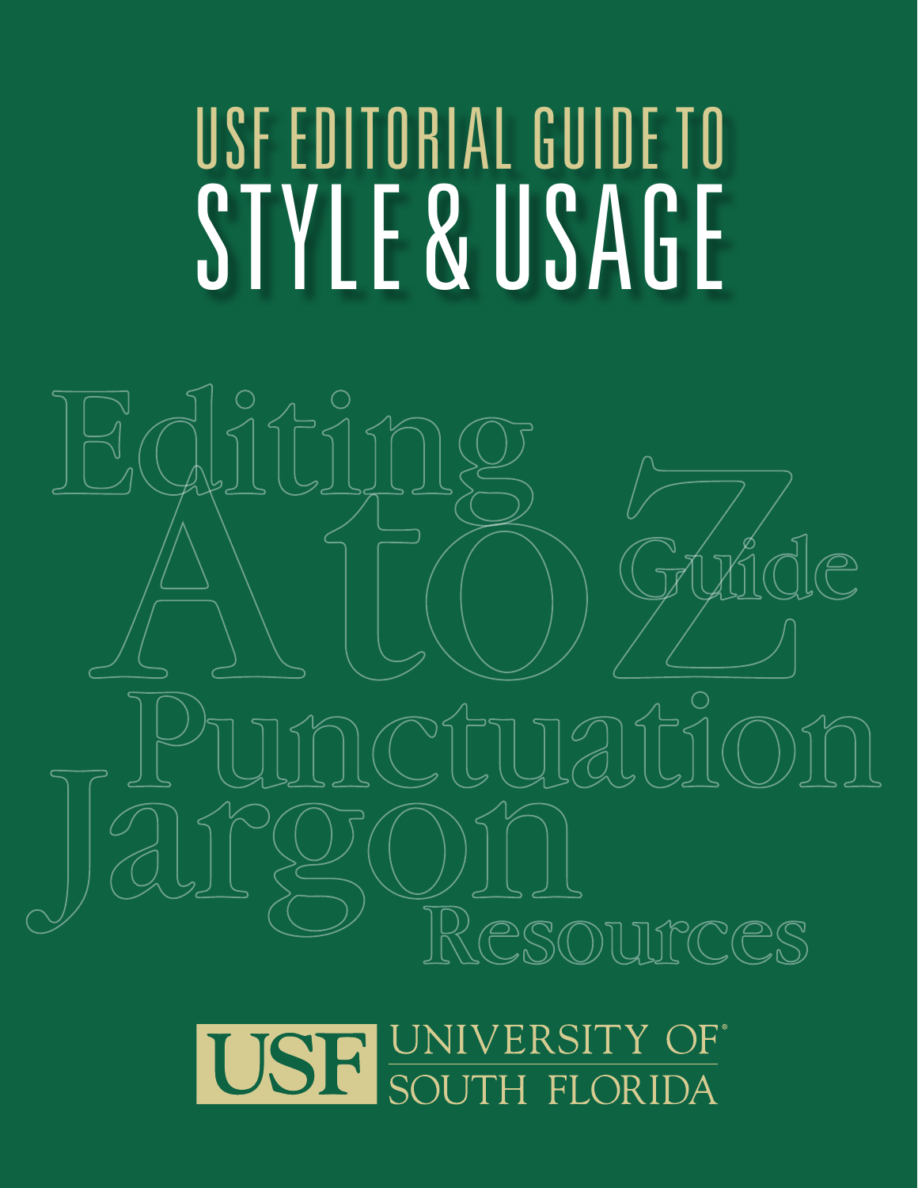# USF EDITORIAL GUIDE TO STYLE & USAGE

Editing

A to Z Guide

Punctuation

Jargon

Resources

USF UNIVERSITY OF SOUTH FLORIDA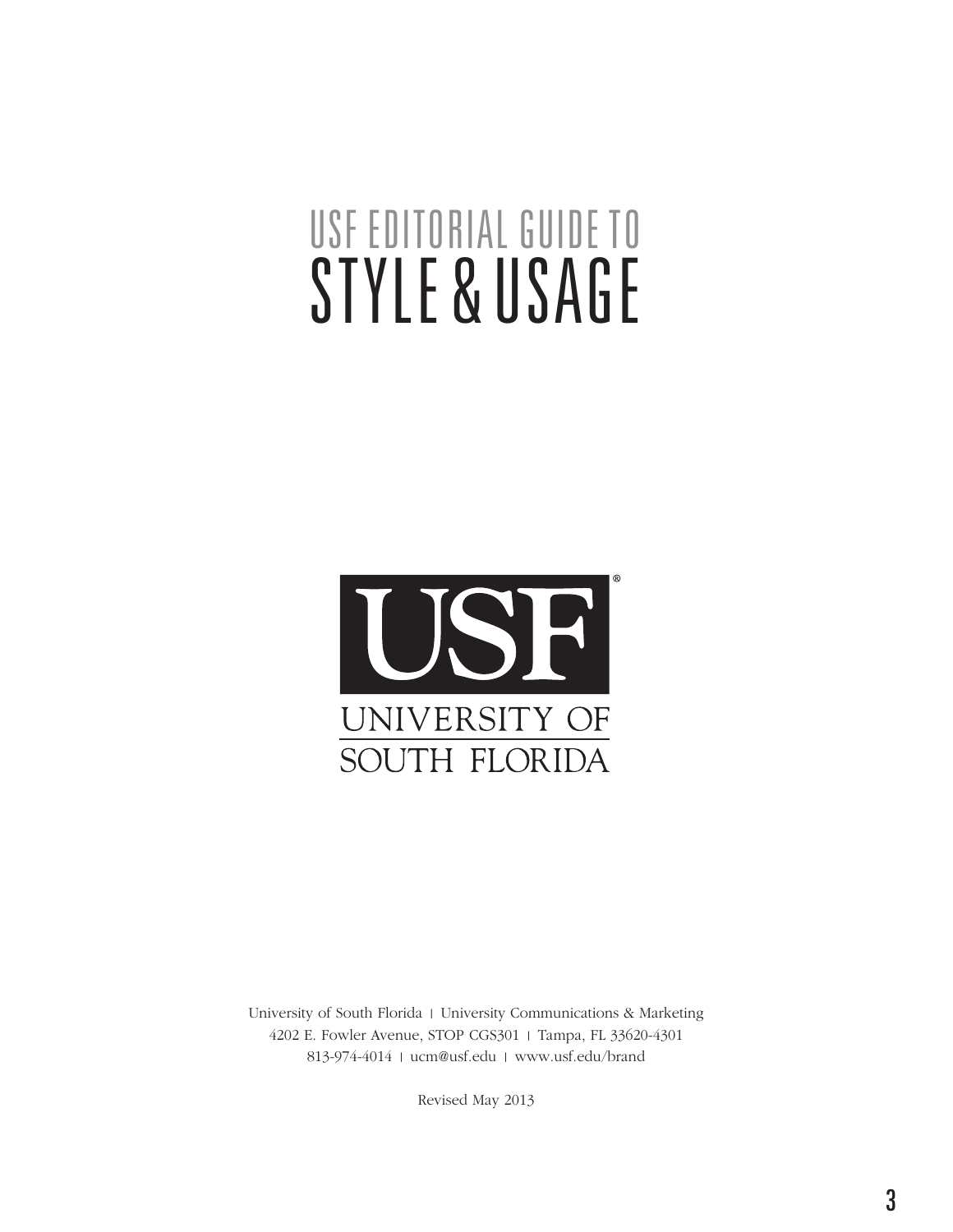# USF EDITORIAL GUIDE TO STYLE & USAGE

USF

UNIVERSITY OF SOUTH FLORIDA

University of South Florida | University Communications & Marketing
4202 E. Fowler Avenue, STOP CGS301 | Tampa, FL 33620-4301
813-974-4014 | ucm@usf.edu | www.usf.edu/brand

Revised May 2013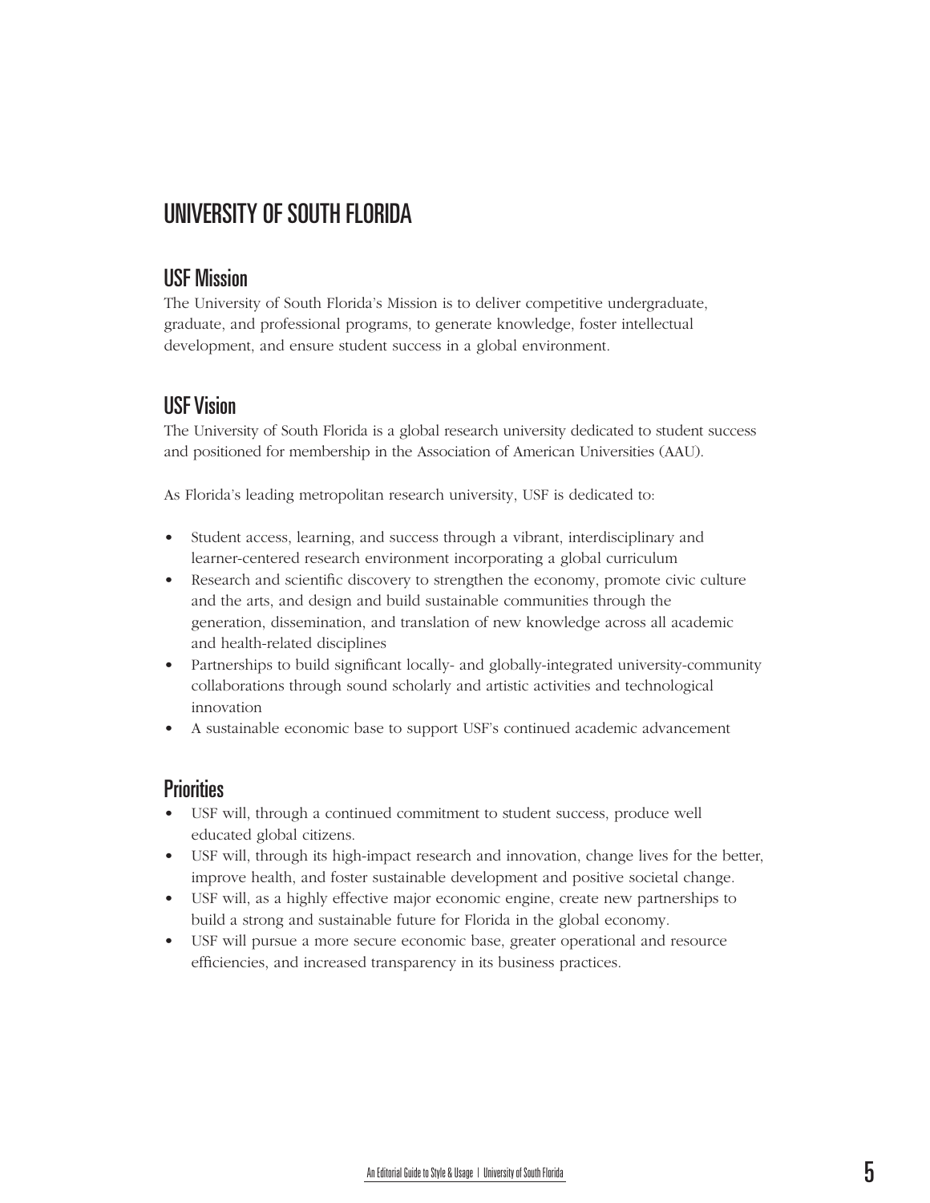# UNIVERSITY OF SOUTH FLORIDA

## USF Mission

The University of South Florida's Mission is to deliver competitive undergraduate, graduate, and professional programs, to generate knowledge, foster intellectual development, and ensure student success in a global environment.

## USF Vision

The University of South Florida is a global research university dedicated to student success and positioned for membership in the Association of American Universities (AAU).

As Florida's leading metropolitan research university, USF is dedicated to:

- Student access, learning, and success through a vibrant, interdisciplinary and learner-centered research environment incorporating a global curriculum
- Research and scientific discovery to strengthen the economy, promote civic culture and the arts, and design and build sustainable communities through the generation, dissemination, and translation of new knowledge across all academic and health-related disciplines
- Partnerships to build significant locally- and globally-integrated university-community collaborations through sound scholarly and artistic activities and technological innovation
- A sustainable economic base to support USF's continued academic advancement

## Priorities

- USF will, through a continued commitment to student success, produce well educated global citizens.
- USF will, through its high-impact research and innovation, change lives for the better, improve health, and foster sustainable development and positive societal change.
- USF will, as a highly effective major economic engine, create new partnerships to build a strong and sustainable future for Florida in the global economy.
- USF will pursue a more secure economic base, greater operational and resource efficiencies, and increased transparency in its business practices.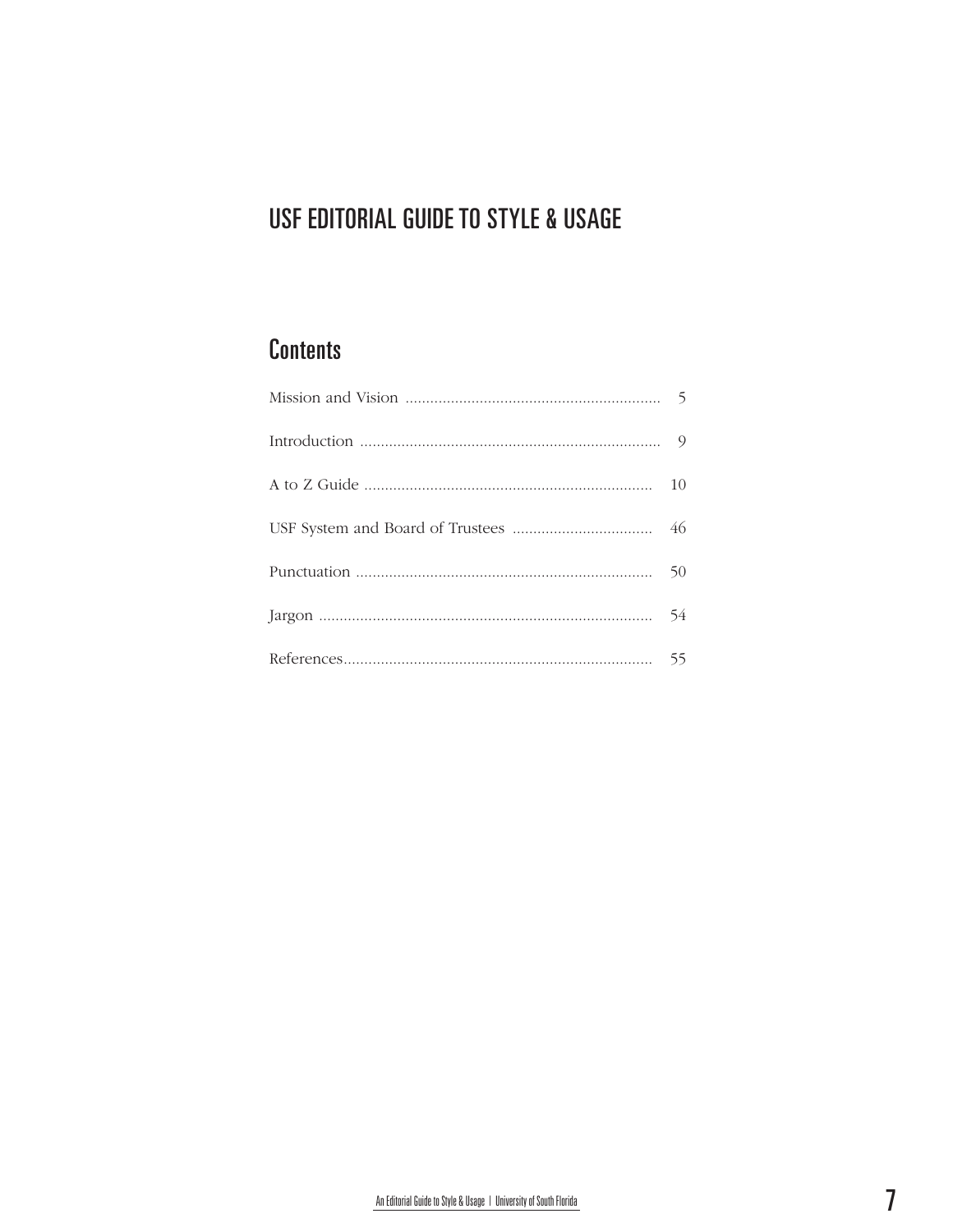# USF EDITORIAL GUIDE TO STYLE & USAGE

## Contents

| | |
|---|---|
| Mission and Vision | 5 |
| Introduction | 9 |
| A to Z Guide | 10 |
| USF System and Board of Trustees | 46 |
| Punctuation | 50 |
| Jargon | 54 |
| References | 55 |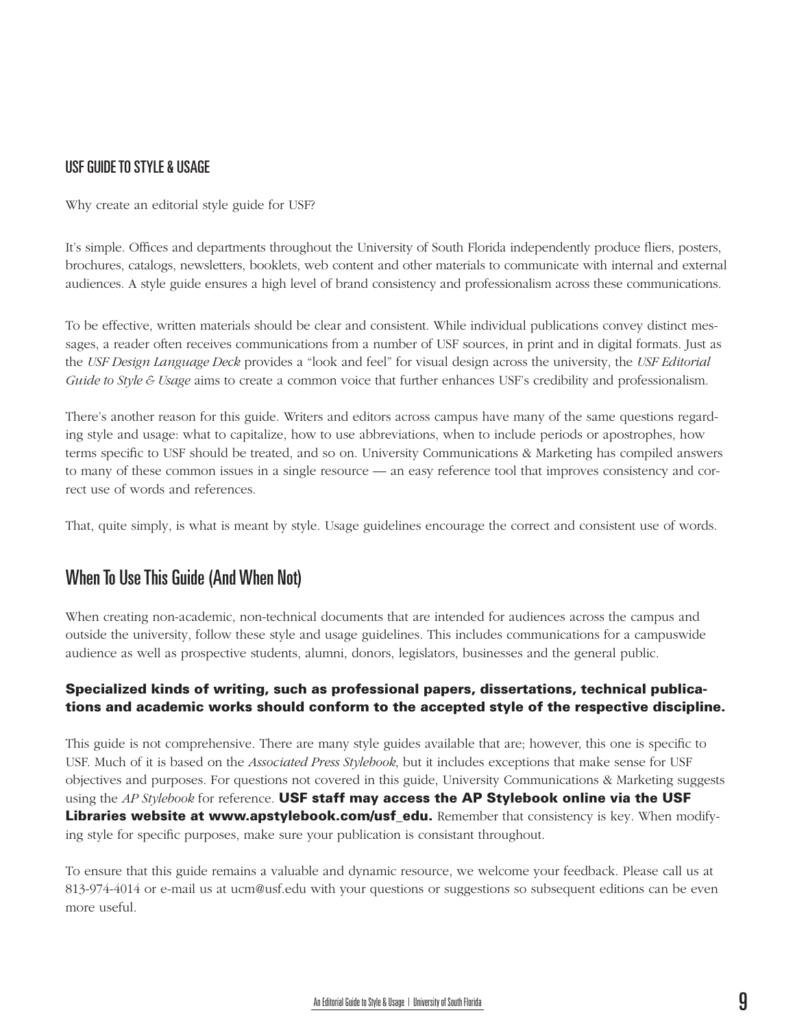## USF GUIDE TO STYLE & USAGE

Why create an editorial style guide for USF?

It's simple. Offices and departments throughout the University of South Florida independently produce fliers, posters, brochures, catalogs, newsletters, booklets, web content and other materials to communicate with internal and external audiences. A style guide ensures a high level of brand consistency and professionalism across these communications.

To be effective, written materials should be clear and consistent. While individual publications convey distinct messages, a reader often receives communications from a number of USF sources, in print and in digital formats. Just as the *USF Design Language Deck* provides a "look and feel" for visual design across the university, the *USF Editorial Guide to Style & Usage* aims to create a common voice that further enhances USF's credibility and professionalism.

There's another reason for this guide. Writers and editors across campus have many of the same questions regarding style and usage: what to capitalize, how to use abbreviations, when to include periods or apostrophes, how terms specific to USF should be treated, and so on. University Communications & Marketing has compiled answers to many of these common issues in a single resource — an easy reference tool that improves consistency and correct use of words and references.

That, quite simply, is what is meant by style. Usage guidelines encourage the correct and consistent use of words.

## When To Use This Guide (And When Not)

When creating non-academic, non-technical documents that are intended for audiences across the campus and outside the university, follow these style and usage guidelines. This includes communications for a campuswide audience as well as prospective students, alumni, donors, legislators, businesses and the general public.

**Specialized kinds of writing, such as professional papers, dissertations, technical publications and academic works should conform to the accepted style of the respective discipline.**

This guide is not comprehensive. There are many style guides available that are; however, this one is specific to USF. Much of it is based on the *Associated Press Stylebook*, but it includes exceptions that make sense for USF objectives and purposes. For questions not covered in this guide, University Communications & Marketing suggests using the *AP Stylebook* for reference. **USF staff may access the AP Stylebook online via the USF Libraries website at www.apstylebook.com/usf_edu.** Remember that consistency is key. When modifying style for specific purposes, make sure your publication is consistant throughout.

To ensure that this guide remains a valuable and dynamic resource, we welcome your feedback. Please call us at 813-974-4014 or e-mail us at ucm@usf.edu with your questions or suggestions so subsequent editions can be even more useful.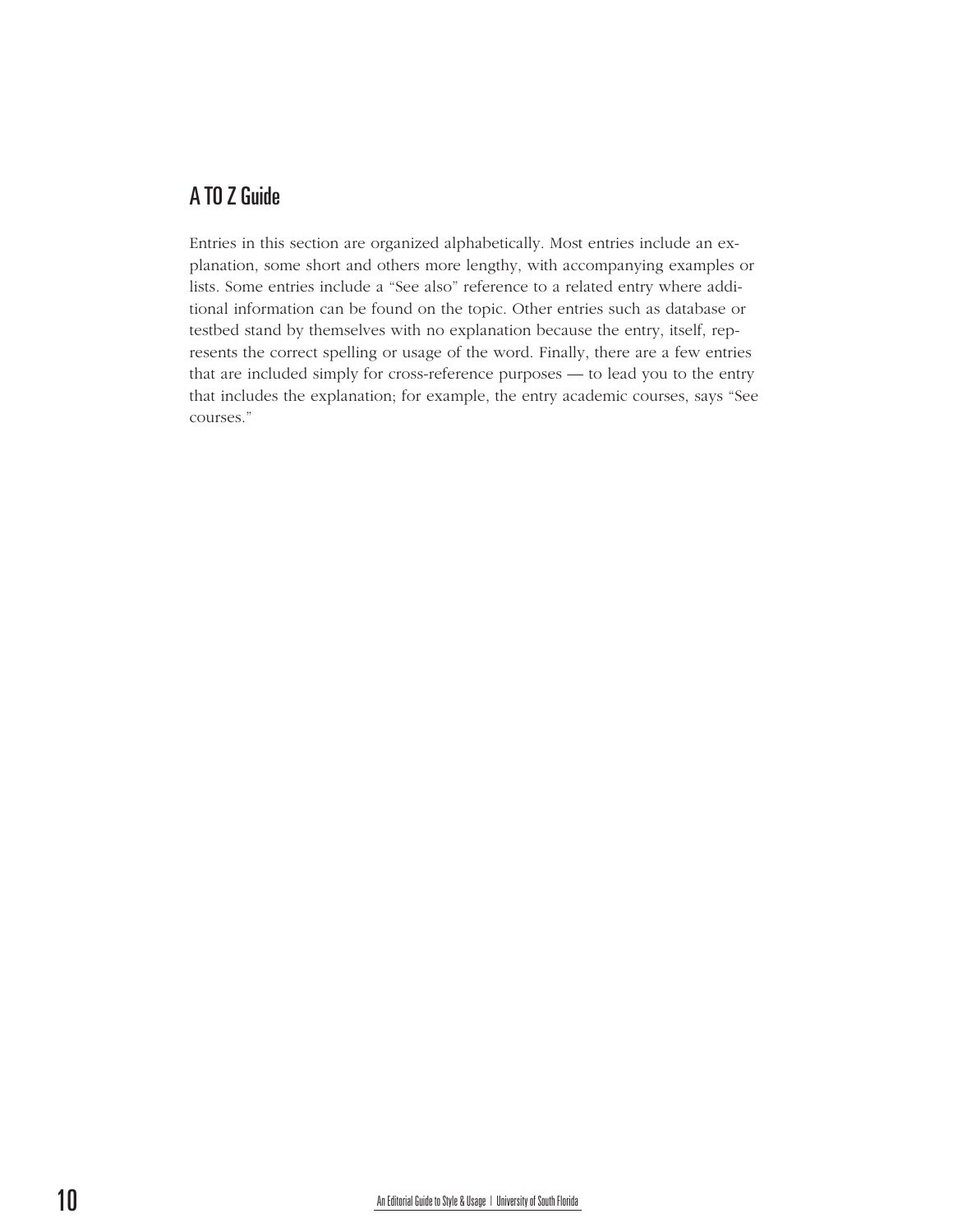## A TO Z Guide

Entries in this section are organized alphabetically. Most entries include an explanation, some short and others more lengthy, with accompanying examples or lists. Some entries include a "See also" reference to a related entry where additional information can be found on the topic. Other entries such as database or testbed stand by themselves with no explanation because the entry, itself, represents the correct spelling or usage of the word. Finally, there are a few entries that are included simply for cross-reference purposes — to lead you to the entry that includes the explanation; for example, the entry academic courses, says "See courses."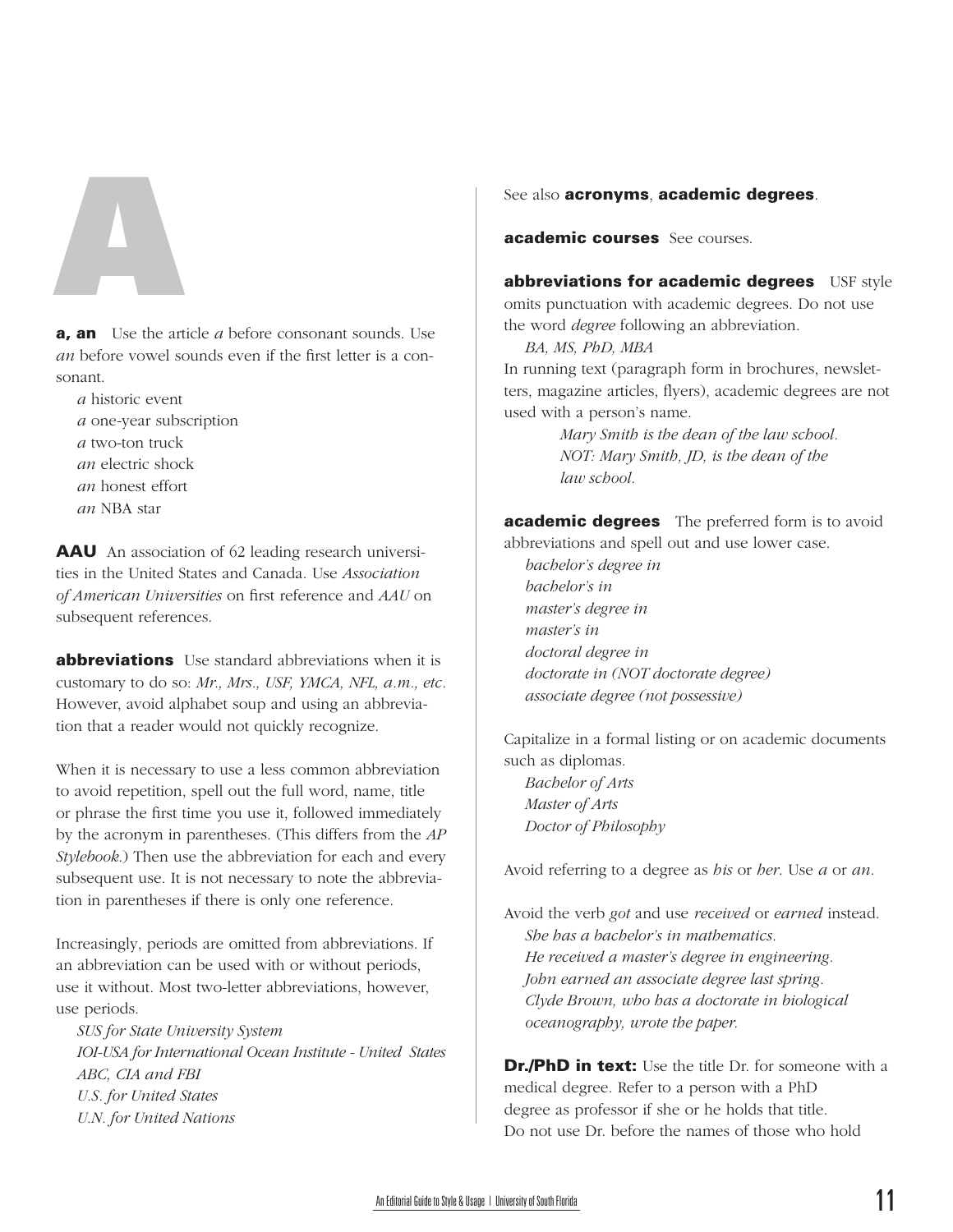# A

**a, an** Use the article *a* before consonant sounds. Use *an* before vowel sounds even if the first letter is a consonant.

*a* historic event
*a* one-year subscription
*a* two-ton truck
*an* electric shock
*an* honest effort
*an* NBA star

**AAU** An association of 62 leading research universities in the United States and Canada. Use *Association of American Universities* on first reference and *AAU* on subsequent references.

**abbreviations** Use standard abbreviations when it is customary to do so: *Mr., Mrs., USF, YMCA, NFL, a.m., etc*. However, avoid alphabet soup and using an abbreviation that a reader would not quickly recognize.

When it is necessary to use a less common abbreviation to avoid repetition, spell out the full word, name, title or phrase the first time you use it, followed immediately by the acronym in parentheses. (This differs from the *AP Stylebook*.) Then use the abbreviation for each and every subsequent use. It is not necessary to note the abbreviation in parentheses if there is only one reference.

Increasingly, periods are omitted from abbreviations. If an abbreviation can be used with or without periods, use it without. Most two-letter abbreviations, however, use periods.

*SUS for State University System*
*IOI-USA for International Ocean Institute - United States*
*ABC, CIA and FBI*
*U.S. for United States*
*U.N. for United Nations*

See also **acronyms**, **academic degrees**.

**academic courses** See courses.

**abbreviations for academic degrees** USF style omits punctuation with academic degrees. Do not use the word *degree* following an abbreviation.

*BA, MS, PhD, MBA*

In running text (paragraph form in brochures, newsletters, magazine articles, flyers), academic degrees are not used with a person's name.

*Mary Smith is the dean of the law school.*
*NOT: Mary Smith, JD, is the dean of the law school.*

**academic degrees** The preferred form is to avoid abbreviations and spell out and use lower case.

*bachelor's degree in*
*bachelor's in*
*master's degree in*
*master's in*
*doctoral degree in*
*doctorate in (NOT doctorate degree)*
*associate degree (not possessive)*

Capitalize in a formal listing or on academic documents such as diplomas.

*Bachelor of Arts*
*Master of Arts*
*Doctor of Philosophy*

Avoid referring to a degree as *his* or *her*. Use *a* or *an*.

Avoid the verb *got* and use *received* or *earned* instead.

*She has a bachelor's in mathematics.*
*He received a master's degree in engineering.*
*John earned an associate degree last spring.*
*Clyde Brown, who has a doctorate in biological oceanography, wrote the paper.*

**Dr./PhD in text:** Use the title Dr. for someone with a medical degree. Refer to a person with a PhD degree as professor if she or he holds that title. Do not use Dr. before the names of those who hold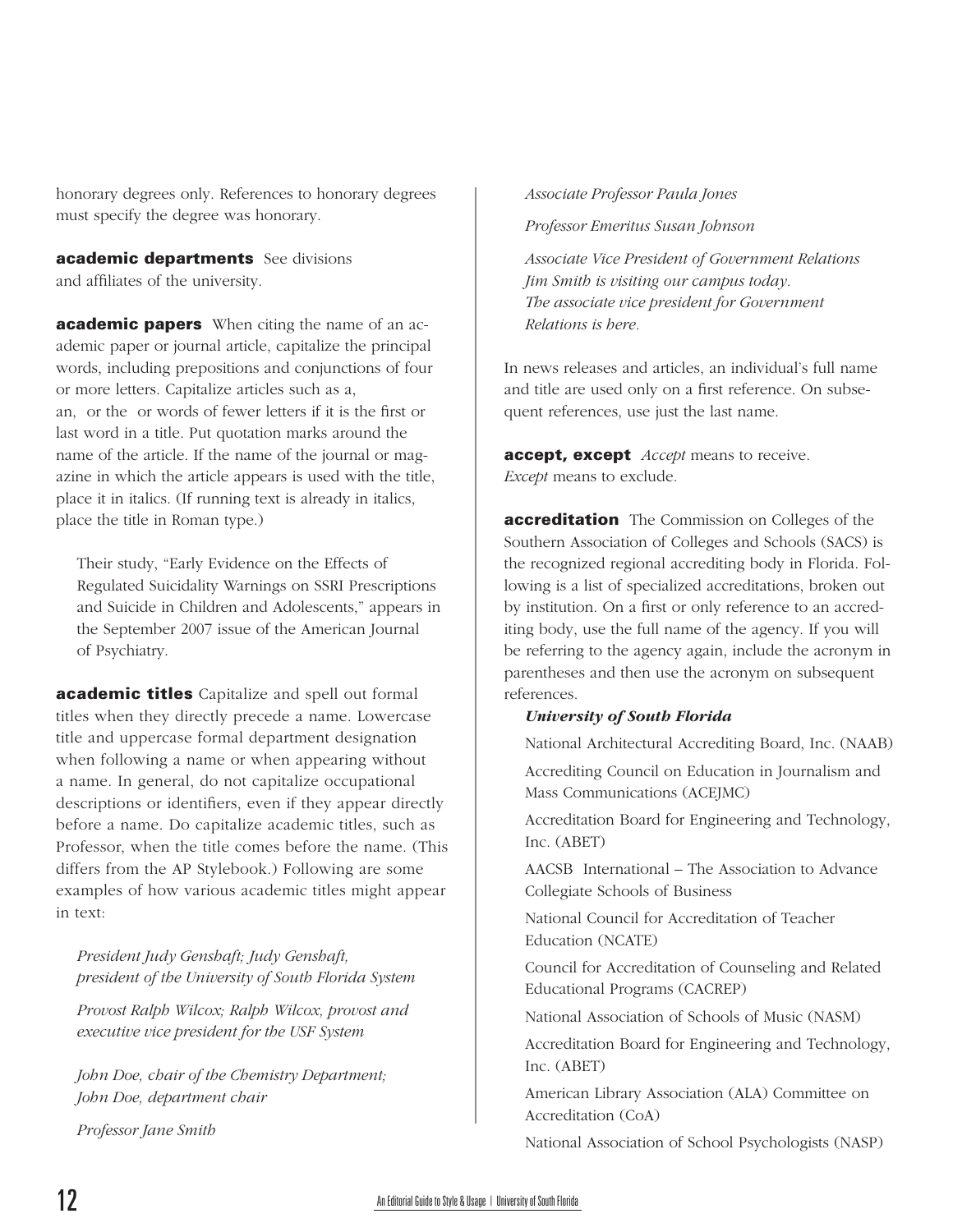honorary degrees only. References to honorary degrees must specify the degree was honorary.

**academic departments** See divisions and affiliates of the university.

**academic papers** When citing the name of an academic paper or journal article, capitalize the principal words, including prepositions and conjunctions of four or more letters. Capitalize articles such as a, an, or the or words of fewer letters if it is the first or last word in a title. Put quotation marks around the name of the article. If the name of the journal or magazine in which the article appears is used with the title, place it in italics. (If running text is already in italics, place the title in Roman type.)

> Their study, "Early Evidence on the Effects of Regulated Suicidality Warnings on SSRI Prescriptions and Suicide in Children and Adolescents," appears in the September 2007 issue of the American Journal of Psychiatry.

**academic titles** Capitalize and spell out formal titles when they directly precede a name. Lowercase title and uppercase formal department designation when following a name or when appearing without a name. In general, do not capitalize occupational descriptions or identifiers, even if they appear directly before a name. Do capitalize academic titles, such as Professor, when the title comes before the name. (This differs from the AP Stylebook.) Following are some examples of how various academic titles might appear in text:

> *President Judy Genshaft; Judy Genshaft, president of the University of South Florida System*
>
> *Provost Ralph Wilcox; Ralph Wilcox, provost and executive vice president for the USF System*
>
> *John Doe, chair of the Chemistry Department; John Doe, department chair*
>
> *Professor Jane Smith*
>
> *Associate Professor Paula Jones*
>
> *Professor Emeritus Susan Johnson*
>
> *Associate Vice President of Government Relations Jim Smith is visiting our campus today. The associate vice president for Government Relations is here.*

In news releases and articles, an individual's full name and title are used only on a first reference. On subsequent references, use just the last name.

**accept, except** *Accept* means to receive. *Except* means to exclude.

**accreditation** The Commission on Colleges of the Southern Association of Colleges and Schools (SACS) is the recognized regional accrediting body in Florida. Following is a list of specialized accreditations, broken out by institution. On a first or only reference to an accrediting body, use the full name of the agency. If you will be referring to the agency again, include the acronym in parentheses and then use the acronym on subsequent references.

***University of South Florida***

- National Architectural Accrediting Board, Inc. (NAAB)
- Accrediting Council on Education in Journalism and Mass Communications (ACEJMC)
- Accreditation Board for Engineering and Technology, Inc. (ABET)
- AACSB International – The Association to Advance Collegiate Schools of Business
- National Council for Accreditation of Teacher Education (NCATE)
- Council for Accreditation of Counseling and Related Educational Programs (CACREP)
- National Association of Schools of Music (NASM)
- Accreditation Board for Engineering and Technology, Inc. (ABET)
- American Library Association (ALA) Committee on Accreditation (CoA)
- National Association of School Psychologists (NASP)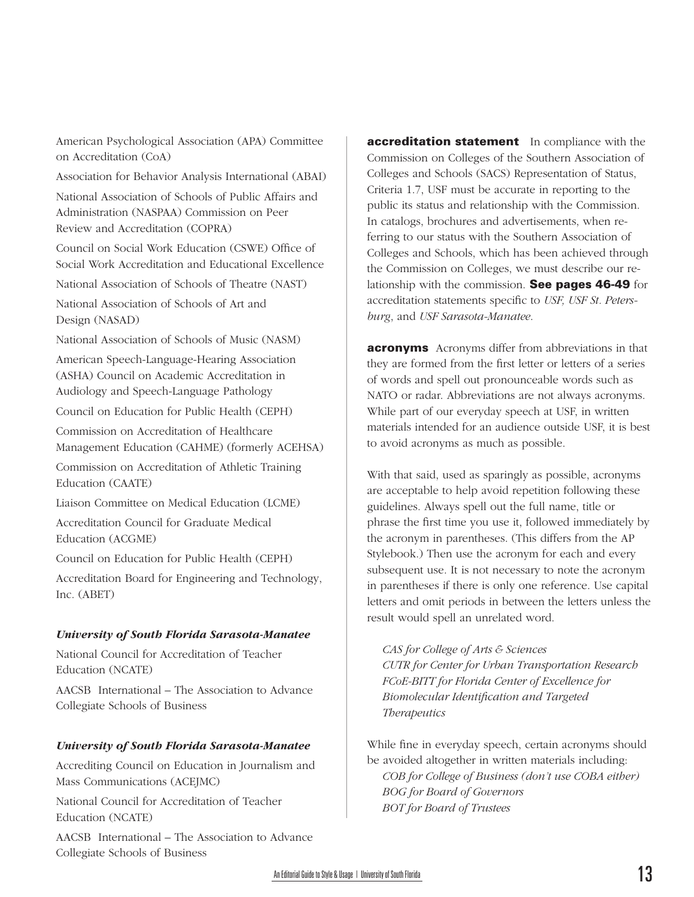American Psychological Association (APA) Committee on Accreditation (CoA)

Association for Behavior Analysis International (ABAI)

National Association of Schools of Public Affairs and Administration (NASPAA) Commission on Peer Review and Accreditation (COPRA)

Council on Social Work Education (CSWE) Office of Social Work Accreditation and Educational Excellence

National Association of Schools of Theatre (NAST)

National Association of Schools of Art and Design (NASAD)

National Association of Schools of Music (NASM)

American Speech-Language-Hearing Association (ASHA) Council on Academic Accreditation in Audiology and Speech-Language Pathology

Council on Education for Public Health (CEPH)

Commission on Accreditation of Healthcare Management Education (CAHME) (formerly ACEHSA)

Commission on Accreditation of Athletic Training Education (CAATE)

Liaison Committee on Medical Education (LCME)

Accreditation Council for Graduate Medical Education (ACGME)

Council on Education for Public Health (CEPH)

Accreditation Board for Engineering and Technology, Inc. (ABET)

***University of South Florida Sarasota-Manatee***

National Council for Accreditation of Teacher Education (NCATE)

AACSB International – The Association to Advance Collegiate Schools of Business

***University of South Florida Sarasota-Manatee***

Accrediting Council on Education in Journalism and Mass Communications (ACEJMC)

National Council for Accreditation of Teacher Education (NCATE)

AACSB International – The Association to Advance Collegiate Schools of Business

**accreditation statement** In compliance with the Commission on Colleges of the Southern Association of Colleges and Schools (SACS) Representation of Status, Criteria 1.7, USF must be accurate in reporting to the public its status and relationship with the Commission. In catalogs, brochures and advertisements, when referring to our status with the Southern Association of Colleges and Schools, which has been achieved through the Commission on Colleges, we must describe our relationship with the commission. **See pages 46-49** for accreditation statements specific to *USF, USF St. Petersburg*, and *USF Sarasota-Manatee*.

**acronyms** Acronyms differ from abbreviations in that they are formed from the first letter or letters of a series of words and spell out pronounceable words such as NATO or radar. Abbreviations are not always acronyms. While part of our everyday speech at USF, in written materials intended for an audience outside USF, it is best to avoid acronyms as much as possible.

With that said, used as sparingly as possible, acronyms are acceptable to help avoid repetition following these guidelines. Always spell out the full name, title or phrase the first time you use it, followed immediately by the acronym in parentheses. (This differs from the AP Stylebook.) Then use the acronym for each and every subsequent use. It is not necessary to note the acronym in parentheses if there is only one reference. Use capital letters and omit periods in between the letters unless the result would spell an unrelated word.

*CAS for College of Arts & Sciences*
*CUTR for Center for Urban Transportation Research*
*FCoE-BITT for Florida Center of Excellence for Biomolecular Identification and Targeted Therapeutics*

While fine in everyday speech, certain acronyms should be avoided altogether in written materials including:
*COB for College of Business (don't use COBA either)*
*BOG for Board of Governors*
*BOT for Board of Trustees*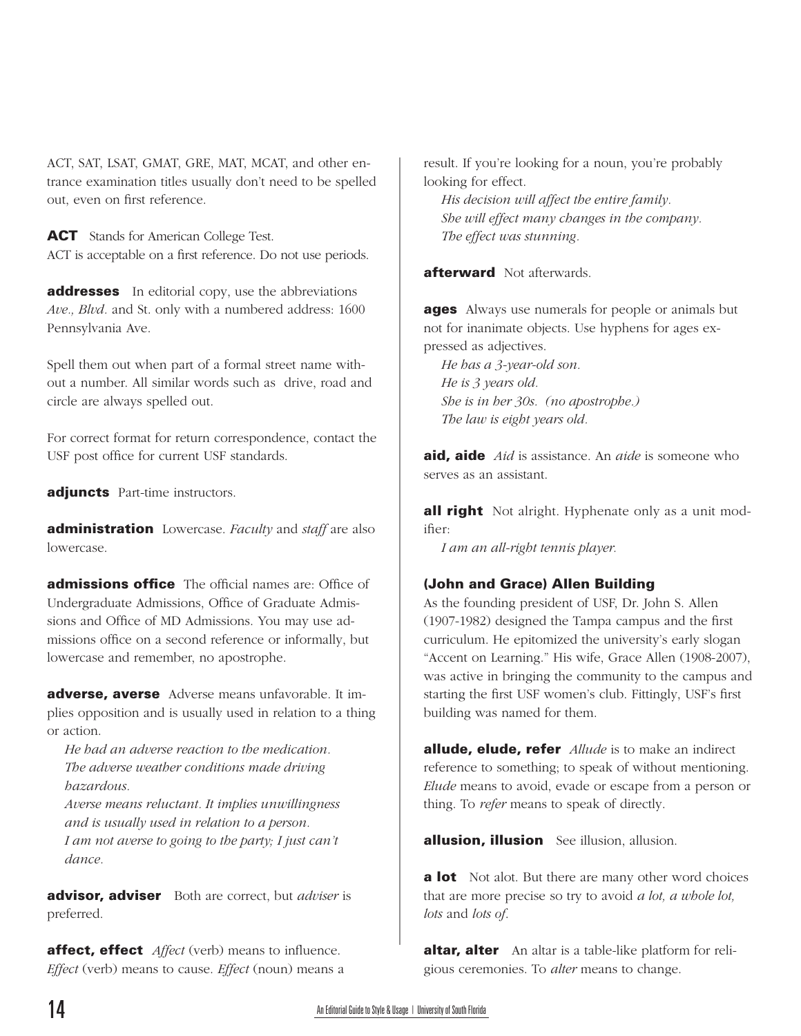ACT, SAT, LSAT, GMAT, GRE, MAT, MCAT, and other entrance examination titles usually don't need to be spelled out, even on first reference.

**ACT** Stands for American College Test.
ACT is acceptable on a first reference. Do not use periods.

**addresses** In editorial copy, use the abbreviations *Ave., Blvd.* and St. only with a numbered address: 1600 Pennsylvania Ave.

Spell them out when part of a formal street name without a number. All similar words such as drive, road and circle are always spelled out.

For correct format for return correspondence, contact the USF post office for current USF standards.

**adjuncts** Part-time instructors.

**administration** Lowercase. *Faculty* and *staff* are also lowercase.

**admissions office** The official names are: Office of Undergraduate Admissions, Office of Graduate Admissions and Office of MD Admissions. You may use admissions office on a second reference or informally, but lowercase and remember, no apostrophe.

**adverse, averse** Adverse means unfavorable. It implies opposition and is usually used in relation to a thing or action.

*He had an adverse reaction to the medication.*
*The adverse weather conditions made driving hazardous.*
*Averse means reluctant. It implies unwillingness and is usually used in relation to a person.*
*I am not averse to going to the party; I just can't dance.*

**advisor, adviser** Both are correct, but *adviser* is preferred.

**affect, effect** *Affect* (verb) means to influence. *Effect* (verb) means to cause. *Effect* (noun) means a result. If you're looking for a noun, you're probably looking for effect.

*His decision will affect the entire family.*
*She will effect many changes in the company.*
*The effect was stunning.*

**afterward** Not afterwards.

**ages** Always use numerals for people or animals but not for inanimate objects. Use hyphens for ages expressed as adjectives.

*He has a 3-year-old son.*
*He is 3 years old.*
*She is in her 30s. (no apostrophe.)*
*The law is eight years old.*

**aid, aide** *Aid* is assistance. An *aide* is someone who serves as an assistant.

**all right** Not alright. Hyphenate only as a unit modifier:

*I am an all-right tennis player.*

**(John and Grace) Allen Building**
As the founding president of USF, Dr. John S. Allen (1907-1982) designed the Tampa campus and the first curriculum. He epitomized the university's early slogan "Accent on Learning." His wife, Grace Allen (1908-2007), was active in bringing the community to the campus and starting the first USF women's club. Fittingly, USF's first building was named for them.

**allude, elude, refer** *Allude* is to make an indirect reference to something; to speak of without mentioning. *Elude* means to avoid, evade or escape from a person or thing. To *refer* means to speak of directly.

**allusion, illusion** See illusion, allusion.

**a lot** Not alot. But there are many other word choices that are more precise so try to avoid *a lot, a whole lot, lots* and *lots of*.

**altar, alter** An altar is a table-like platform for religious ceremonies. To *alter* means to change.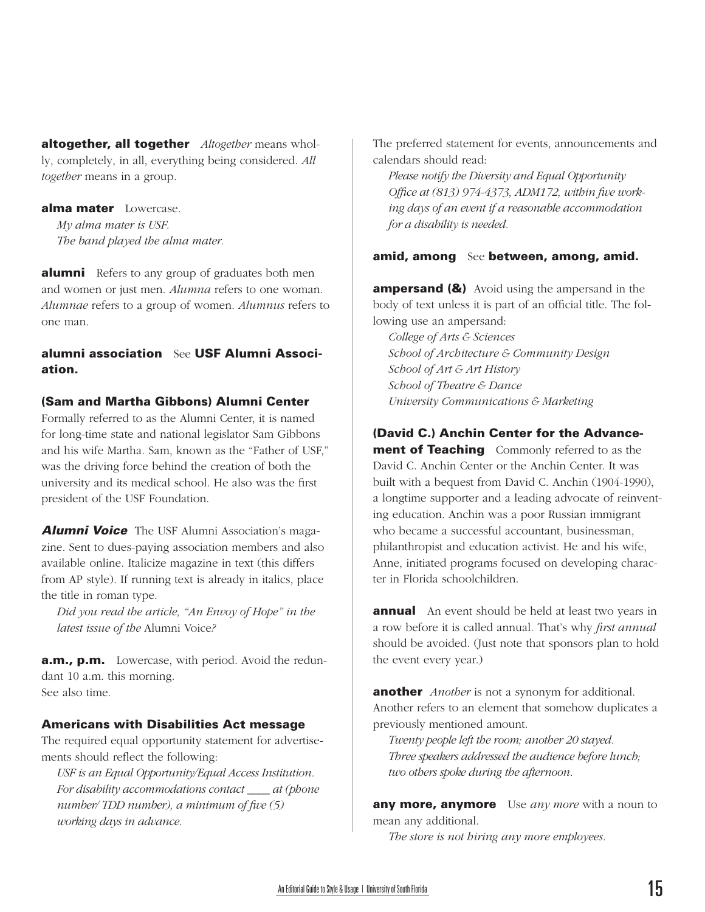**altogether, all together** *Altogether* means wholly, completely, in all, everything being considered. *All together* means in a group.

**alma mater** Lowercase.

*My alma mater is USF.*
*The band played the alma mater.*

**alumni** Refers to any group of graduates both men and women or just men. *Alumna* refers to one woman. *Alumnae* refers to a group of women. *Alumnus* refers to one man.

**alumni association** See **USF Alumni Association.**

**(Sam and Martha Gibbons) Alumni Center**
Formally referred to as the Alumni Center, it is named for long-time state and national legislator Sam Gibbons and his wife Martha. Sam, known as the "Father of USF," was the driving force behind the creation of both the university and its medical school. He also was the first president of the USF Foundation.

***Alumni Voice*** The USF Alumni Association's magazine. Sent to dues-paying association members and also available online. Italicize magazine in text (this differs from AP style). If running text is already in italics, place the title in roman type.

*Did you read the article, "An Envoy of Hope" in the latest issue of the* Alumni Voice*?*

**a.m., p.m.** Lowercase, with period. Avoid the redundant 10 a.m. this morning.
See also time.

**Americans with Disabilities Act message**
The required equal opportunity statement for advertisements should reflect the following:

*USF is an Equal Opportunity/Equal Access Institution. For disability accommodations contact ____ at (phone number/ TDD number), a minimum of five (5) working days in advance.*

The preferred statement for events, announcements and calendars should read:

*Please notify the Diversity and Equal Opportunity Office at (813) 974-4373, ADM172, within five working days of an event if a reasonable accommodation for a disability is needed.*

**amid, among** See **between, among, amid.**

**ampersand (&)** Avoid using the ampersand in the body of text unless it is part of an official title. The following use an ampersand:

*College of Arts & Sciences*
*School of Architecture & Community Design*
*School of Art & Art History*
*School of Theatre & Dance*
*University Communications & Marketing*

**(David C.) Anchin Center for the Advancement of Teaching** Commonly referred to as the David C. Anchin Center or the Anchin Center. It was built with a bequest from David C. Anchin (1904-1990), a longtime supporter and a leading advocate of reinventing education. Anchin was a poor Russian immigrant who became a successful accountant, businessman, philanthropist and education activist. He and his wife, Anne, initiated programs focused on developing character in Florida schoolchildren.

**annual** An event should be held at least two years in a row before it is called annual. That's why *first annual* should be avoided. (Just note that sponsors plan to hold the event every year.)

**another** *Another* is not a synonym for additional. Another refers to an element that somehow duplicates a previously mentioned amount.

*Twenty people left the room; another 20 stayed.*
*Three speakers addressed the audience before lunch; two others spoke during the afternoon.*

**any more, anymore** Use *any more* with a noun to mean any additional.

*The store is not hiring any more employees.*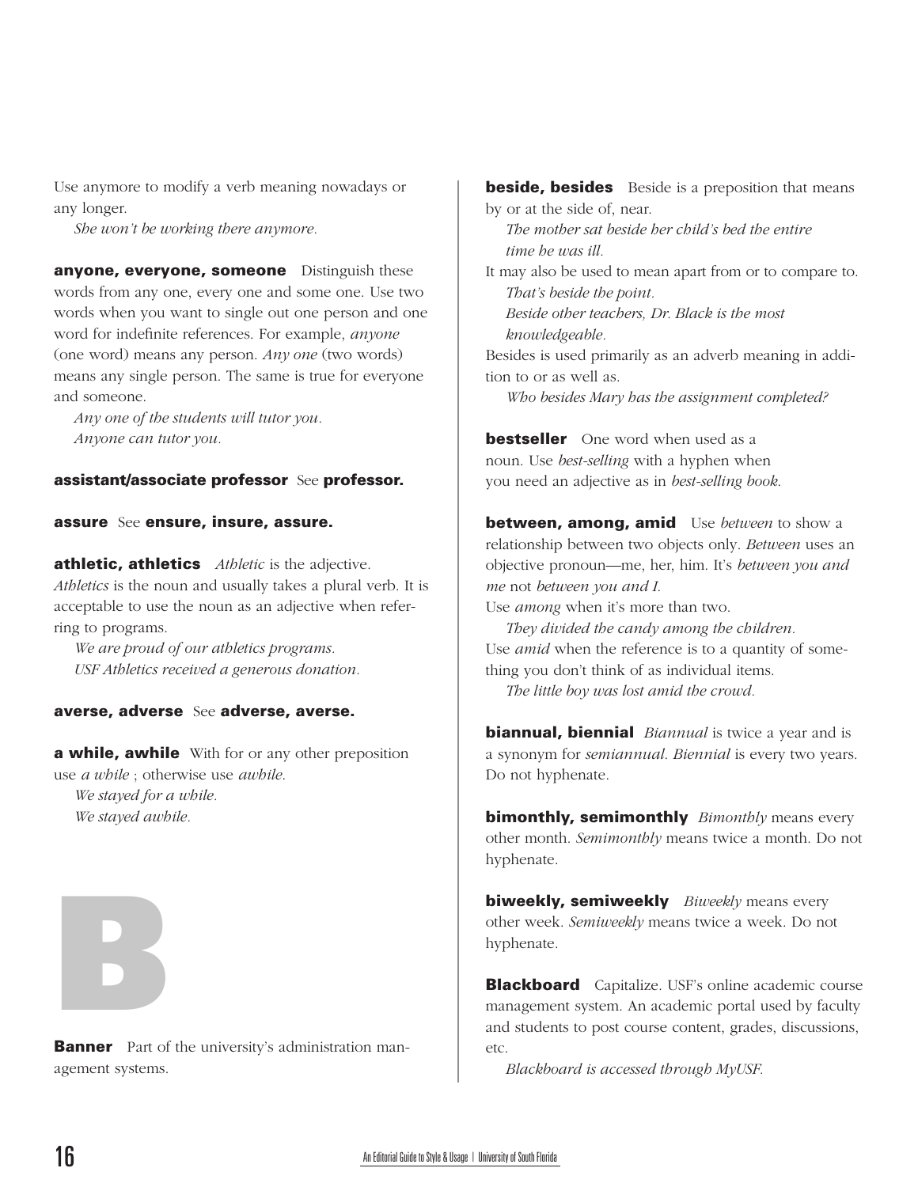Use anymore to modify a verb meaning nowadays or any longer.

*She won't be working there anymore.*

**anyone, everyone, someone** Distinguish these words from any one, every one and some one. Use two words when you want to single out one person and one word for indefinite references. For example, *anyone* (one word) means any person. *Any one* (two words) means any single person. The same is true for everyone and someone.

*Any one of the students will tutor you.*
*Anyone can tutor you.*

**assistant/associate professor** See **professor.**

**assure** See **ensure, insure, assure.**

**athletic, athletics** *Athletic* is the adjective. *Athletics* is the noun and usually takes a plural verb. It is acceptable to use the noun as an adjective when referring to programs.

*We are proud of our athletics programs.*
*USF Athletics received a generous donation.*

**averse, adverse** See **adverse, averse.**

**a while, awhile** With for or any other preposition use *a while* ; otherwise use *awhile.*

*We stayed for a while.*
*We stayed awhile.*

# B

**Banner** Part of the university's administration management systems.

**beside, besides** Beside is a preposition that means by or at the side of, near.

*The mother sat beside her child's bed the entire time he was ill.*

It may also be used to mean apart from or to compare to.

*That's beside the point.*
*Beside other teachers, Dr. Black is the most knowledgeable.*

Besides is used primarily as an adverb meaning in addition to or as well as.

*Who besides Mary has the assignment completed?*

**bestseller** One word when used as a noun. Use *best-selling* with a hyphen when you need an adjective as in *best-selling book.*

**between, among, amid** Use *between* to show a relationship between two objects only. *Between* uses an objective pronoun—me, her, him. It's *between you and me* not *between you and I.*

Use *among* when it's more than two.

*They divided the candy among the children.*

Use *amid* when the reference is to a quantity of something you don't think of as individual items.

*The little boy was lost amid the crowd.*

**biannual, biennial** *Biannual* is twice a year and is a synonym for *semiannual*. *Biennial* is every two years. Do not hyphenate.

**bimonthly, semimonthly** *Bimonthly* means every other month. *Semimonthly* means twice a month. Do not hyphenate.

**biweekly, semiweekly** *Biweekly* means every other week. *Semiweekly* means twice a week. Do not hyphenate.

**Blackboard** Capitalize. USF's online academic course management system. An academic portal used by faculty and students to post course content, grades, discussions, etc.

*Blackboard is accessed through MyUSF.*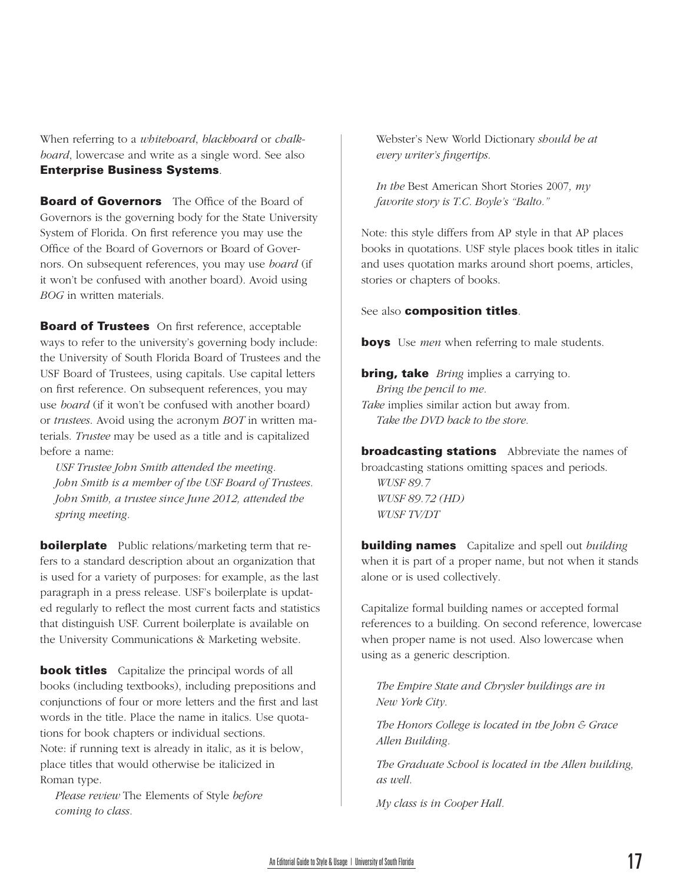When referring to a *whiteboard*, *blackboard* or *chalkboard*, lowercase and write as a single word. See also **Enterprise Business Systems**.

**Board of Governors** The Office of the Board of Governors is the governing body for the State University System of Florida. On first reference you may use the Office of the Board of Governors or Board of Governors. On subsequent references, you may use *board* (if it won't be confused with another board). Avoid using *BOG* in written materials.

**Board of Trustees** On first reference, acceptable ways to refer to the university's governing body include: the University of South Florida Board of Trustees and the USF Board of Trustees, using capitals. Use capital letters on first reference. On subsequent references, you may use *board* (if it won't be confused with another board) or *trustees*. Avoid using the acronym *BOT* in written materials. *Trustee* may be used as a title and is capitalized before a name:

*USF Trustee John Smith attended the meeting.*
*John Smith is a member of the USF Board of Trustees.*
*John Smith, a trustee since June 2012, attended the spring meeting.*

**boilerplate** Public relations/marketing term that refers to a standard description about an organization that is used for a variety of purposes: for example, as the last paragraph in a press release. USF's boilerplate is updated regularly to reflect the most current facts and statistics that distinguish USF. Current boilerplate is available on the University Communications & Marketing website.

**book titles** Capitalize the principal words of all books (including textbooks), including prepositions and conjunctions of four or more letters and the first and last words in the title. Place the name in italics. Use quotations for book chapters or individual sections.
Note: if running text is already in italic, as it is below, place titles that would otherwise be italicized in Roman type.

*Please review* The Elements of Style *before coming to class.*

Webster's New World Dictionary *should be at every writer's fingertips.*

*In the* Best American Short Stories 2007*, my favorite story is T.C. Boyle's "Balto."*

Note: this style differs from AP style in that AP places books in quotations. USF style places book titles in italic and uses quotation marks around short poems, articles, stories or chapters of books.

See also **composition titles**.

**boys** Use *men* when referring to male students.

**bring, take** *Bring* implies a carrying to.
*Bring the pencil to me.*
*Take* implies similar action but away from.
*Take the DVD back to the store.*

**broadcasting stations** Abbreviate the names of broadcasting stations omitting spaces and periods.
*WUSF 89.7*
*WUSF 89.72 (HD)*
*WUSF TV/DT*

**building names** Capitalize and spell out *building* when it is part of a proper name, but not when it stands alone or is used collectively.

Capitalize formal building names or accepted formal references to a building. On second reference, lowercase when proper name is not used. Also lowercase when using as a generic description.

*The Empire State and Chrysler buildings are in New York City.*

*The Honors College is located in the John & Grace Allen Building.*

*The Graduate School is located in the Allen building, as well.*

*My class is in Cooper Hall.*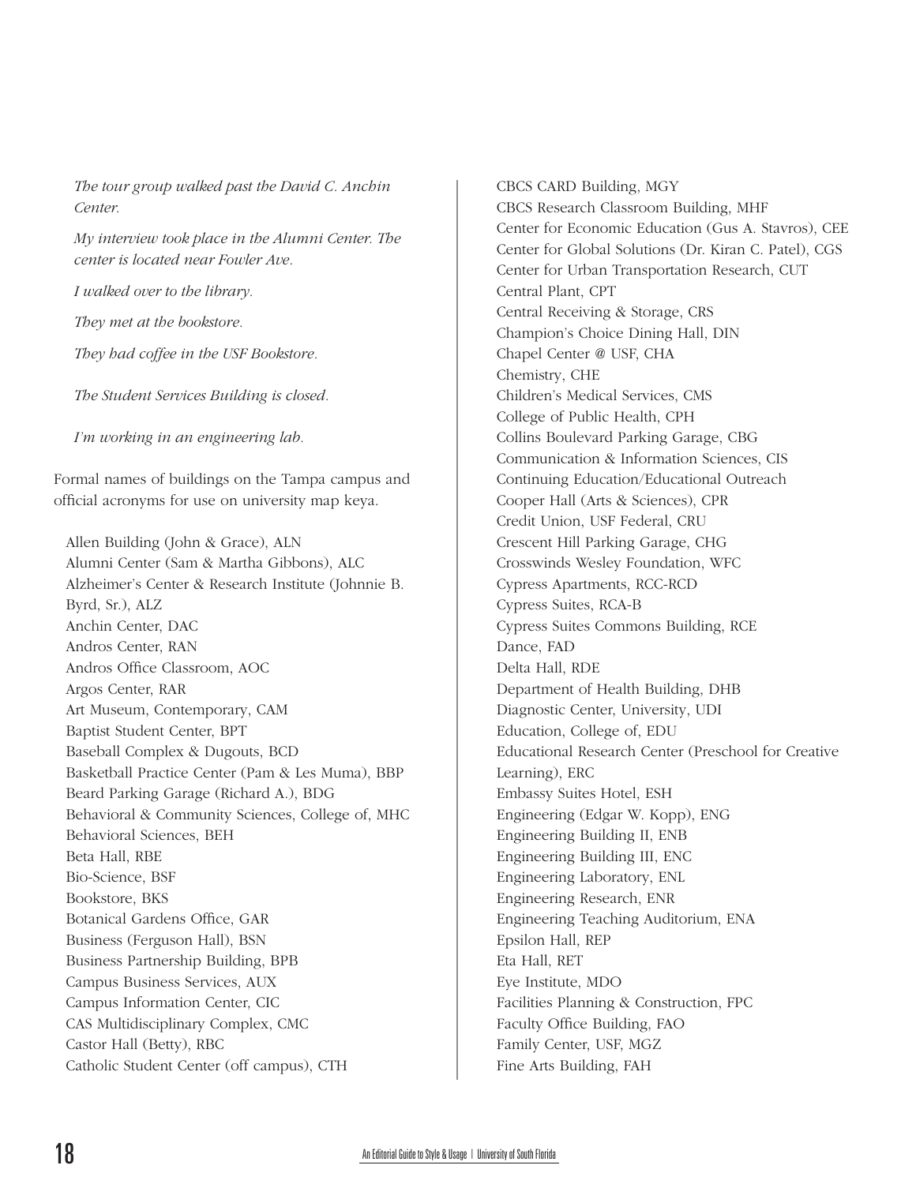*The tour group walked past the David C. Anchin Center.*

*My interview took place in the Alumni Center. The center is located near Fowler Ave.*

*I walked over to the library.*

*They met at the bookstore.*

*They had coffee in the USF Bookstore.*

*The Student Services Building is closed.*

*I'm working in an engineering lab.*

Formal names of buildings on the Tampa campus and official acronyms for use on university map keya.

Allen Building (John & Grace), ALN
Alumni Center (Sam & Martha Gibbons), ALC
Alzheimer's Center & Research Institute (Johnnie B. Byrd, Sr.), ALZ
Anchin Center, DAC
Andros Center, RAN
Andros Office Classroom, AOC
Argos Center, RAR
Art Museum, Contemporary, CAM
Baptist Student Center, BPT
Baseball Complex & Dugouts, BCD
Basketball Practice Center (Pam & Les Muma), BBP
Beard Parking Garage (Richard A.), BDG
Behavioral & Community Sciences, College of, MHC
Behavioral Sciences, BEH
Beta Hall, RBE
Bio-Science, BSF
Bookstore, BKS
Botanical Gardens Office, GAR
Business (Ferguson Hall), BSN
Business Partnership Building, BPB
Campus Business Services, AUX
Campus Information Center, CIC
CAS Multidisciplinary Complex, CMC
Castor Hall (Betty), RBC
Catholic Student Center (off campus), CTH
CBCS CARD Building, MGY
CBCS Research Classroom Building, MHF
Center for Economic Education (Gus A. Stavros), CEE
Center for Global Solutions (Dr. Kiran C. Patel), CGS
Center for Urban Transportation Research, CUT
Central Plant, CPT
Central Receiving & Storage, CRS
Champion's Choice Dining Hall, DIN
Chapel Center @ USF, CHA
Chemistry, CHE
Children's Medical Services, CMS
College of Public Health, CPH
Collins Boulevard Parking Garage, CBG
Communication & Information Sciences, CIS
Continuing Education/Educational Outreach
Cooper Hall (Arts & Sciences), CPR
Credit Union, USF Federal, CRU
Crescent Hill Parking Garage, CHG
Crosswinds Wesley Foundation, WFC
Cypress Apartments, RCC-RCD
Cypress Suites, RCA-B
Cypress Suites Commons Building, RCE
Dance, FAD
Delta Hall, RDE
Department of Health Building, DHB
Diagnostic Center, University, UDI
Education, College of, EDU
Educational Research Center (Preschool for Creative Learning), ERC
Embassy Suites Hotel, ESH
Engineering (Edgar W. Kopp), ENG
Engineering Building II, ENB
Engineering Building III, ENC
Engineering Laboratory, ENL
Engineering Research, ENR
Engineering Teaching Auditorium, ENA
Epsilon Hall, REP
Eta Hall, RET
Eye Institute, MDO
Facilities Planning & Construction, FPC
Faculty Office Building, FAO
Family Center, USF, MGZ
Fine Arts Building, FAH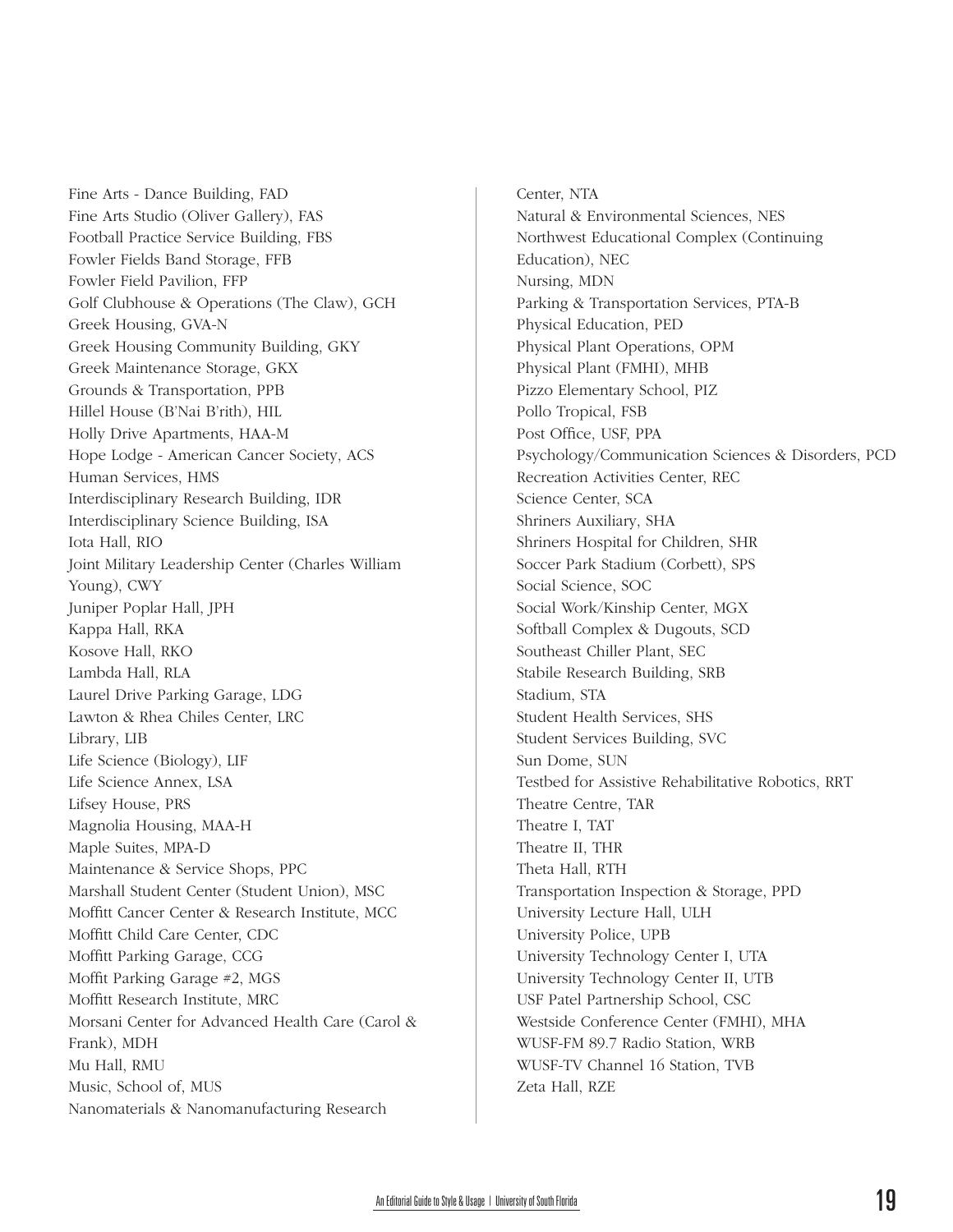Fine Arts - Dance Building, FAD
Fine Arts Studio (Oliver Gallery), FAS
Football Practice Service Building, FBS
Fowler Fields Band Storage, FFB
Fowler Field Pavilion, FFP
Golf Clubhouse & Operations (The Claw), GCH
Greek Housing, GVA-N
Greek Housing Community Building, GKY
Greek Maintenance Storage, GKX
Grounds & Transportation, PPB
Hillel House (B'Nai B'rith), HIL
Holly Drive Apartments, HAA-M
Hope Lodge - American Cancer Society, ACS
Human Services, HMS
Interdisciplinary Research Building, IDR
Interdisciplinary Science Building, ISA
Iota Hall, RIO
Joint Military Leadership Center (Charles William Young), CWY
Juniper Poplar Hall, JPH
Kappa Hall, RKA
Kosove Hall, RKO
Lambda Hall, RLA
Laurel Drive Parking Garage, LDG
Lawton & Rhea Chiles Center, LRC
Library, LIB
Life Science (Biology), LIF
Life Science Annex, LSA
Lifsey House, PRS
Magnolia Housing, MAA-H
Maple Suites, MPA-D
Maintenance & Service Shops, PPC
Marshall Student Center (Student Union), MSC
Moffitt Cancer Center & Research Institute, MCC
Moffitt Child Care Center, CDC
Moffitt Parking Garage, CCG
Moffit Parking Garage #2, MGS
Moffitt Research Institute, MRC
Morsani Center for Advanced Health Care (Carol & Frank), MDH
Mu Hall, RMU
Music, School of, MUS
Nanomaterials & Nanomanufacturing Research Center, NTA
Natural & Environmental Sciences, NES
Northwest Educational Complex (Continuing Education), NEC
Nursing, MDN
Parking & Transportation Services, PTA-B
Physical Education, PED
Physical Plant Operations, OPM
Physical Plant (FMHI), MHB
Pizzo Elementary School, PIZ
Pollo Tropical, FSB
Post Office, USF, PPA
Psychology/Communication Sciences & Disorders, PCD
Recreation Activities Center, REC
Science Center, SCA
Shriners Auxiliary, SHA
Shriners Hospital for Children, SHR
Soccer Park Stadium (Corbett), SPS
Social Science, SOC
Social Work/Kinship Center, MGX
Softball Complex & Dugouts, SCD
Southeast Chiller Plant, SEC
Stabile Research Building, SRB
Stadium, STA
Student Health Services, SHS
Student Services Building, SVC
Sun Dome, SUN
Testbed for Assistive Rehabilitative Robotics, RRT
Theatre Centre, TAR
Theatre I, TAT
Theatre II, THR
Theta Hall, RTH
Transportation Inspection & Storage, PPD
University Lecture Hall, ULH
University Police, UPB
University Technology Center I, UTA
University Technology Center II, UTB
USF Patel Partnership School, CSC
Westside Conference Center (FMHI), MHA
WUSF-FM 89.7 Radio Station, WRB
WUSF-TV Channel 16 Station, TVB
Zeta Hall, RZE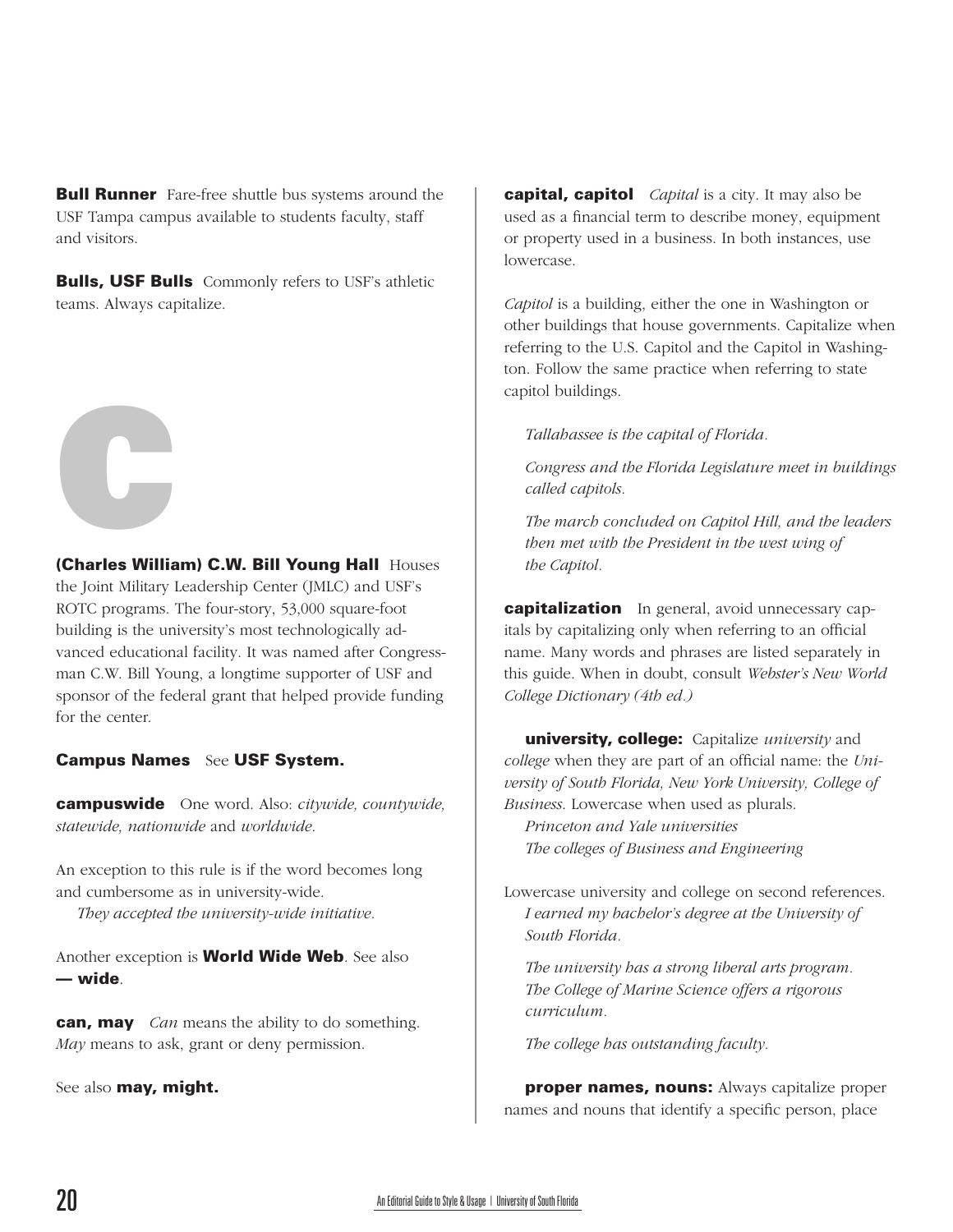**Bull Runner** Fare-free shuttle bus systems around the USF Tampa campus available to students faculty, staff and visitors.

**Bulls, USF Bulls** Commonly refers to USF's athletic teams. Always capitalize.

# C

**(Charles William) C.W. Bill Young Hall** Houses the Joint Military Leadership Center (JMLC) and USF's ROTC programs. The four-story, 53,000 square-foot building is the university's most technologically advanced educational facility. It was named after Congressman C.W. Bill Young, a longtime supporter of USF and sponsor of the federal grant that helped provide funding for the center.

**Campus Names** See **USF System.**

**campuswide** One word. Also: *citywide, countywide, statewide, nationwide* and *worldwide*.

An exception to this rule is if the word becomes long and cumbersome as in university-wide.

*They accepted the university-wide initiative.*

Another exception is **World Wide Web**. See also **— wide**.

**can, may** *Can* means the ability to do something. *May* means to ask, grant or deny permission.

See also **may, might.**

**capital, capitol** *Capital* is a city. It may also be used as a financial term to describe money, equipment or property used in a business. In both instances, use lowercase.

*Capitol* is a building, either the one in Washington or other buildings that house governments. Capitalize when referring to the U.S. Capitol and the Capitol in Washington. Follow the same practice when referring to state capitol buildings.

*Tallahassee is the capital of Florida.*

*Congress and the Florida Legislature meet in buildings called capitols.*

*The march concluded on Capitol Hill, and the leaders then met with the President in the west wing of the Capitol.*

**capitalization** In general, avoid unnecessary capitals by capitalizing only when referring to an official name. Many words and phrases are listed separately in this guide. When in doubt, consult *Webster's New World College Dictionary (4th ed.)*

**university, college:** Capitalize *university* and *college* when they are part of an official name: the *University of South Florida, New York University, College of Business*. Lowercase when used as plurals.

*Princeton and Yale universities*
*The colleges of Business and Engineering*

Lowercase university and college on second references.

*I earned my bachelor's degree at the University of South Florida.*

*The university has a strong liberal arts program.*
*The College of Marine Science offers a rigorous curriculum.*

*The college has outstanding faculty.*

**proper names, nouns:** Always capitalize proper names and nouns that identify a specific person, place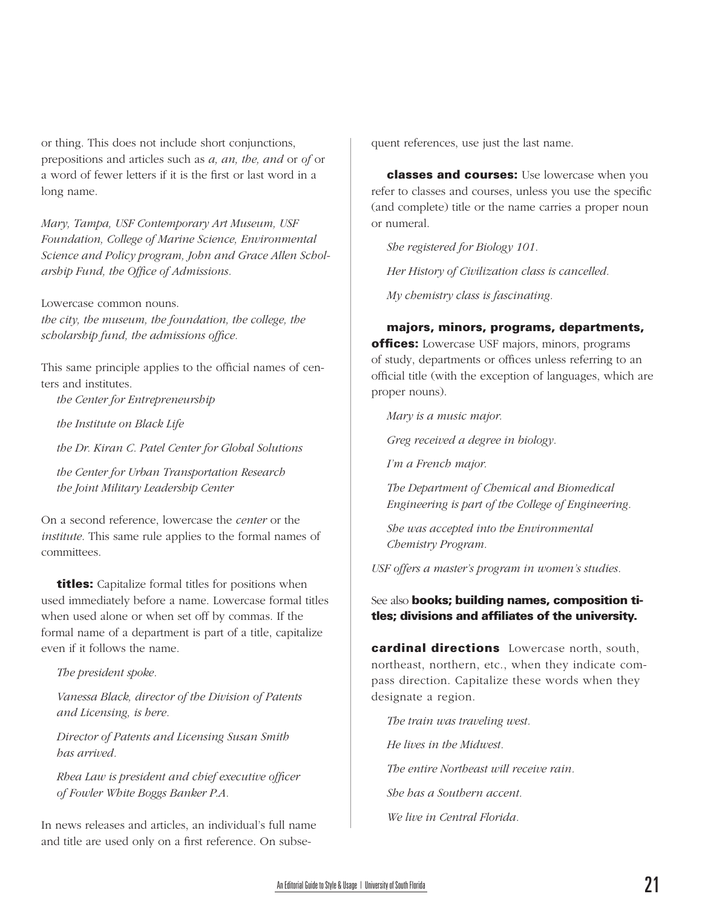or thing. This does not include short conjunctions, prepositions and articles such as *a, an, the, and* or *of* or a word of fewer letters if it is the first or last word in a long name.

*Mary, Tampa, USF Contemporary Art Museum, USF Foundation, College of Marine Science, Environmental Science and Policy program, John and Grace Allen Scholarship Fund, the Office of Admissions.*

Lowercase common nouns.
*the city, the museum, the foundation, the college, the scholarship fund, the admissions office.*

This same principle applies to the official names of centers and institutes.

*the Center for Entrepreneurship*

*the Institute on Black Life*

*the Dr. Kiran C. Patel Center for Global Solutions*

*the Center for Urban Transportation Research*
*the Joint Military Leadership Center*

On a second reference, lowercase the *center* or the *institute.* This same rule applies to the formal names of committees.

**titles:** Capitalize formal titles for positions when used immediately before a name. Lowercase formal titles when used alone or when set off by commas. If the formal name of a department is part of a title, capitalize even if it follows the name.

*The president spoke.*

*Vanessa Black, director of the Division of Patents and Licensing, is here.*

*Director of Patents and Licensing Susan Smith has arrived.*

*Rhea Law is president and chief executive officer of Fowler White Boggs Banker P.A.*

In news releases and articles, an individual's full name and title are used only on a first reference. On subsequent references, use just the last name.

**classes and courses:** Use lowercase when you refer to classes and courses, unless you use the specific (and complete) title or the name carries a proper noun or numeral.

*She registered for Biology 101.*

*Her History of Civilization class is cancelled.*

*My chemistry class is fascinating.*

**majors, minors, programs, departments, offices:** Lowercase USF majors, minors, programs of study, departments or offices unless referring to an official title (with the exception of languages, which are proper nouns).

*Mary is a music major.*

*Greg received a degree in biology.*

*I'm a French major.*

*The Department of Chemical and Biomedical Engineering is part of the College of Engineering.*

*She was accepted into the Environmental Chemistry Program.*

*USF offers a master's program in women's studies.*

See also **books; building names, composition titles; divisions and affiliates of the university.**

**cardinal directions** Lowercase north, south, northeast, northern, etc., when they indicate compass direction. Capitalize these words when they designate a region.

*The train was traveling west.*

*He lives in the Midwest.*

*The entire Northeast will receive rain.*

*She has a Southern accent.*

*We live in Central Florida.*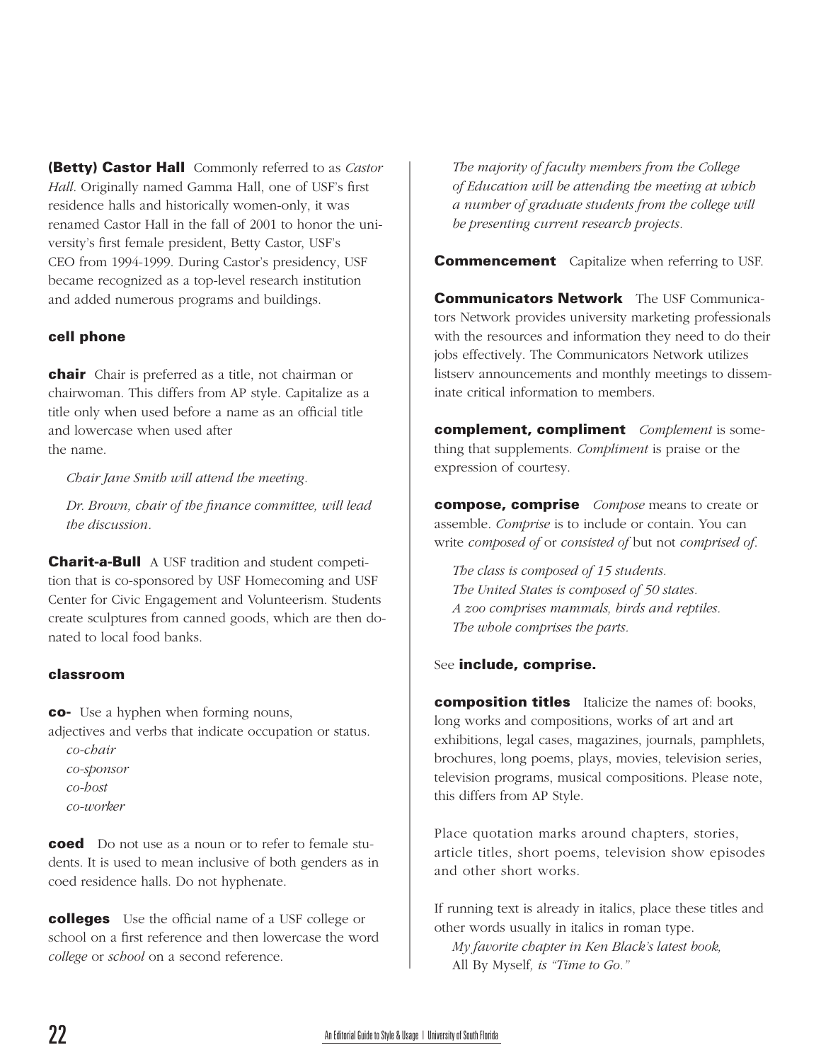**(Betty) Castor Hall** Commonly referred to as *Castor Hall*. Originally named Gamma Hall, one of USF's first residence halls and historically women-only, it was renamed Castor Hall in the fall of 2001 to honor the university's first female president, Betty Castor, USF's CEO from 1994-1999. During Castor's presidency, USF became recognized as a top-level research institution and added numerous programs and buildings.

**cell phone**

**chair** Chair is preferred as a title, not chairman or chairwoman. This differs from AP style. Capitalize as a title only when used before a name as an official title and lowercase when used after the name.

*Chair Jane Smith will attend the meeting.*

*Dr. Brown, chair of the finance committee, will lead the discussion.*

**Charit-a-Bull** A USF tradition and student competition that is co-sponsored by USF Homecoming and USF Center for Civic Engagement and Volunteerism. Students create sculptures from canned goods, which are then donated to local food banks.

**classroom**

**co-** Use a hyphen when forming nouns, adjectives and verbs that indicate occupation or status.

*co-chair*
*co-sponsor*
*co-host*
*co-worker*

**coed** Do not use as a noun or to refer to female students. It is used to mean inclusive of both genders as in coed residence halls. Do not hyphenate.

**colleges** Use the official name of a USF college or school on a first reference and then lowercase the word *college* or *school* on a second reference.

*The majority of faculty members from the College of Education will be attending the meeting at which a number of graduate students from the college will be presenting current research projects.*

**Commencement** Capitalize when referring to USF.

**Communicators Network** The USF Communicators Network provides university marketing professionals with the resources and information they need to do their jobs effectively. The Communicators Network utilizes listserv announcements and monthly meetings to disseminate critical information to members.

**complement, compliment** *Complement* is something that supplements. *Compliment* is praise or the expression of courtesy.

**compose, comprise** *Compose* means to create or assemble. *Comprise* is to include or contain. You can write *composed of* or *consisted of* but not *comprised of*.

*The class is composed of 15 students.*
*The United States is composed of 50 states.*
*A zoo comprises mammals, birds and reptiles.*
*The whole comprises the parts.*

See **include, comprise.**

**composition titles** Italicize the names of: books, long works and compositions, works of art and art exhibitions, legal cases, magazines, journals, pamphlets, brochures, long poems, plays, movies, television series, television programs, musical compositions. Please note, this differs from AP Style.

Place quotation marks around chapters, stories, article titles, short poems, television show episodes and other short works.

If running text is already in italics, place these titles and other words usually in italics in roman type.

*My favorite chapter in Ken Black's latest book,* All By Myself*, is "Time to Go."*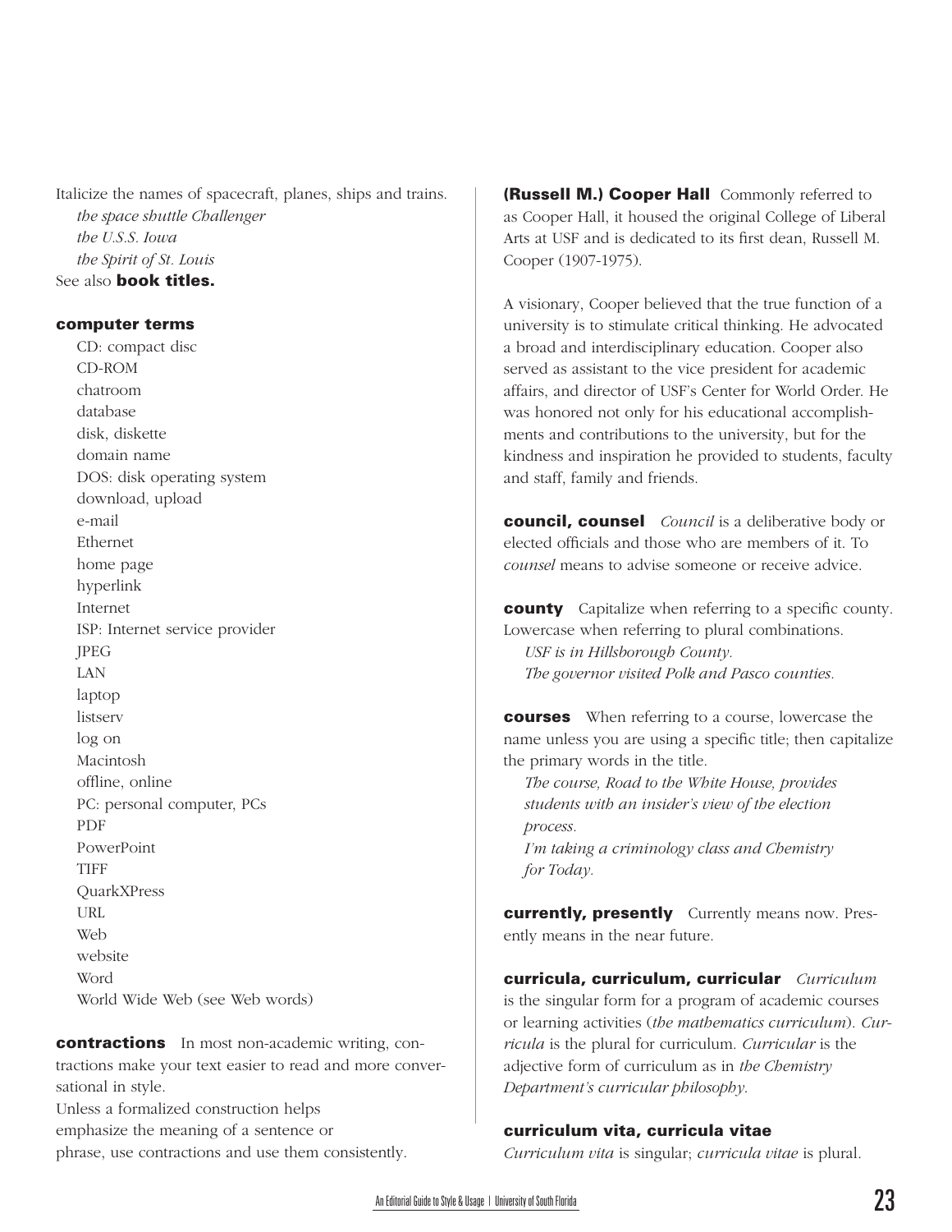Italicize the names of spacecraft, planes, ships and trains.

*the space shuttle Challenger*
*the U.S.S. Iowa*
*the Spirit of St. Louis*

See also **book titles.**

**computer terms**

CD: compact disc
CD-ROM
chatroom
database
disk, diskette
domain name
DOS: disk operating system
download, upload
e-mail
Ethernet
home page
hyperlink
Internet
ISP: Internet service provider
JPEG
LAN
laptop
listserv
log on
Macintosh
offline, online
PC: personal computer, PCs
PDF
PowerPoint
TIFF
QuarkXPress
URL
Web
website
Word
World Wide Web (see Web words)

**contractions** In most non-academic writing, contractions make your text easier to read and more conversational in style.
Unless a formalized construction helps emphasize the meaning of a sentence or phrase, use contractions and use them consistently.

**(Russell M.) Cooper Hall** Commonly referred to as Cooper Hall, it housed the original College of Liberal Arts at USF and is dedicated to its first dean, Russell M. Cooper (1907-1975).

A visionary, Cooper believed that the true function of a university is to stimulate critical thinking. He advocated a broad and interdisciplinary education. Cooper also served as assistant to the vice president for academic affairs, and director of USF's Center for World Order. He was honored not only for his educational accomplishments and contributions to the university, but for the kindness and inspiration he provided to students, faculty and staff, family and friends.

**council, counsel** *Council* is a deliberative body or elected officials and those who are members of it. To *counsel* means to advise someone or receive advice.

**county** Capitalize when referring to a specific county. Lowercase when referring to plural combinations.

*USF is in Hillsborough County.*
*The governor visited Polk and Pasco counties.*

**courses** When referring to a course, lowercase the name unless you are using a specific title; then capitalize the primary words in the title.

*The course, Road to the White House, provides students with an insider's view of the election process.*
*I'm taking a criminology class and Chemistry for Today.*

**currently, presently** Currently means now. Presently means in the near future.

**curricula, curriculum, curricular** *Curriculum* is the singular form for a program of academic courses or learning activities (*the mathematics curriculum*). *Curricula* is the plural for curriculum. *Curricular* is the adjective form of curriculum as in *the Chemistry Department's curricular philosophy.*

**curriculum vita, curricula vitae**
*Curriculum vita* is singular; *curricula vitae* is plural.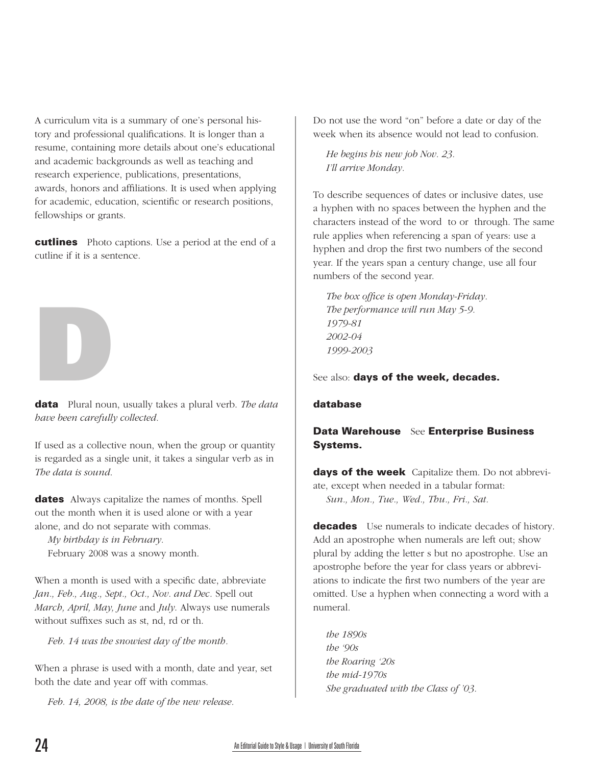A curriculum vita is a summary of one's personal history and professional qualifications. It is longer than a resume, containing more details about one's educational and academic backgrounds as well as teaching and research experience, publications, presentations, awards, honors and affiliations. It is used when applying for academic, education, scientific or research positions, fellowships or grants.

**cutlines** Photo captions. Use a period at the end of a cutline if it is a sentence.

# D

**data** Plural noun, usually takes a plural verb. *The data have been carefully collected.*

If used as a collective noun, when the group or quantity is regarded as a single unit, it takes a singular verb as in *The data is sound.*

**dates** Always capitalize the names of months. Spell out the month when it is used alone or with a year alone, and do not separate with commas.

*My birthday is in February.*
February 2008 was a snowy month.

When a month is used with a specific date, abbreviate *Jan., Feb., Aug., Sept., Oct., Nov. and Dec*. Spell out *March, April, May, June* and *July*. Always use numerals without suffixes such as st, nd, rd or th.

*Feb. 14 was the snowiest day of the month.*

When a phrase is used with a month, date and year, set both the date and year off with commas.

*Feb. 14, 2008, is the date of the new release.*

Do not use the word "on" before a date or day of the week when its absence would not lead to confusion.

*He begins his new job Nov. 23.*
*I'll arrive Monday.*

To describe sequences of dates or inclusive dates, use a hyphen with no spaces between the hyphen and the characters instead of the word to or through. The same rule applies when referencing a span of years: use a hyphen and drop the first two numbers of the second year. If the years span a century change, use all four numbers of the second year.

*The box office is open Monday-Friday.*
*The performance will run May 5-9.*
*1979-81*
*2002-04*
*1999-2003*

See also: **days of the week, decades.**

**database**

**Data Warehouse** See **Enterprise Business Systems.**

**days of the week** Capitalize them. Do not abbreviate, except when needed in a tabular format:
*Sun., Mon., Tue., Wed., Thu., Fri., Sat.*

**decades** Use numerals to indicate decades of history. Add an apostrophe when numerals are left out; show plural by adding the letter s but no apostrophe. Use an apostrophe before the year for class years or abbreviations to indicate the first two numbers of the year are omitted. Use a hyphen when connecting a word with a numeral.

*the 1890s*
*the '90s*
*the Roaring '20s*
*the mid-1970s*
*She graduated with the Class of '03.*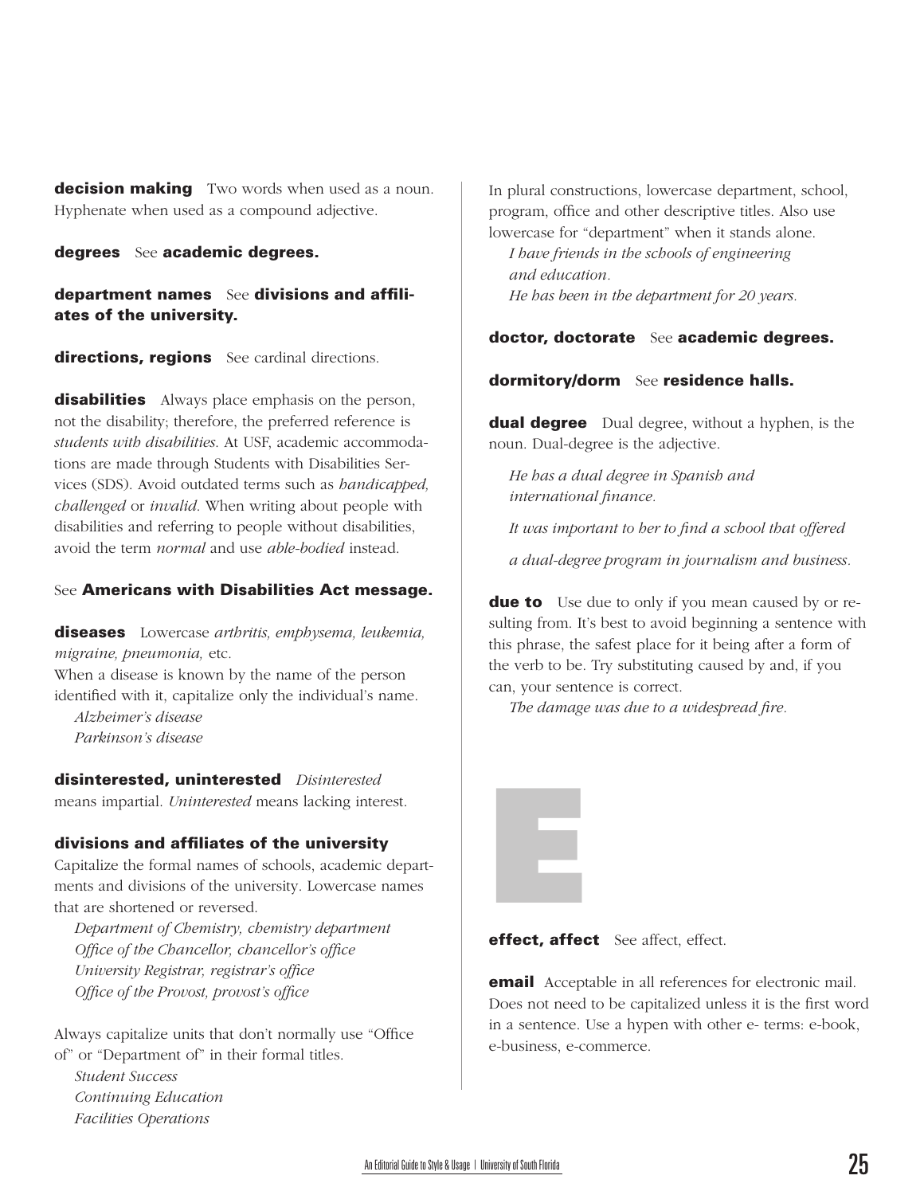**decision making** Two words when used as a noun. Hyphenate when used as a compound adjective.

**degrees** See **academic degrees.**

**department names** See **divisions and affiliates of the university.**

**directions, regions** See cardinal directions.

**disabilities** Always place emphasis on the person, not the disability; therefore, the preferred reference is *students with disabilities.* At USF, academic accommodations are made through Students with Disabilities Services (SDS). Avoid outdated terms such as *handicapped, challenged* or *invalid*. When writing about people with disabilities and referring to people without disabilities, avoid the term *normal* and use *able-bodied* instead.

See **Americans with Disabilities Act message.**

**diseases** Lowercase *arthritis, emphysema, leukemia, migraine, pneumonia,* etc.
When a disease is known by the name of the person identified with it, capitalize only the individual's name.

*Alzheimer's disease*
*Parkinson's disease*

**disinterested, uninterested** *Disinterested* means impartial. *Uninterested* means lacking interest.

**divisions and affiliates of the university**
Capitalize the formal names of schools, academic departments and divisions of the university. Lowercase names that are shortened or reversed.

*Department of Chemistry, chemistry department*
*Office of the Chancellor, chancellor's office*
*University Registrar, registrar's office*
*Office of the Provost, provost's office*

Always capitalize units that don't normally use "Office of" or "Department of" in their formal titles.

*Student Success*
*Continuing Education*
*Facilities Operations*

In plural constructions, lowercase department, school, program, office and other descriptive titles. Also use lowercase for "department" when it stands alone.

*I have friends in the schools of engineering and education.*
*He has been in the department for 20 years.*

**doctor, doctorate** See **academic degrees.**

**dormitory/dorm** See **residence halls.**

**dual degree** Dual degree, without a hyphen, is the noun. Dual-degree is the adjective.

*He has a dual degree in Spanish and international finance.*

*It was important to her to find a school that offered*

*a dual-degree program in journalism and business.*

**due to** Use due to only if you mean caused by or resulting from. It's best to avoid beginning a sentence with this phrase, the safest place for it being after a form of the verb to be. Try substituting caused by and, if you can, your sentence is correct.

*The damage was due to a widespread fire.*

# E

**effect, affect** See affect, effect.

**email** Acceptable in all references for electronic mail. Does not need to be capitalized unless it is the first word in a sentence. Use a hypen with other e- terms: e-book, e-business, e-commerce.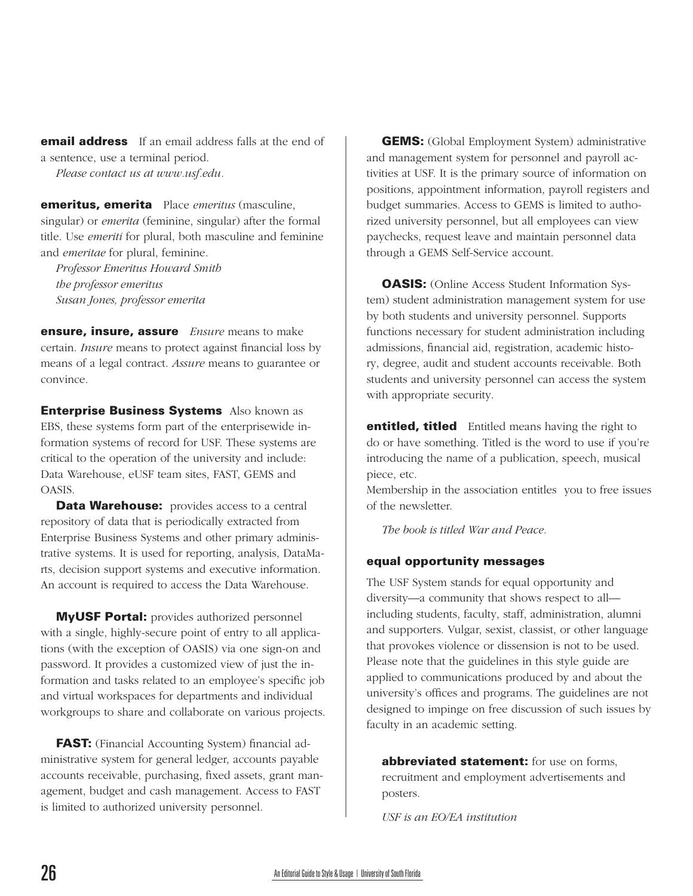**email address** If an email address falls at the end of a sentence, use a terminal period.

*Please contact us at www.usf.edu.*

**emeritus, emerita** Place *emeritus* (masculine, singular) or *emerita* (feminine, singular) after the formal title. Use *emeriti* for plural, both masculine and feminine and *emeritae* for plural, feminine.

*Professor Emeritus Howard Smith*
*the professor emeritus*
*Susan Jones, professor emerita*

**ensure, insure, assure** *Ensure* means to make certain. *Insure* means to protect against financial loss by means of a legal contract. *Assure* means to guarantee or convince.

**Enterprise Business Systems** Also known as EBS, these systems form part of the enterprisewide information systems of record for USF. These systems are critical to the operation of the university and include: Data Warehouse, eUSF team sites, FAST, GEMS and OASIS.

**Data Warehouse:** provides access to a central repository of data that is periodically extracted from Enterprise Business Systems and other primary administrative systems. It is used for reporting, analysis, DataMarts, decision support systems and executive information. An account is required to access the Data Warehouse.

**MyUSF Portal:** provides authorized personnel with a single, highly-secure point of entry to all applications (with the exception of OASIS) via one sign-on and password. It provides a customized view of just the information and tasks related to an employee's specific job and virtual workspaces for departments and individual workgroups to share and collaborate on various projects.

**FAST:** (Financial Accounting System) financial administrative system for general ledger, accounts payable accounts receivable, purchasing, fixed assets, grant management, budget and cash management. Access to FAST is limited to authorized university personnel.

**GEMS:** (Global Employment System) administrative and management system for personnel and payroll activities at USF. It is the primary source of information on positions, appointment information, payroll registers and budget summaries. Access to GEMS is limited to authorized university personnel, but all employees can view paychecks, request leave and maintain personnel data through a GEMS Self-Service account.

**OASIS:** (Online Access Student Information System) student administration management system for use by both students and university personnel. Supports functions necessary for student administration including admissions, financial aid, registration, academic history, degree, audit and student accounts receivable. Both students and university personnel can access the system with appropriate security.

**entitled, titled** Entitled means having the right to do or have something. Titled is the word to use if you're introducing the name of a publication, speech, musical piece, etc.

Membership in the association entitles you to free issues of the newsletter.

*The book is titled War and Peace.*

**equal opportunity messages**

The USF System stands for equal opportunity and diversity—a community that shows respect to all—including students, faculty, staff, administration, alumni and supporters. Vulgar, sexist, classist, or other language that provokes violence or dissension is not to be used. Please note that the guidelines in this style guide are applied to communications produced by and about the university's offices and programs. The guidelines are not designed to impinge on free discussion of such issues by faculty in an academic setting.

**abbreviated statement:** for use on forms, recruitment and employment advertisements and posters.

*USF is an EO/EA institution*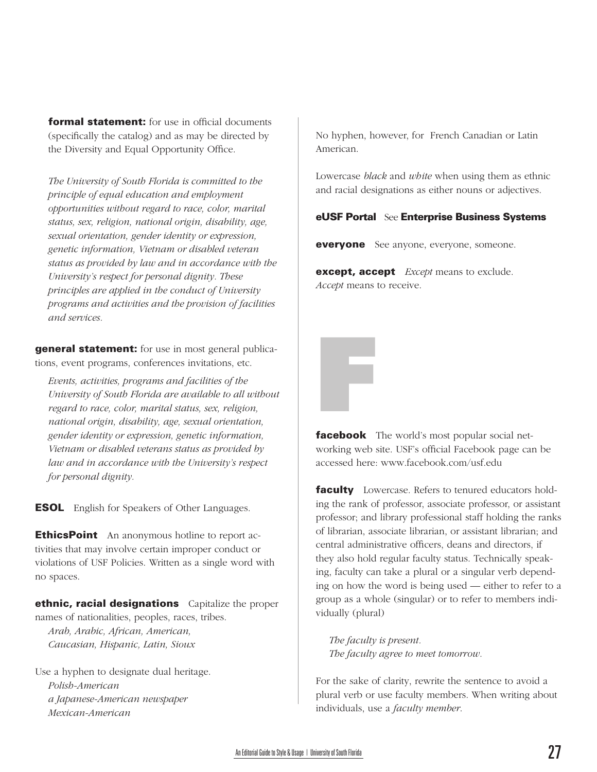**formal statement:** for use in official documents (specifically the catalog) and as may be directed by the Diversity and Equal Opportunity Office.

*The University of South Florida is committed to the principle of equal education and employment opportunities without regard to race, color, marital status, sex, religion, national origin, disability, age, sexual orientation, gender identity or expression, genetic information, Vietnam or disabled veteran status as provided by law and in accordance with the University's respect for personal dignity. These principles are applied in the conduct of University programs and activities and the provision of facilities and services.*

**general statement:** for use in most general publications, event programs, conferences invitations, etc.

*Events, activities, programs and facilities of the University of South Florida are available to all without regard to race, color, marital status, sex, religion, national origin, disability, age, sexual orientation, gender identity or expression, genetic information, Vietnam or disabled veterans status as provided by law and in accordance with the University's respect for personal dignity.*

**ESOL** English for Speakers of Other Languages.

**EthicsPoint** An anonymous hotline to report activities that may involve certain improper conduct or violations of USF Policies. Written as a single word with no spaces.

**ethnic, racial designations** Capitalize the proper names of nationalities, peoples, races, tribes.

*Arab, Arabic, African, American,*
*Caucasian, Hispanic, Latin, Sioux*

Use a hyphen to designate dual heritage.

*Polish-American*
*a Japanese-American newspaper*
*Mexican-American*

No hyphen, however, for French Canadian or Latin American.

Lowercase *black* and *white* when using them as ethnic and racial designations as either nouns or adjectives.

**eUSF Portal** See **Enterprise Business Systems**

**everyone** See anyone, everyone, someone.

**except, accept** *Except* means to exclude. *Accept* means to receive.

# F

**facebook** The world's most popular social networking web site. USF's official Facebook page can be accessed here: www.facebook.com/usf.edu

**faculty** Lowercase. Refers to tenured educators holding the rank of professor, associate professor, or assistant professor; and library professional staff holding the ranks of librarian, associate librarian, or assistant librarian; and central administrative officers, deans and directors, if they also hold regular faculty status. Technically speaking, faculty can take a plural or a singular verb depending on how the word is being used — either to refer to a group as a whole (singular) or to refer to members individually (plural)

*The faculty is present.*
*The faculty agree to meet tomorrow.*

For the sake of clarity, rewrite the sentence to avoid a plural verb or use faculty members. When writing about individuals, use a *faculty member*.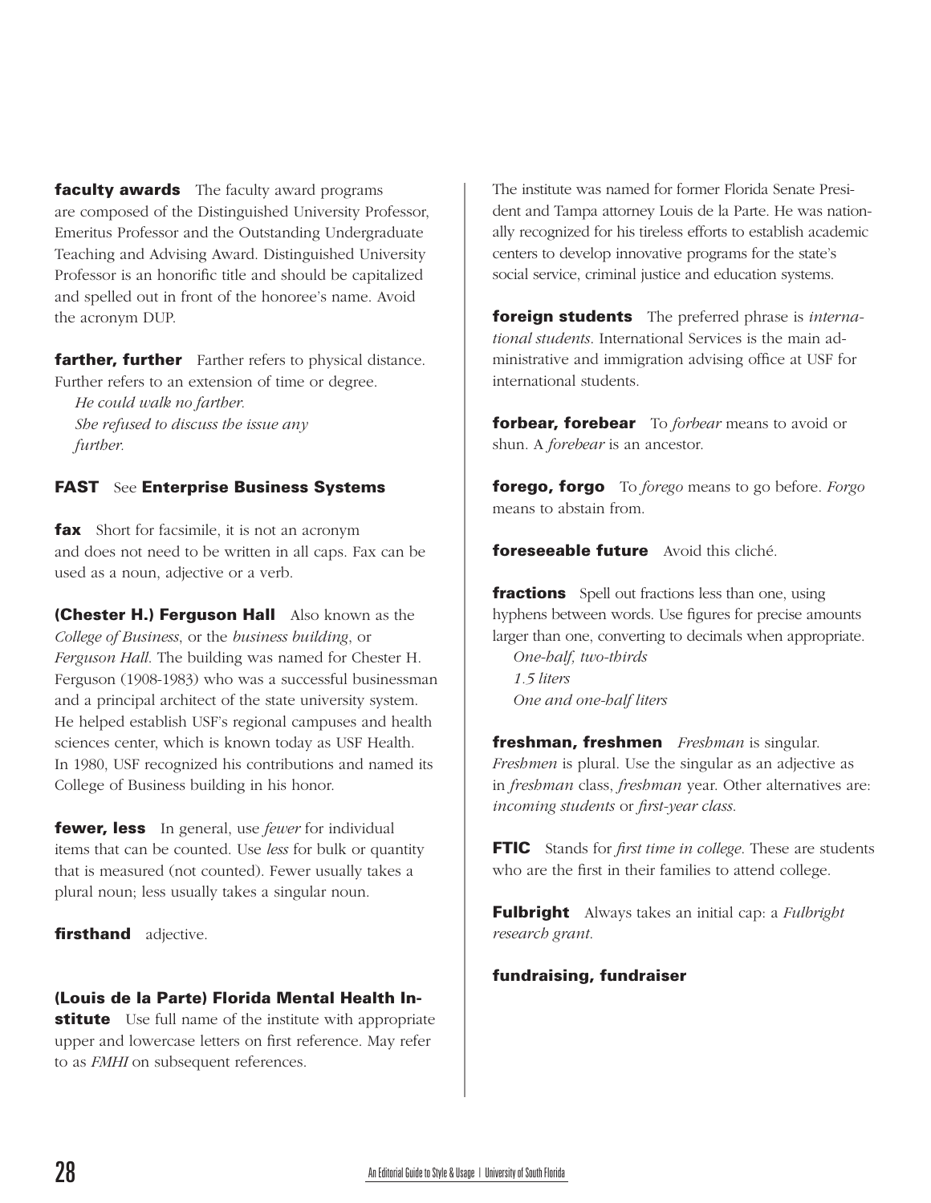**faculty awards** The faculty award programs are composed of the Distinguished University Professor, Emeritus Professor and the Outstanding Undergraduate Teaching and Advising Award. Distinguished University Professor is an honorific title and should be capitalized and spelled out in front of the honoree's name. Avoid the acronym DUP.

**farther, further** Farther refers to physical distance. Further refers to an extension of time or degree.

*He could walk no farther.*
*She refused to discuss the issue any further.*

**FAST** See **Enterprise Business Systems**

**fax** Short for facsimile, it is not an acronym and does not need to be written in all caps. Fax can be used as a noun, adjective or a verb.

**(Chester H.) Ferguson Hall** Also known as the *College of Business*, or the *business building*, or *Ferguson Hall*. The building was named for Chester H. Ferguson (1908-1983) who was a successful businessman and a principal architect of the state university system. He helped establish USF's regional campuses and health sciences center, which is known today as USF Health. In 1980, USF recognized his contributions and named its College of Business building in his honor.

**fewer, less** In general, use *fewer* for individual items that can be counted. Use *less* for bulk or quantity that is measured (not counted). Fewer usually takes a plural noun; less usually takes a singular noun.

**firsthand** adjective.

**(Louis de la Parte) Florida Mental Health Institute** Use full name of the institute with appropriate upper and lowercase letters on first reference. May refer to as *FMHI* on subsequent references.

The institute was named for former Florida Senate President and Tampa attorney Louis de la Parte. He was nationally recognized for his tireless efforts to establish academic centers to develop innovative programs for the state's social service, criminal justice and education systems.

**foreign students** The preferred phrase is *international students*. International Services is the main administrative and immigration advising office at USF for international students.

**forbear, forebear** To *forbear* means to avoid or shun. A *forebear* is an ancestor.

**forego, forgo** To *forego* means to go before. *Forgo* means to abstain from.

**foreseeable future** Avoid this cliché.

**fractions** Spell out fractions less than one, using hyphens between words. Use figures for precise amounts larger than one, converting to decimals when appropriate.

*One-half, two-thirds*
*1.5 liters*
*One and one-half liters*

**freshman, freshmen** *Freshman* is singular. *Freshmen* is plural. Use the singular as an adjective as in *freshman* class, *freshman* year. Other alternatives are: *incoming students* or *first-year class*.

**FTIC** Stands for *first time in college*. These are students who are the first in their families to attend college.

**Fulbright** Always takes an initial cap: a *Fulbright research grant.*

**fundraising, fundraiser**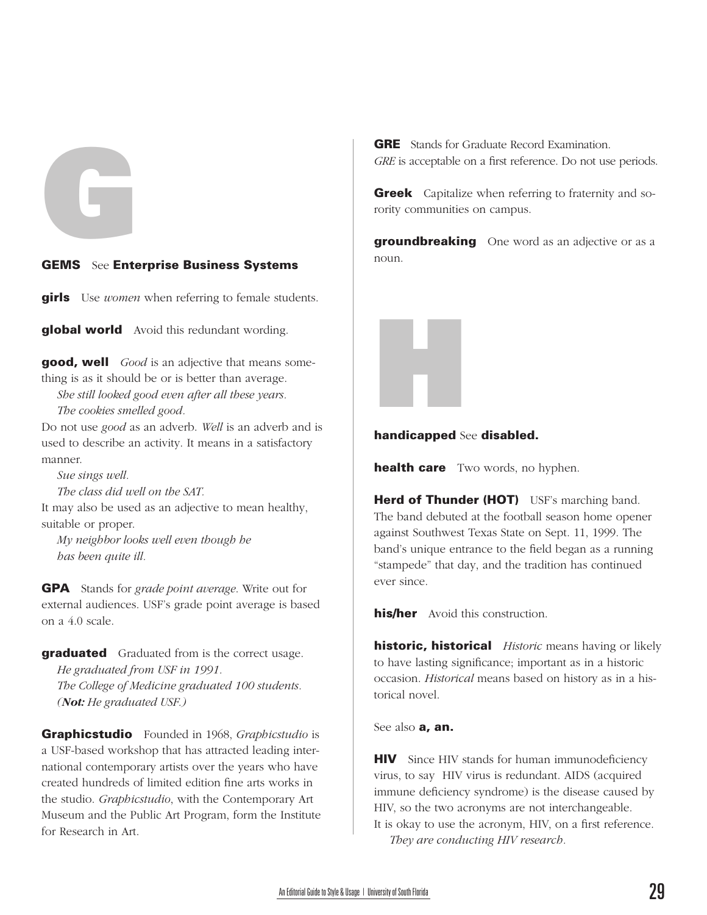# G

**GEMS** See **Enterprise Business Systems**

**girls** Use *women* when referring to female students.

**global world** Avoid this redundant wording.

**good, well** *Good* is an adjective that means something is as it should be or is better than average.

*She still looked good even after all these years.*
*The cookies smelled good.*

Do not use *good* as an adverb. *Well* is an adverb and is used to describe an activity. It means in a satisfactory manner.

*Sue sings well.*
*The class did well on the SAT.*

It may also be used as an adjective to mean healthy, suitable or proper.

*My neighbor looks well even though he has been quite ill.*

**GPA** Stands for *grade point average.* Write out for external audiences. USF's grade point average is based on a 4.0 scale.

**graduated** Graduated from is the correct usage.

*He graduated from USF in 1991.*
*The College of Medicine graduated 100 students.*
*(**Not:** He graduated USF.)*

**Graphicstudio** Founded in 1968, *Graphicstudio* is a USF-based workshop that has attracted leading international contemporary artists over the years who have created hundreds of limited edition fine arts works in the studio. *Graphicstudio*, with the Contemporary Art Museum and the Public Art Program, form the Institute for Research in Art.

**GRE** Stands for Graduate Record Examination. *GRE* is acceptable on a first reference. Do not use periods.

**Greek** Capitalize when referring to fraternity and sorority communities on campus.

**groundbreaking** One word as an adjective or as a noun.

# H

**handicapped** See **disabled.**

**health care** Two words, no hyphen.

**Herd of Thunder (HOT)** USF's marching band. The band debuted at the football season home opener against Southwest Texas State on Sept. 11, 1999. The band's unique entrance to the field began as a running "stampede" that day, and the tradition has continued ever since.

**his/her** Avoid this construction.

**historic, historical** *Historic* means having or likely to have lasting significance; important as in a historic occasion. *Historical* means based on history as in a historical novel.

See also **a, an.**

**HIV** Since HIV stands for human immunodeficiency virus, to say HIV virus is redundant. AIDS (acquired immune deficiency syndrome) is the disease caused by HIV, so the two acronyms are not interchangeable.
It is okay to use the acronym, HIV, on a first reference.

*They are conducting HIV research.*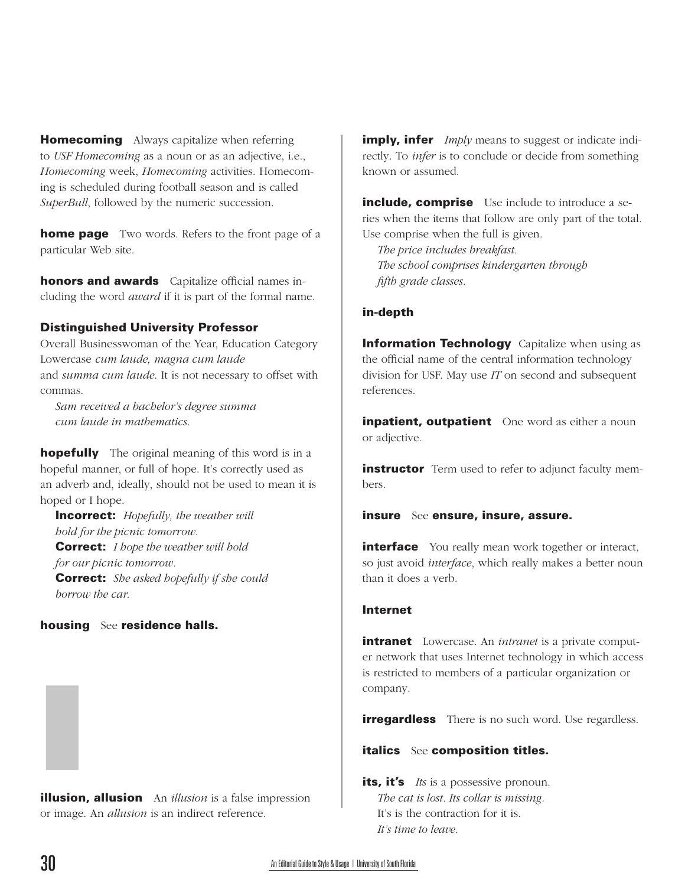**Homecoming** Always capitalize when referring to *USF Homecoming* as a noun or as an adjective, i.e., *Homecoming* week, *Homecoming* activities. Homecoming is scheduled during football season and is called *SuperBull*, followed by the numeric succession.

**home page** Two words. Refers to the front page of a particular Web site.

**honors and awards** Capitalize official names including the word *award* if it is part of the formal name.

**Distinguished University Professor**
Overall Businesswoman of the Year, Education Category
Lowercase *cum laude, magna cum laude* and *summa cum laude*. It is not necessary to offset with commas.

*Sam received a bachelor's degree summa cum laude in mathematics.*

**hopefully** The original meaning of this word is in a hopeful manner, or full of hope. It's correctly used as an adverb and, ideally, should not be used to mean it is hoped or I hope.

**Incorrect:** *Hopefully, the weather will hold for the picnic tomorrow.*
**Correct:** *I hope the weather will hold for our picnic tomorrow.*
**Correct:** *She asked hopefully if she could borrow the car.*

**housing** See **residence halls.**

**illusion, allusion** An *illusion* is a false impression or image. An *allusion* is an indirect reference.

**imply, infer** *Imply* means to suggest or indicate indirectly. To *infer* is to conclude or decide from something known or assumed.

**include, comprise** Use include to introduce a series when the items that follow are only part of the total. Use comprise when the full is given.

*The price includes breakfast.*
*The school comprises kindergarten through fifth grade classes.*

**in-depth**

**Information Technology** Capitalize when using as the official name of the central information technology division for USF. May use *IT* on second and subsequent references.

**inpatient, outpatient** One word as either a noun or adjective.

**instructor** Term used to refer to adjunct faculty members.

**insure** See **ensure, insure, assure.**

**interface** You really mean work together or interact, so just avoid *interface*, which really makes a better noun than it does a verb.

**Internet**

**intranet** Lowercase. An *intranet* is a private computer network that uses Internet technology in which access is restricted to members of a particular organization or company.

**irregardless** There is no such word. Use regardless.

**italics** See **composition titles.**

**its, it's** *Its* is a possessive pronoun.
*The cat is lost. Its collar is missing.*
It's is the contraction for it is.
*It's time to leave.*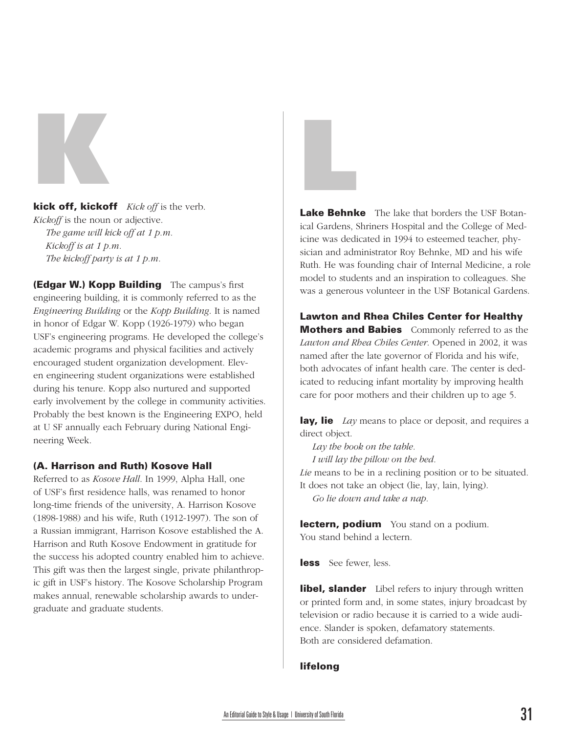# K

**kick off, kickoff** *Kick off* is the verb. *Kickoff* is the noun or adjective.

*The game will kick off at 1 p.m.*
*Kickoff is at 1 p.m.*
*The kickoff party is at 1 p.m.*

**(Edgar W.) Kopp Building** The campus's first engineering building, it is commonly referred to as the *Engineering Building* or the *Kopp Building*. It is named in honor of Edgar W. Kopp (1926-1979) who began USF's engineering programs. He developed the college's academic programs and physical facilities and actively encouraged student organization development. Eleven engineering student organizations were established during his tenure. Kopp also nurtured and supported early involvement by the college in community activities. Probably the best known is the Engineering EXPO, held at U SF annually each February during National Engineering Week.

**(A. Harrison and Ruth) Kosove Hall** Referred to as *Kosove Hall*. In 1999, Alpha Hall, one of USF's first residence halls, was renamed to honor long-time friends of the university, A. Harrison Kosove (1898-1988) and his wife, Ruth (1912-1997). The son of a Russian immigrant, Harrison Kosove established the A. Harrison and Ruth Kosove Endowment in gratitude for the success his adopted country enabled him to achieve. This gift was then the largest single, private philanthropic gift in USF's history. The Kosove Scholarship Program makes annual, renewable scholarship awards to undergraduate and graduate students.

# L

**Lake Behnke** The lake that borders the USF Botanical Gardens, Shriners Hospital and the College of Medicine was dedicated in 1994 to esteemed teacher, physician and administrator Roy Behnke, MD and his wife Ruth. He was founding chair of Internal Medicine, a role model to students and an inspiration to colleagues. She was a generous volunteer in the USF Botanical Gardens.

**Lawton and Rhea Chiles Center for Healthy Mothers and Babies** Commonly referred to as the *Lawton and Rhea Chiles Center*. Opened in 2002, it was named after the late governor of Florida and his wife, both advocates of infant health care. The center is dedicated to reducing infant mortality by improving health care for poor mothers and their children up to age 5.

**lay, lie** *Lay* means to place or deposit, and requires a direct object.

*Lay the book on the table.*
*I will lay the pillow on the bed.*

*Lie* means to be in a reclining position or to be situated. It does not take an object (lie, lay, lain, lying).

*Go lie down and take a nap.*

**lectern, podium** You stand on a podium. You stand behind a lectern.

**less** See fewer, less.

**libel, slander** Libel refers to injury through written or printed form and, in some states, injury broadcast by television or radio because it is carried to a wide audience. Slander is spoken, defamatory statements. Both are considered defamation.

**lifelong**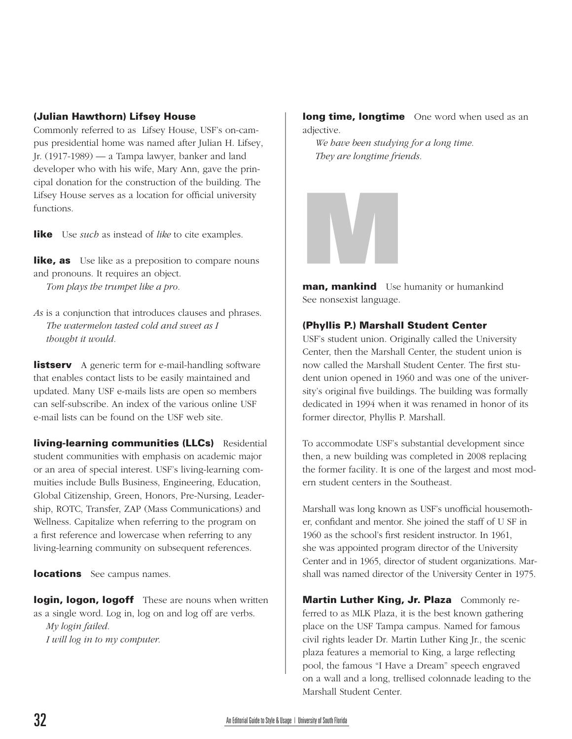**(Julian Hawthorn) Lifsey House**
Commonly referred to as Lifsey House, USF's on-campus presidential home was named after Julian H. Lifsey, Jr. (1917-1989) — a Tampa lawyer, banker and land developer who with his wife, Mary Ann, gave the principal donation for the construction of the building. The Lifsey House serves as a location for official university functions.

**like** Use *such* as instead of *like* to cite examples.

**like, as** Use like as a preposition to compare nouns and pronouns. It requires an object.

*Tom plays the trumpet like a pro.*

*As* is a conjunction that introduces clauses and phrases.

*The watermelon tasted cold and sweet as I thought it would.*

**listserv** A generic term for e-mail-handling software that enables contact lists to be easily maintained and updated. Many USF e-mails lists are open so members can self-subscribe. An index of the various online USF e-mail lists can be found on the USF web site.

**living-learning communities (LLCs)** Residential student communities with emphasis on academic major or an area of special interest. USF's living-learning commuities include Bulls Business, Engineering, Education, Global Citizenship, Green, Honors, Pre-Nursing, Leadership, ROTC, Transfer, ZAP (Mass Communications) and Wellness. Capitalize when referring to the program on a first reference and lowercase when referring to any living-learning community on subsequent references.

**locations** See campus names.

**login, logon, logoff** These are nouns when written as a single word. Log in, log on and log off are verbs.

*My login failed.*

*I will log in to my computer.*

**long time, longtime** One word when used as an adjective.

*We have been studying for a long time.*

*They are longtime friends.*

# M

**man, mankind** Use humanity or humankind See nonsexist language.

**(Phyllis P.) Marshall Student Center**
USF's student union. Originally called the University Center, then the Marshall Center, the student union is now called the Marshall Student Center. The first student union opened in 1960 and was one of the university's original five buildings. The building was formally dedicated in 1994 when it was renamed in honor of its former director, Phyllis P. Marshall.

To accommodate USF's substantial development since then, a new building was completed in 2008 replacing the former facility. It is one of the largest and most modern student centers in the Southeast.

Marshall was long known as USF's unofficial housemother, confidant and mentor. She joined the staff of U SF in 1960 as the school's first resident instructor. In 1961, she was appointed program director of the University Center and in 1965, director of student organizations. Marshall was named director of the University Center in 1975.

**Martin Luther King, Jr. Plaza** Commonly referred to as MLK Plaza, it is the best known gathering place on the USF Tampa campus. Named for famous civil rights leader Dr. Martin Luther King Jr., the scenic plaza features a memorial to King, a large reflecting pool, the famous "I Have a Dream" speech engraved on a wall and a long, trellised colonnade leading to the Marshall Student Center.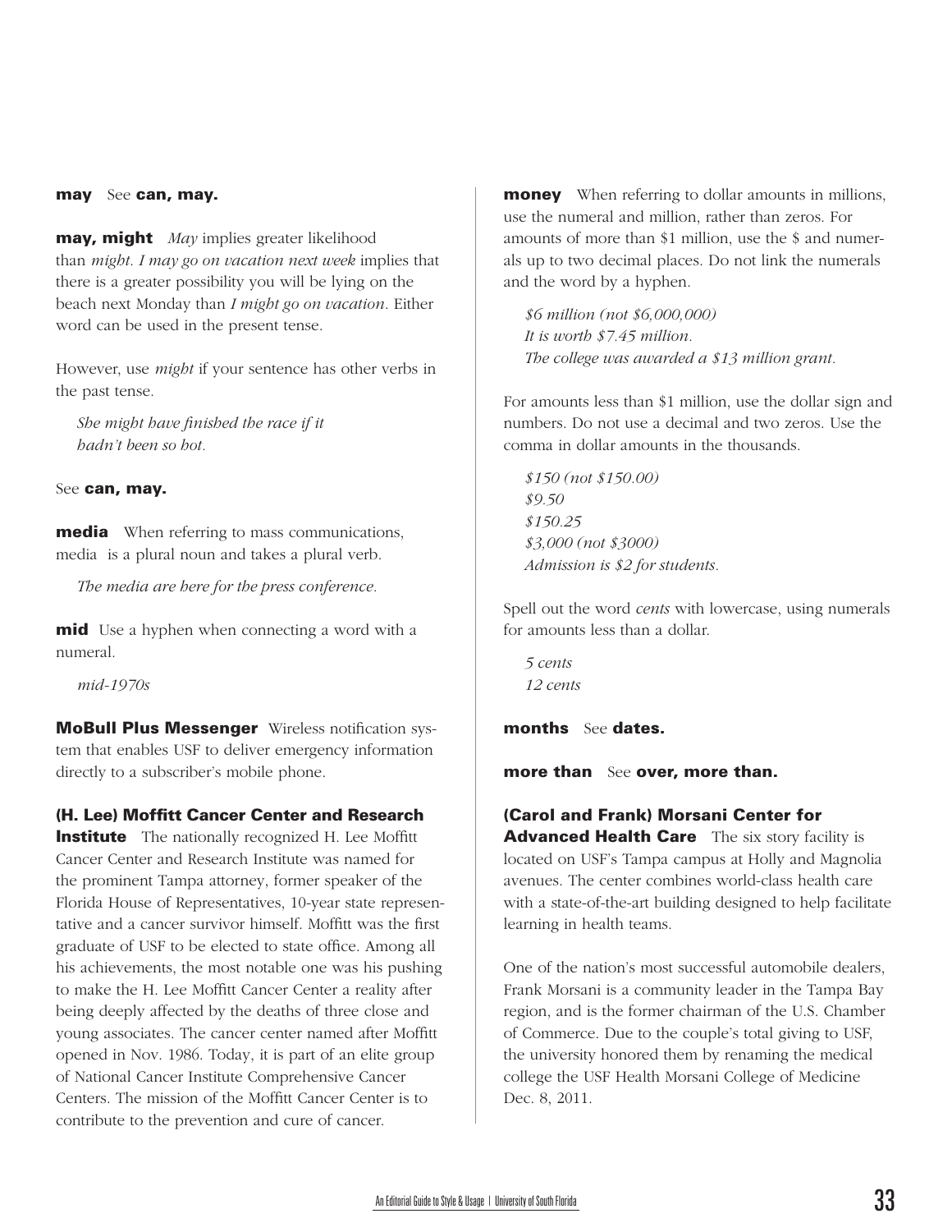**may** See **can, may.**

**may, might** *May* implies greater likelihood than *might*. *I may go on vacation next week* implies that there is a greater possibility you will be lying on the beach next Monday than *I might go on vacation*. Either word can be used in the present tense.

However, use *might* if your sentence has other verbs in the past tense.

*She might have finished the race if it hadn't been so hot.*

See **can, may.**

**media** When referring to mass communications, media is a plural noun and takes a plural verb.

*The media are here for the press conference.*

**mid** Use a hyphen when connecting a word with a numeral.

*mid-1970s*

**MoBull Plus Messenger** Wireless notification system that enables USF to deliver emergency information directly to a subscriber's mobile phone.

**(H. Lee) Moffitt Cancer Center and Research Institute** The nationally recognized H. Lee Moffitt Cancer Center and Research Institute was named for the prominent Tampa attorney, former speaker of the Florida House of Representatives, 10-year state representative and a cancer survivor himself. Moffitt was the first graduate of USF to be elected to state office. Among all his achievements, the most notable one was his pushing to make the H. Lee Moffitt Cancer Center a reality after being deeply affected by the deaths of three close and young associates. The cancer center named after Moffitt opened in Nov. 1986. Today, it is part of an elite group of National Cancer Institute Comprehensive Cancer Centers. The mission of the Moffitt Cancer Center is to contribute to the prevention and cure of cancer.

**money** When referring to dollar amounts in millions, use the numeral and million, rather than zeros. For amounts of more than $1 million, use the $ and numerals up to two decimal places. Do not link the numerals and the word by a hyphen.

*$6 million (not $6,000,000)*
*It is worth $7.45 million.*
*The college was awarded a $13 million grant.*

For amounts less than $1 million, use the dollar sign and numbers. Do not use a decimal and two zeros. Use the comma in dollar amounts in the thousands.

*$150 (not $150.00)*
*$9.50*
*$150.25*
*$3,000 (not $3000)*
*Admission is $2 for students.*

Spell out the word *cents* with lowercase, using numerals for amounts less than a dollar.

*5 cents*
*12 cents*

**months** See **dates.**

**more than** See **over, more than.**

**(Carol and Frank) Morsani Center for Advanced Health Care** The six story facility is located on USF's Tampa campus at Holly and Magnolia avenues. The center combines world-class health care with a state-of-the-art building designed to help facilitate learning in health teams.

One of the nation's most successful automobile dealers, Frank Morsani is a community leader in the Tampa Bay region, and is the former chairman of the U.S. Chamber of Commerce. Due to the couple's total giving to USF, the university honored them by renaming the medical college the USF Health Morsani College of Medicine Dec. 8, 2011.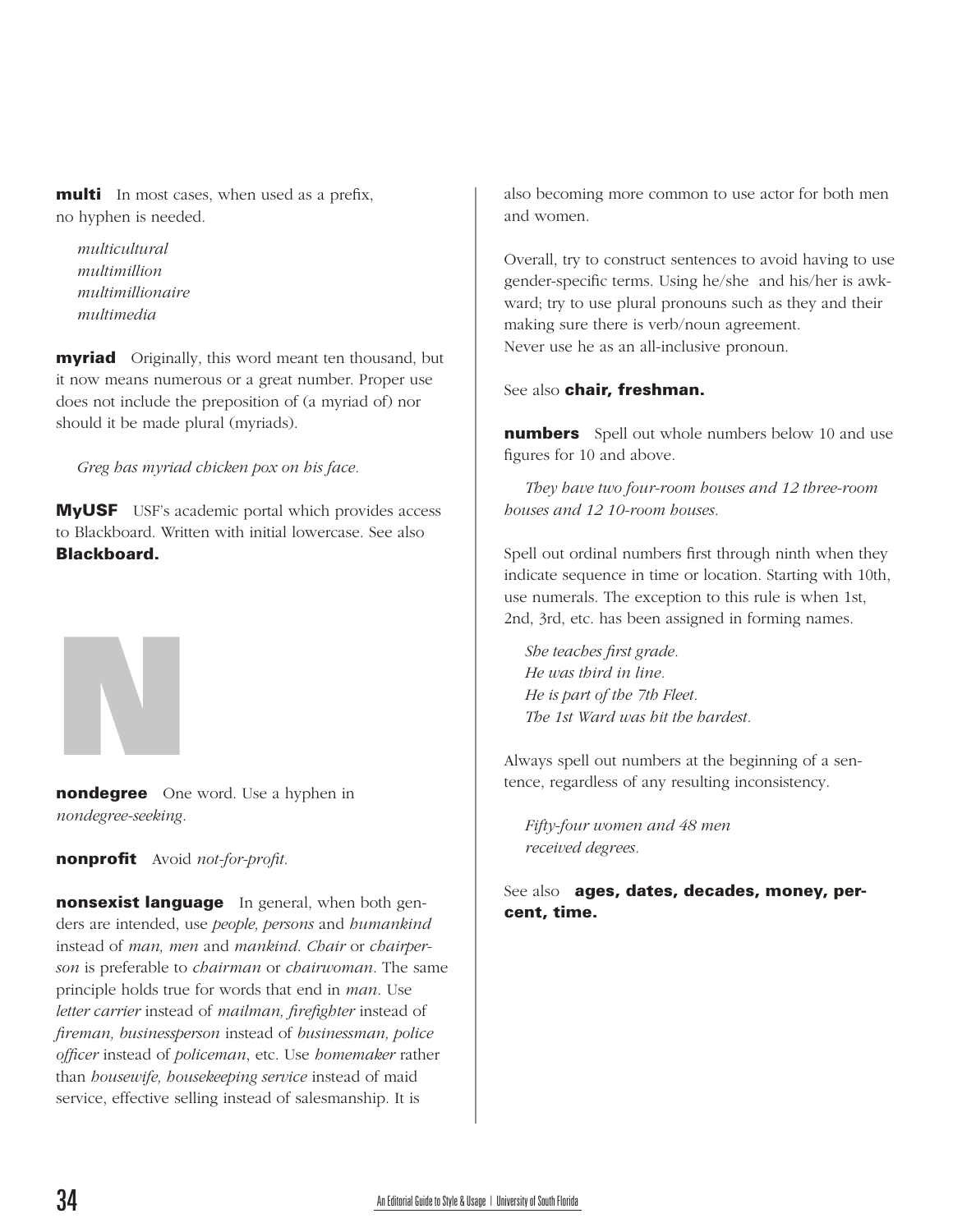**multi** In most cases, when used as a prefix, no hyphen is needed.

*multicultural*
*multimillion*
*multimillionaire*
*multimedia*

**myriad** Originally, this word meant ten thousand, but it now means numerous or a great number. Proper use does not include the preposition of (a myriad of) nor should it be made plural (myriads).

*Greg has myriad chicken pox on his face.*

**MyUSF** USF's academic portal which provides access to Blackboard. Written with initial lowercase. See also **Blackboard.**

# N

**nondegree** One word. Use a hyphen in *nondegree-seeking*.

**nonprofit** Avoid *not-for-profit*.

**nonsexist language** In general, when both genders are intended, use *people, persons* and *humankind* instead of *man, men* and *mankind*. *Chair* or *chairperson* is preferable to *chairman* or *chairwoman*. The same principle holds true for words that end in *man*. Use *letter carrier* instead of *mailman, firefighter* instead of *fireman, businessperson* instead of *businessman, police officer* instead of *policeman*, etc. Use *homemaker* rather than *housewife, housekeeping service* instead of maid service, effective selling instead of salesmanship. It is also becoming more common to use actor for both men and women.

Overall, try to construct sentences to avoid having to use gender-specific terms. Using he/she and his/her is awkward; try to use plural pronouns such as they and their making sure there is verb/noun agreement.
Never use he as an all-inclusive pronoun.

See also **chair, freshman.**

**numbers** Spell out whole numbers below 10 and use figures for 10 and above.

*They have two four-room houses and 12 three-room houses and 12 10-room houses.*

Spell out ordinal numbers first through ninth when they indicate sequence in time or location. Starting with 10th, use numerals. The exception to this rule is when 1st, 2nd, 3rd, etc. has been assigned in forming names.

*She teaches first grade.*
*He was third in line.*
*He is part of the 7th Fleet.*
*The 1st Ward was hit the hardest.*

Always spell out numbers at the beginning of a sentence, regardless of any resulting inconsistency.

*Fifty-four women and 48 men received degrees.*

See also **ages, dates, decades, money, percent, time.**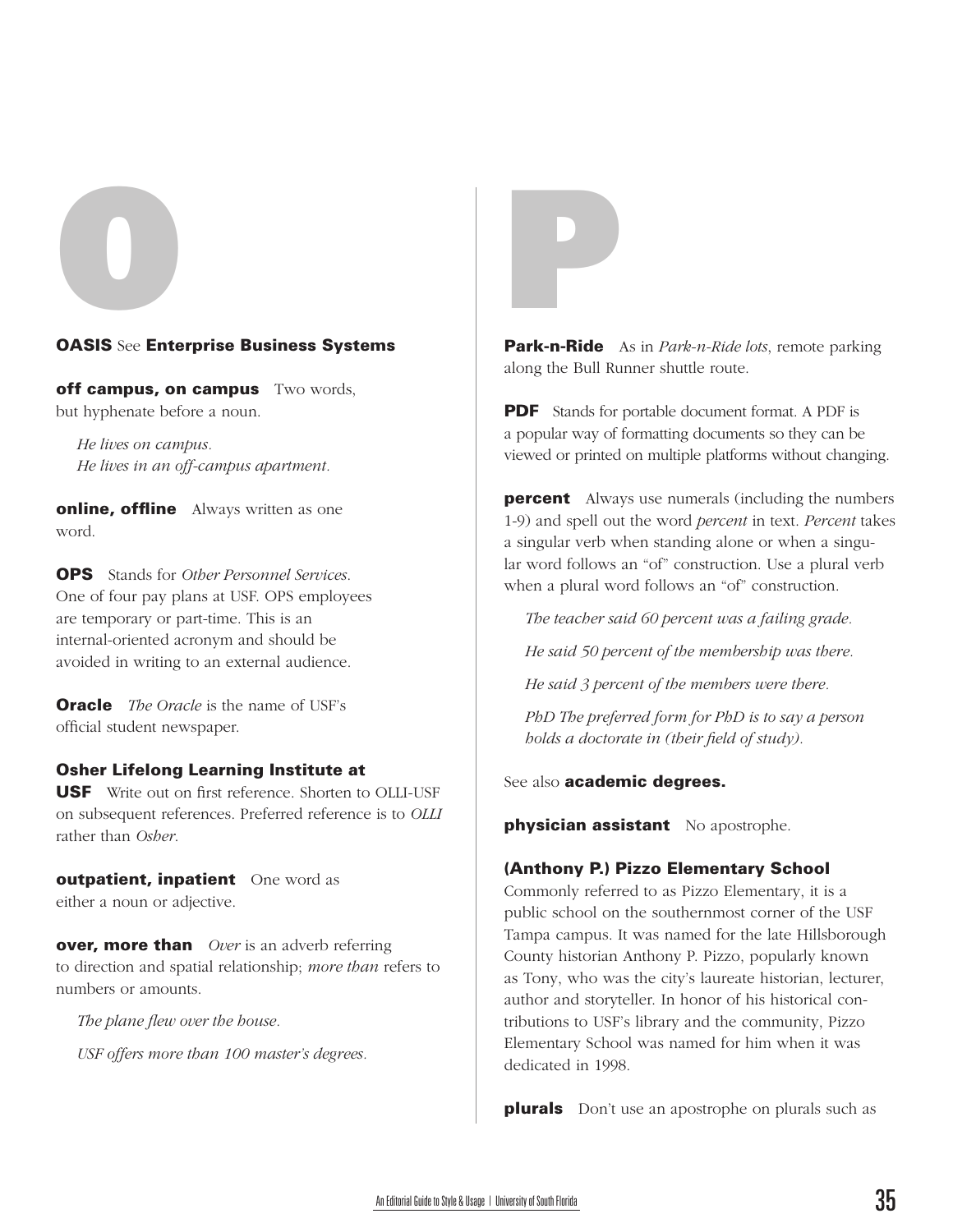# O

**OASIS** See **Enterprise Business Systems**

**off campus, on campus** Two words, but hyphenate before a noun.

> *He lives on campus.*
> *He lives in an off-campus apartment.*

**online, offline** Always written as one word.

**OPS** Stands for *Other Personnel Services*. One of four pay plans at USF. OPS employees are temporary or part-time. This is an internal-oriented acronym and should be avoided in writing to an external audience.

**Oracle** *The Oracle* is the name of USF's official student newspaper.

**Osher Lifelong Learning Institute at USF** Write out on first reference. Shorten to OLLI-USF on subsequent references. Preferred reference is to *OLLI* rather than *Osher*.

**outpatient, inpatient** One word as either a noun or adjective.

**over, more than** *Over* is an adverb referring to direction and spatial relationship; *more than* refers to numbers or amounts.

> *The plane flew over the house.*
>
> *USF offers more than 100 master's degrees.*

# P

**Park-n-Ride** As in *Park-n-Ride lots*, remote parking along the Bull Runner shuttle route.

**PDF** Stands for portable document format. A PDF is a popular way of formatting documents so they can be viewed or printed on multiple platforms without changing.

**percent** Always use numerals (including the numbers 1-9) and spell out the word *percent* in text. *Percent* takes a singular verb when standing alone or when a singular word follows an "of" construction. Use a plural verb when a plural word follows an "of" construction.

> *The teacher said 60 percent was a failing grade.*
>
> *He said 50 percent of the membership was there.*
>
> *He said 3 percent of the members were there.*
>
> *PhD The preferred form for PhD is to say a person holds a doctorate in (their field of study).*

See also **academic degrees.**

**physician assistant** No apostrophe.

**(Anthony P.) Pizzo Elementary School**
Commonly referred to as Pizzo Elementary, it is a public school on the southernmost corner of the USF Tampa campus. It was named for the late Hillsborough County historian Anthony P. Pizzo, popularly known as Tony, who was the city's laureate historian, lecturer, author and storyteller. In honor of his historical contributions to USF's library and the community, Pizzo Elementary School was named for him when it was dedicated in 1998.

**plurals** Don't use an apostrophe on plurals such as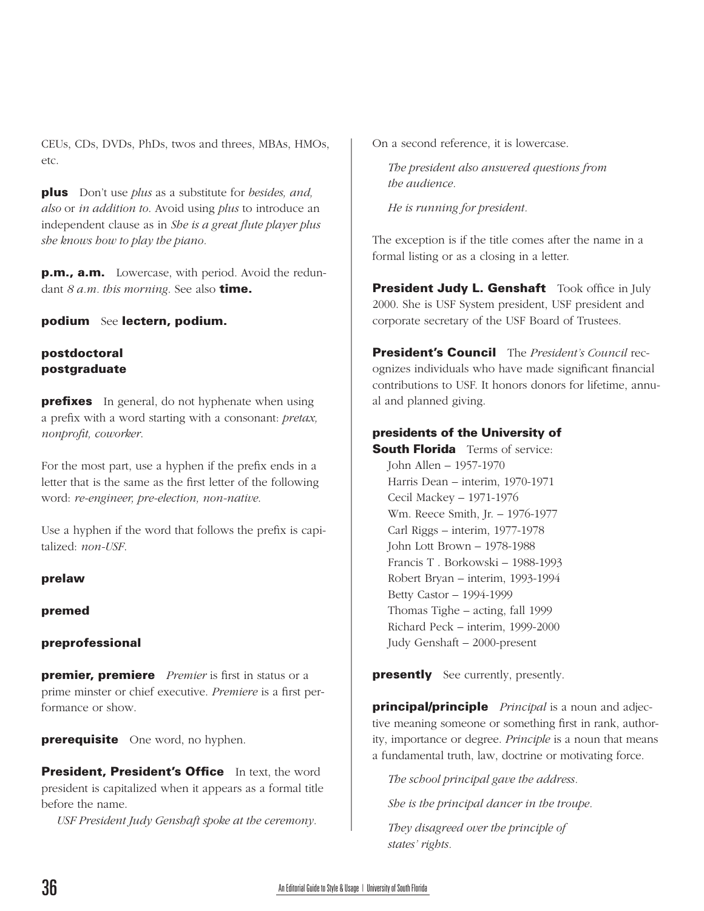CEUs, CDs, DVDs, PhDs, twos and threes, MBAs, HMOs, etc.

**plus** Don't use *plus* as a substitute for *besides, and, also* or *in addition to*. Avoid using *plus* to introduce an independent clause as in *She is a great flute player plus she knows how to play the piano.*

**p.m., a.m.** Lowercase, with period. Avoid the redundant *8 a.m. this morning*. See also **time.**

**podium** See **lectern, podium.**

**postdoctoral**
**postgraduate**

**prefixes** In general, do not hyphenate when using a prefix with a word starting with a consonant: *pretax, nonprofit, coworker*.

For the most part, use a hyphen if the prefix ends in a letter that is the same as the first letter of the following word: *re-engineer, pre-election, non-native*.

Use a hyphen if the word that follows the prefix is capitalized: *non-USF*.

**prelaw**

**premed**

**preprofessional**

**premier, premiere** *Premier* is first in status or a prime minster or chief executive. *Premiere* is a first performance or show.

**prerequisite** One word, no hyphen.

**President, President's Office** In text, the word president is capitalized when it appears as a formal title before the name.

*USF President Judy Genshaft spoke at the ceremony.*

On a second reference, it is lowercase.

*The president also answered questions from the audience.*

*He is running for president.*

The exception is if the title comes after the name in a formal listing or as a closing in a letter.

**President Judy L. Genshaft** Took office in July 2000. She is USF System president, USF president and corporate secretary of the USF Board of Trustees.

**President's Council** The *President's Council* recognizes individuals who have made significant financial contributions to USF. It honors donors for lifetime, annual and planned giving.

**presidents of the University of South Florida** Terms of service:

John Allen – 1957-1970
Harris Dean – interim, 1970-1971
Cecil Mackey – 1971-1976
Wm. Reece Smith, Jr. – 1976-1977
Carl Riggs – interim, 1977-1978
John Lott Brown – 1978-1988
Francis T . Borkowski – 1988-1993
Robert Bryan – interim, 1993-1994
Betty Castor – 1994-1999
Thomas Tighe – acting, fall 1999
Richard Peck – interim, 1999-2000
Judy Genshaft – 2000-present

**presently** See currently, presently.

**principal/principle** *Principal* is a noun and adjective meaning someone or something first in rank, authority, importance or degree. *Principle* is a noun that means a fundamental truth, law, doctrine or motivating force.

*The school principal gave the address.*

*She is the principal dancer in the troupe.*

*They disagreed over the principle of states' rights.*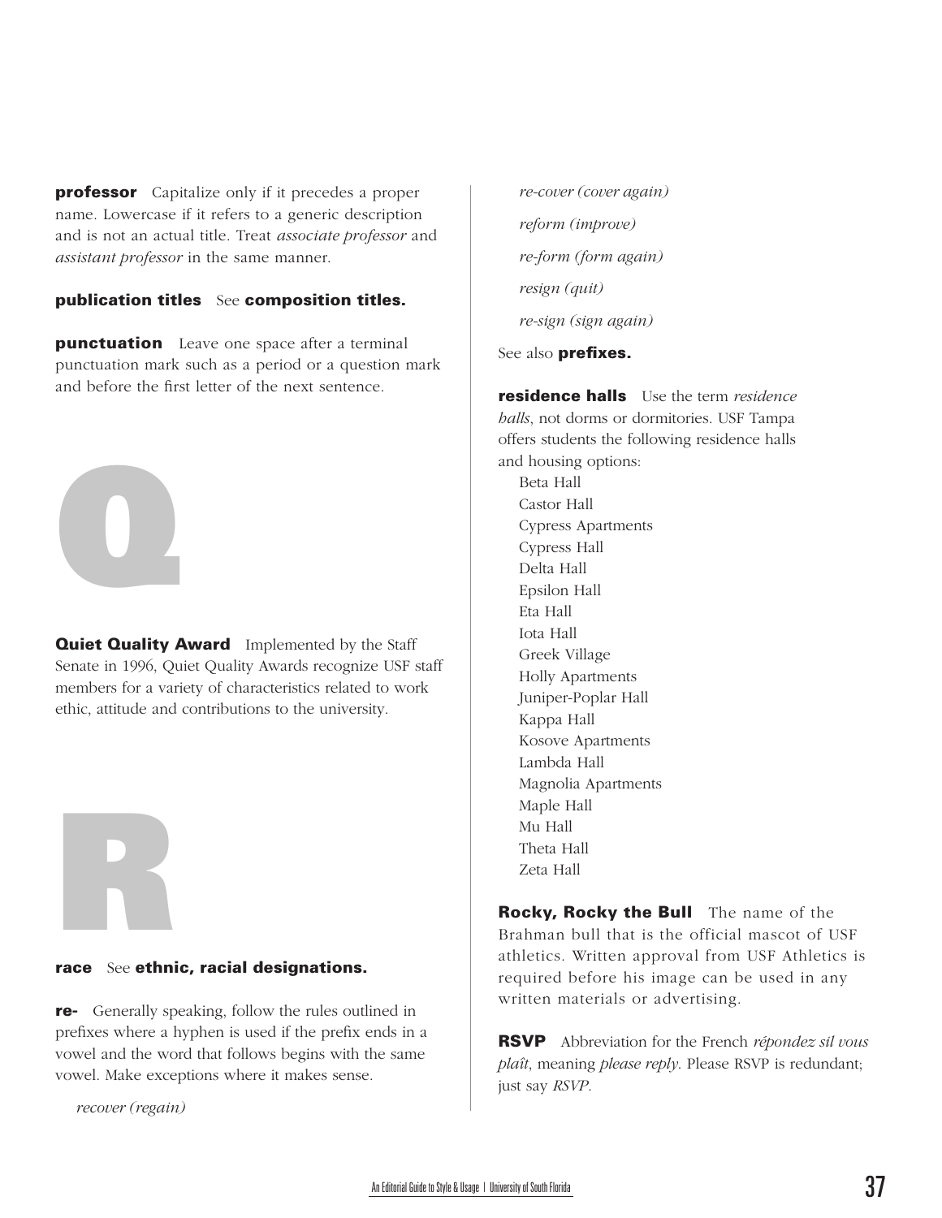**professor** Capitalize only if it precedes a proper name. Lowercase if it refers to a generic description and is not an actual title. Treat *associate professor* and *assistant professor* in the same manner.

**publication titles** See **composition titles.**

**punctuation** Leave one space after a terminal punctuation mark such as a period or a question mark and before the first letter of the next sentence.

# Q

**Quiet Quality Award** Implemented by the Staff Senate in 1996, Quiet Quality Awards recognize USF staff members for a variety of characteristics related to work ethic, attitude and contributions to the university.

# R

**race** See **ethnic, racial designations.**

**re-** Generally speaking, follow the rules outlined in prefixes where a hyphen is used if the prefix ends in a vowel and the word that follows begins with the same vowel. Make exceptions where it makes sense.

*recover (regain)*

*re-cover (cover again)*

*reform (improve)*

*re-form (form again)*

*resign (quit)*

*re-sign (sign again)*

See also **prefixes.**

**residence halls** Use the term *residence halls*, not dorms or dormitories. USF Tampa offers students the following residence halls and housing options:

Beta Hall
Castor Hall
Cypress Apartments
Cypress Hall
Delta Hall
Epsilon Hall
Eta Hall
Iota Hall
Greek Village
Holly Apartments
Juniper-Poplar Hall
Kappa Hall
Kosove Apartments
Lambda Hall
Magnolia Apartments
Maple Hall
Mu Hall
Theta Hall
Zeta Hall

**Rocky, Rocky the Bull** The name of the Brahman bull that is the official mascot of USF athletics. Written approval from USF Athletics is required before his image can be used in any written materials or advertising.

**RSVP** Abbreviation for the French *répondez sil vous plaît*, meaning *please reply*. Please RSVP is redundant; just say *RSVP*.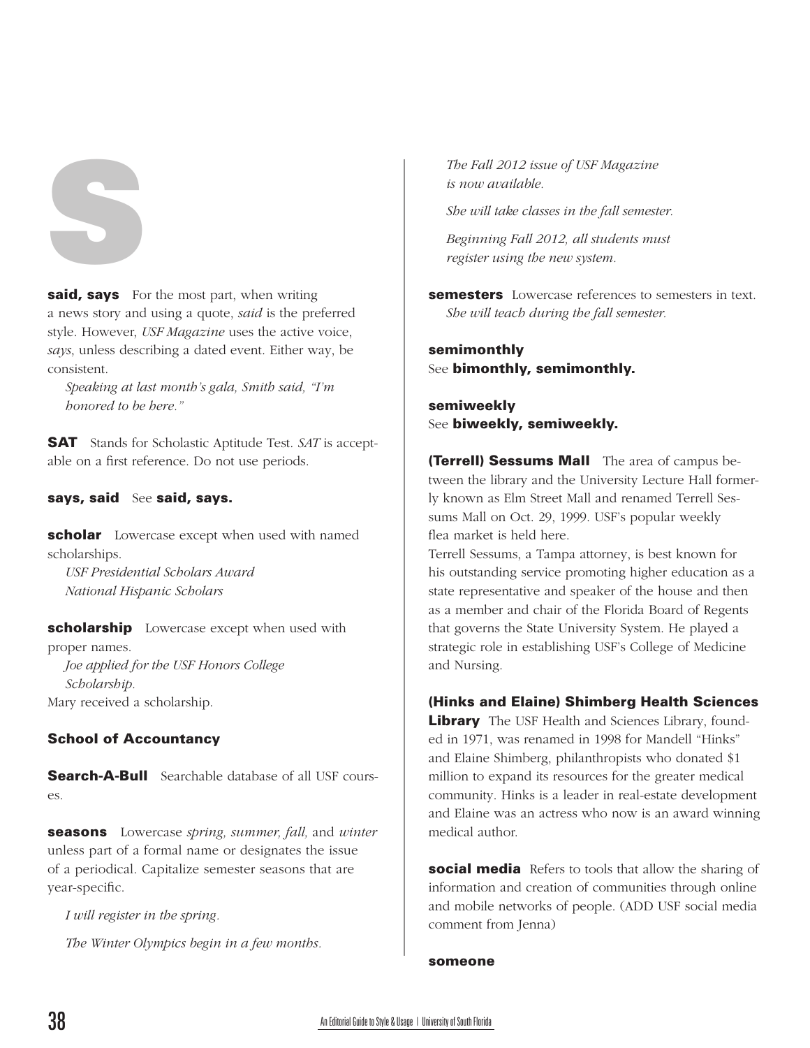# S

**said, says** For the most part, when writing a news story and using a quote, *said* is the preferred style. However, *USF Magazine* uses the active voice, *says*, unless describing a dated event. Either way, be consistent.

*Speaking at last month's gala, Smith said, "I'm honored to be here."*

**SAT** Stands for Scholastic Aptitude Test. *SAT* is acceptable on a first reference. Do not use periods.

**says, said** See **said, says.**

**scholar** Lowercase except when used with named scholarships.

*USF Presidential Scholars Award*
*National Hispanic Scholars*

**scholarship** Lowercase except when used with proper names.

*Joe applied for the USF Honors College Scholarship.*
Mary received a scholarship.

**School of Accountancy**

**Search-A-Bull** Searchable database of all USF courses.

**seasons** Lowercase *spring, summer, fall,* and *winter* unless part of a formal name or designates the issue of a periodical. Capitalize semester seasons that are year-specific.

*I will register in the spring.*

*The Winter Olympics begin in a few months.*

*The Fall 2012 issue of USF Magazine is now available.*

*She will take classes in the fall semester.*

*Beginning Fall 2012, all students must register using the new system.*

**semesters** Lowercase references to semesters in text.

*She will teach during the fall semester.*

**semimonthly**
See **bimonthly, semimonthly.**

**semiweekly**
See **biweekly, semiweekly.**

**(Terrell) Sessums Mall** The area of campus between the library and the University Lecture Hall formerly known as Elm Street Mall and renamed Terrell Sessums Mall on Oct. 29, 1999. USF's popular weekly flea market is held here.

Terrell Sessums, a Tampa attorney, is best known for his outstanding service promoting higher education as a state representative and speaker of the house and then as a member and chair of the Florida Board of Regents that governs the State University System. He played a strategic role in establishing USF's College of Medicine and Nursing.

**(Hinks and Elaine) Shimberg Health Sciences Library** The USF Health and Sciences Library, founded in 1971, was renamed in 1998 for Mandell "Hinks" and Elaine Shimberg, philanthropists who donated $1 million to expand its resources for the greater medical community. Hinks is a leader in real-estate development and Elaine was an actress who now is an award winning medical author.

**social media** Refers to tools that allow the sharing of information and creation of communities through online and mobile networks of people. (ADD USF social media comment from Jenna)

**someone**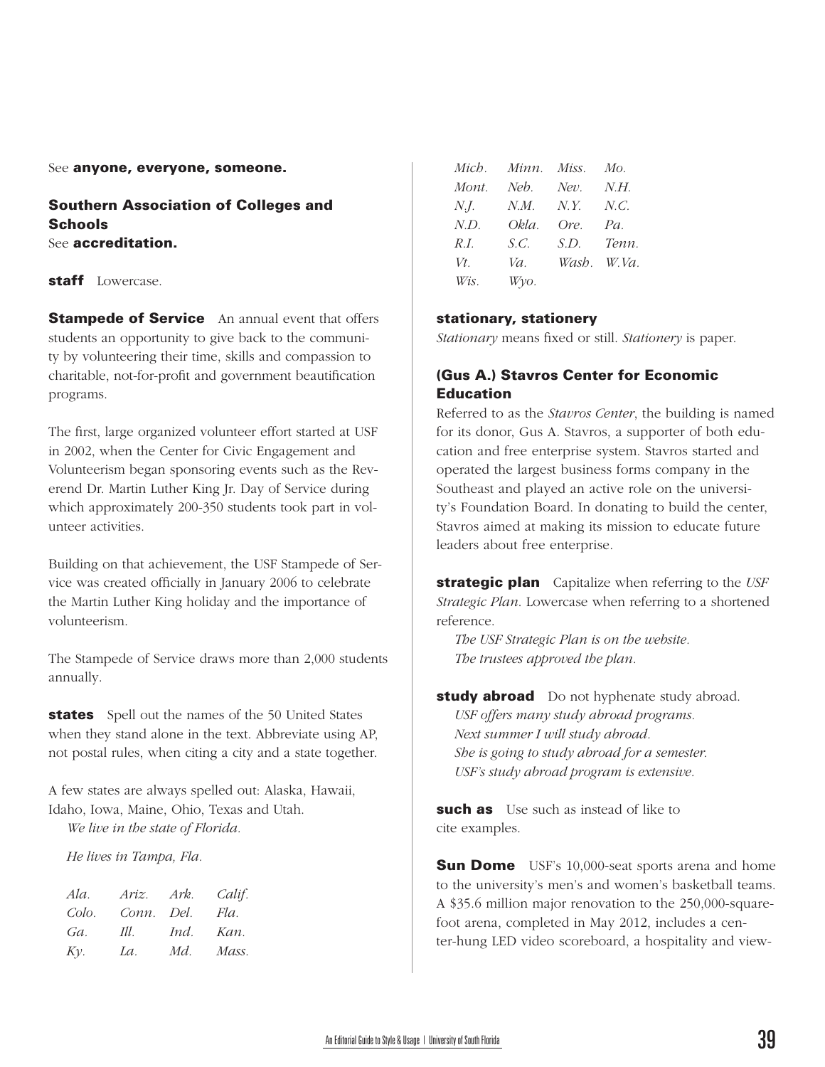See **anyone, everyone, someone.**

**Southern Association of Colleges and Schools**
See **accreditation.**

**staff** Lowercase.

**Stampede of Service** An annual event that offers students an opportunity to give back to the community by volunteering their time, skills and compassion to charitable, not-for-profit and government beautification programs.

The first, large organized volunteer effort started at USF in 2002, when the Center for Civic Engagement and Volunteerism began sponsoring events such as the Reverend Dr. Martin Luther King Jr. Day of Service during which approximately 200-350 students took part in volunteer activities.

Building on that achievement, the USF Stampede of Service was created officially in January 2006 to celebrate the Martin Luther King holiday and the importance of volunteerism.

The Stampede of Service draws more than 2,000 students annually.

**states** Spell out the names of the 50 United States when they stand alone in the text. Abbreviate using AP, not postal rules, when citing a city and a state together.

A few states are always spelled out: Alaska, Hawaii, Idaho, Iowa, Maine, Ohio, Texas and Utah.

*We live in the state of Florida.*

*He lives in Tampa, Fla.*

| | | | |
|---|---|---|---|
| *Ala.* | *Ariz.* | *Ark.* | *Calif.* |
| *Colo.* | *Conn.* | *Del.* | *Fla.* |
| *Ga.* | *Ill.* | *Ind.* | *Kan.* |
| *Ky.* | *La.* | *Md.* | *Mass.* |
| *Mich.* | *Minn.* | *Miss.* | *Mo.* |
| *Mont.* | *Neb.* | *Nev.* | *N.H.* |
| *N.J.* | *N.M.* | *N.Y.* | *N.C.* |
| *N.D.* | *Okla.* | *Ore.* | *Pa.* |
| *R.I.* | *S.C.* | *S.D.* | *Tenn.* |
| *Vt.* | *Va.* | *Wash.* | *W.Va.* |
| *Wis.* | *Wyo.* | | |

**stationary, stationery**
*Stationary* means fixed or still. *Stationery* is paper.

**(Gus A.) Stavros Center for Economic Education**
Referred to as the *Stavros Center*, the building is named for its donor, Gus A. Stavros, a supporter of both education and free enterprise system. Stavros started and operated the largest business forms company in the Southeast and played an active role on the university's Foundation Board. In donating to build the center, Stavros aimed at making its mission to educate future leaders about free enterprise.

**strategic plan** Capitalize when referring to the *USF Strategic Plan*. Lowercase when referring to a shortened reference.

*The USF Strategic Plan is on the website.*
*The trustees approved the plan.*

**study abroad** Do not hyphenate study abroad.

*USF offers many study abroad programs.*
*Next summer I will study abroad.*
*She is going to study abroad for a semester.*
*USF's study abroad program is extensive.*

**such as** Use such as instead of like to cite examples.

**Sun Dome** USF's 10,000-seat sports arena and home to the university's men's and women's basketball teams. A $35.6 million major renovation to the 250,000-square-foot arena, completed in May 2012, includes a center-hung LED video scoreboard, a hospitality and view-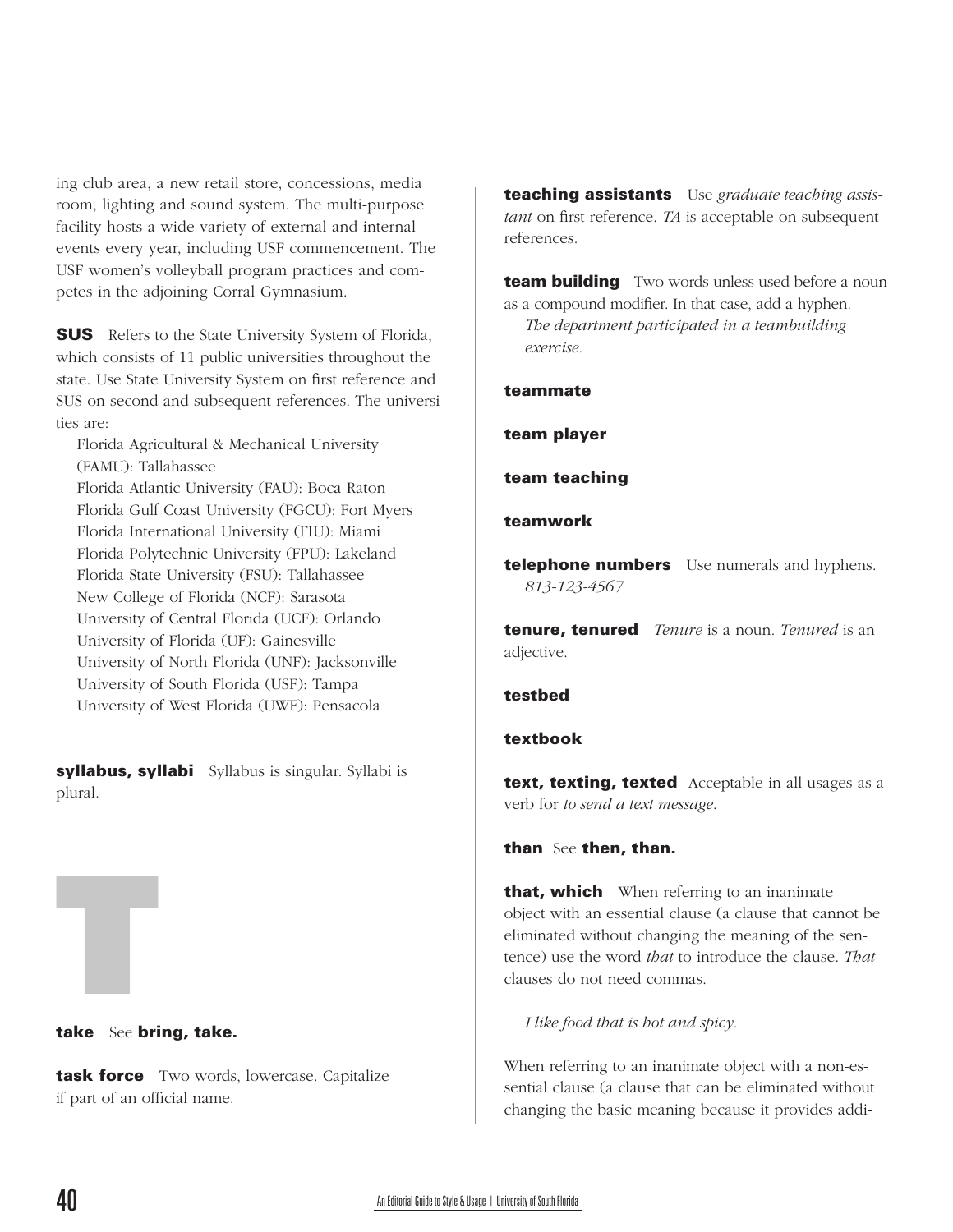ing club area, a new retail store, concessions, media room, lighting and sound system. The multi-purpose facility hosts a wide variety of external and internal events every year, including USF commencement. The USF women's volleyball program practices and competes in the adjoining Corral Gymnasium.

**SUS** Refers to the State University System of Florida, which consists of 11 public universities throughout the state. Use State University System on first reference and SUS on second and subsequent references. The universities are:

Florida Agricultural & Mechanical University (FAMU): Tallahassee  
Florida Atlantic University (FAU): Boca Raton  
Florida Gulf Coast University (FGCU): Fort Myers  
Florida International University (FIU): Miami  
Florida Polytechnic University (FPU): Lakeland  
Florida State University (FSU): Tallahassee  
New College of Florida (NCF): Sarasota  
University of Central Florida (UCF): Orlando  
University of Florida (UF): Gainesville  
University of North Florida (UNF): Jacksonville  
University of South Florida (USF): Tampa  
University of West Florida (UWF): Pensacola

**syllabus, syllabi** Syllabus is singular. Syllabi is plural.

# T

**take** See **bring, take.**

**task force** Two words, lowercase. Capitalize if part of an official name.

**teaching assistants** Use *graduate teaching assistant* on first reference. *TA* is acceptable on subsequent references.

**team building** Two words unless used before a noun as a compound modifier. In that case, add a hyphen.

*The department participated in a teambuilding exercise.*

**teammate**

**team player**

**team teaching**

**teamwork**

**telephone numbers** Use numerals and hyphens.

*813-123-4567*

**tenure, tenured** *Tenure* is a noun. *Tenured* is an adjective.

**testbed**

**textbook**

**text, texting, texted** Acceptable in all usages as a verb for *to send a text message.*

**than** See **then, than.**

**that, which** When referring to an inanimate object with an essential clause (a clause that cannot be eliminated without changing the meaning of the sentence) use the word *that* to introduce the clause. *That* clauses do not need commas.

*I like food that is hot and spicy.*

When referring to an inanimate object with a non-essential clause (a clause that can be eliminated without changing the basic meaning because it provides addi-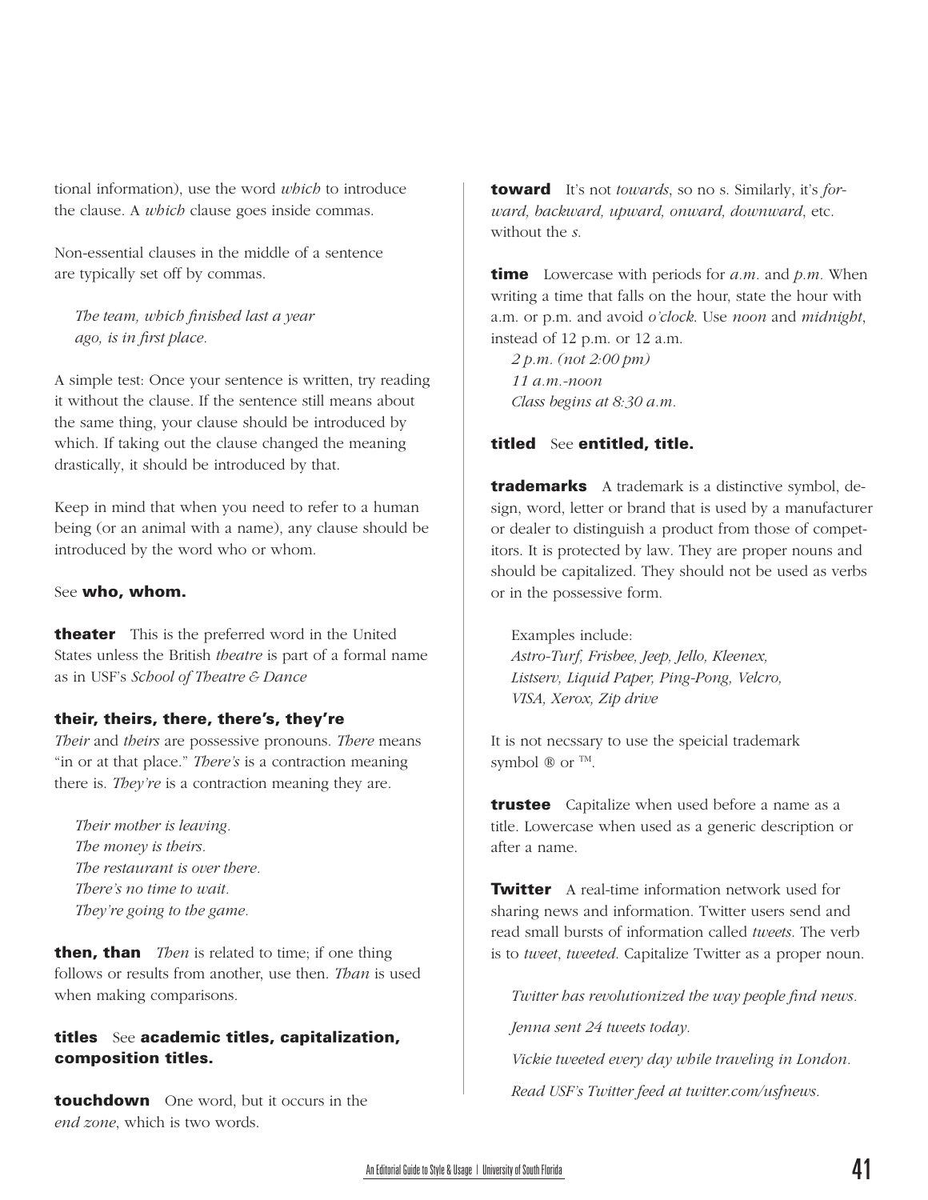tional information), use the word *which* to introduce the clause. A *which* clause goes inside commas.

Non-essential clauses in the middle of a sentence are typically set off by commas.

> *The team, which finished last a year ago, is in first place.*

A simple test: Once your sentence is written, try reading it without the clause. If the sentence still means about the same thing, your clause should be introduced by which. If taking out the clause changed the meaning drastically, it should be introduced by that.

Keep in mind that when you need to refer to a human being (or an animal with a name), any clause should be introduced by the word who or whom.

See **who, whom.**

**theater** This is the preferred word in the United States unless the British *theatre* is part of a formal name as in USF's *School of Theatre & Dance*

**their, theirs, there, there's, they're**
*Their* and *theirs* are possessive pronouns. *There* means "in or at that place." *There's* is a contraction meaning there is. *They're* is a contraction meaning they are.

> *Their mother is leaving.*
> *The money is theirs.*
> *The restaurant is over there.*
> *There's no time to wait.*
> *They're going to the game.*

**then, than** *Then* is related to time; if one thing follows or results from another, use then. *Than* is used when making comparisons.

**titles** See **academic titles, capitalization, composition titles.**

**touchdown** One word, but it occurs in the *end zone*, which is two words.

**toward** It's not *towards*, so no s. Similarly, it's *forward, backward, upward, onward, downward*, etc. without the *s.*

**time** Lowercase with periods for *a.m.* and *p.m.* When writing a time that falls on the hour, state the hour with a.m. or p.m. and avoid *o'clock*. Use *noon* and *midnight*, instead of 12 p.m. or 12 a.m.

> *2 p.m. (not 2:00 pm)*
> *11 a.m.-noon*
> *Class begins at 8:30 a.m.*

**titled** See **entitled, title.**

**trademarks** A trademark is a distinctive symbol, design, word, letter or brand that is used by a manufacturer or dealer to distinguish a product from those of competitors. It is protected by law. They are proper nouns and should be capitalized. They should not be used as verbs or in the possessive form.

> Examples include:
> *Astro-Turf, Frisbee, Jeep, Jello, Kleenex, Listserv, Liquid Paper, Ping-Pong, Velcro, VISA, Xerox, Zip drive*

It is not necssary to use the speicial trademark symbol ® or ™.

**trustee** Capitalize when used before a name as a title. Lowercase when used as a generic description or after a name.

**Twitter** A real-time information network used for sharing news and information. Twitter users send and read small bursts of information called *tweets.* The verb is to *tweet*, *tweeted*. Capitalize Twitter as a proper noun.

> *Twitter has revolutionized the way people find news.*
>
> *Jenna sent 24 tweets today.*
>
> *Vickie tweeted every day while traveling in London.*
>
> *Read USF's Twitter feed at twitter.com/usfnews.*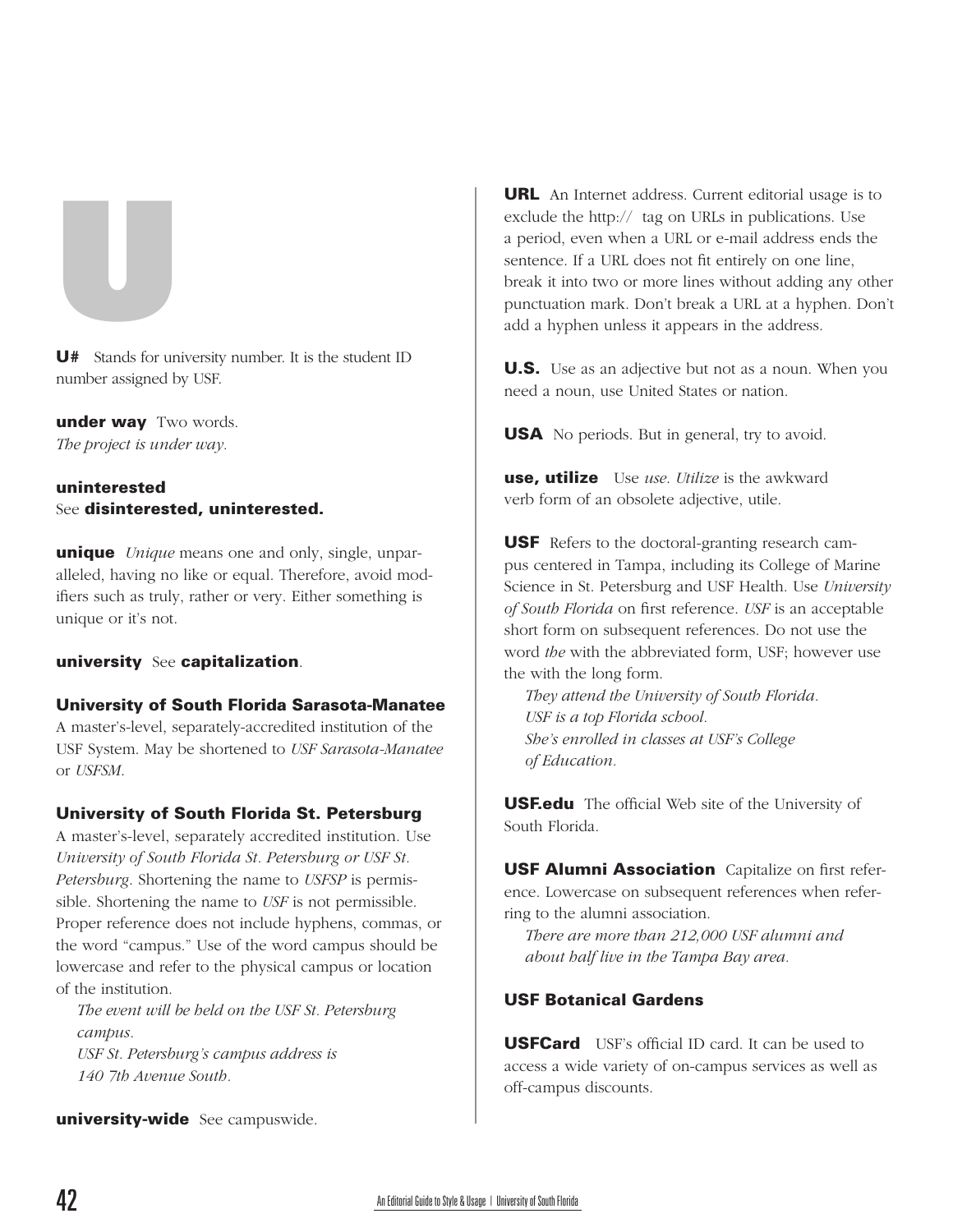# U

**U#** Stands for university number. It is the student ID number assigned by USF.

**under way** Two words.
*The project is under way.*

**uninterested**
See **disinterested, uninterested.**

**unique** *Unique* means one and only, single, unparalleled, having no like or equal. Therefore, avoid modifiers such as truly, rather or very. Either something is unique or it's not.

**university** See **capitalization**.

**University of South Florida Sarasota-Manatee**
A master's-level, separately-accredited institution of the USF System. May be shortened to *USF Sarasota-Manatee* or *USFSM*.

**University of South Florida St. Petersburg**
A master's-level, separately accredited institution. Use *University of South Florida St. Petersburg or USF St. Petersburg*. Shortening the name to *USFSP* is permissible. Shortening the name to *USF* is not permissible. Proper reference does not include hyphens, commas, or the word "campus." Use of the word campus should be lowercase and refer to the physical campus or location of the institution.

*The event will be held on the USF St. Petersburg campus.*
*USF St. Petersburg's campus address is 140 7th Avenue South.*

**university-wide** See campuswide.

**URL** An Internet address. Current editorial usage is to exclude the http:// tag on URLs in publications. Use a period, even when a URL or e-mail address ends the sentence. If a URL does not fit entirely on one line, break it into two or more lines without adding any other punctuation mark. Don't break a URL at a hyphen. Don't add a hyphen unless it appears in the address.

**U.S.** Use as an adjective but not as a noun. When you need a noun, use United States or nation.

**USA** No periods. But in general, try to avoid.

**use, utilize** Use *use*. *Utilize* is the awkward verb form of an obsolete adjective, utile.

**USF** Refers to the doctoral-granting research campus centered in Tampa, including its College of Marine Science in St. Petersburg and USF Health. Use *University of South Florida* on first reference. *USF* is an acceptable short form on subsequent references. Do not use the word *the* with the abbreviated form, USF; however use the with the long form.

*They attend the University of South Florida.*
*USF is a top Florida school.*
*She's enrolled in classes at USF's College of Education.*

**USF.edu** The official Web site of the University of South Florida.

**USF Alumni Association** Capitalize on first reference. Lowercase on subsequent references when referring to the alumni association.

*There are more than 212,000 USF alumni and about half live in the Tampa Bay area.*

**USF Botanical Gardens**

**USFCard** USF's official ID card. It can be used to access a wide variety of on-campus services as well as off-campus discounts.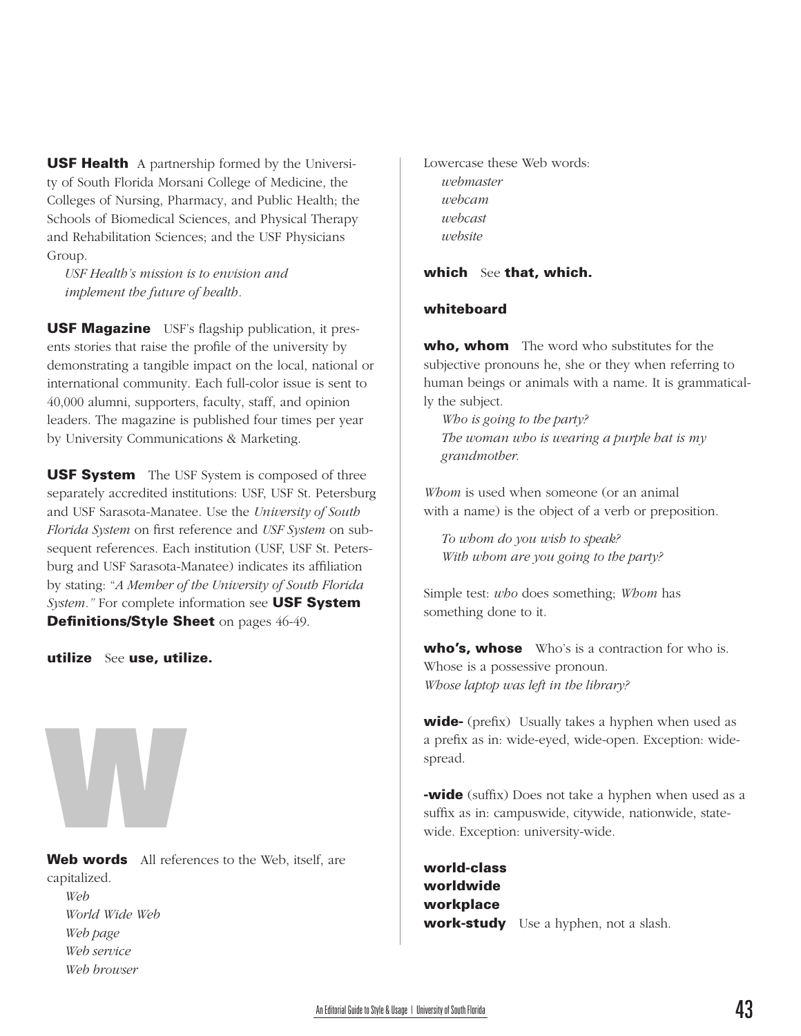**USF Health** A partnership formed by the University of South Florida Morsani College of Medicine, the Colleges of Nursing, Pharmacy, and Public Health; the Schools of Biomedical Sciences, and Physical Therapy and Rehabilitation Sciences; and the USF Physicians Group.

*USF Health's mission is to envision and implement the future of health.*

**USF Magazine** USF's flagship publication, it presents stories that raise the profile of the university by demonstrating a tangible impact on the local, national or international community. Each full-color issue is sent to 40,000 alumni, supporters, faculty, staff, and opinion leaders. The magazine is published four times per year by University Communications & Marketing.

**USF System** The USF System is composed of three separately accredited institutions: USF, USF St. Petersburg and USF Sarasota-Manatee. Use the *University of South Florida System* on first reference and *USF System* on subsequent references. Each institution (USF, USF St. Petersburg and USF Sarasota-Manatee) indicates its affiliation by stating: *"A Member of the University of South Florida System."* For complete information see **USF System Definitions/Style Sheet** on pages 46-49.

**utilize** See **use, utilize.**

# W

**Web words** All references to the Web, itself, are capitalized.

*Web*
*World Wide Web*
*Web page*
*Web service*
*Web browser*

Lowercase these Web words:

*webmaster*
*webcam*
*webcast*
*website*

**which** See **that, which.**

**whiteboard**

**who, whom** The word who substitutes for the subjective pronouns he, she or they when referring to human beings or animals with a name. It is grammatically the subject.

*Who is going to the party?*
*The woman who is wearing a purple hat is my grandmother.*

*Whom* is used when someone (or an animal with a name) is the object of a verb or preposition.

*To whom do you wish to speak?*
*With whom are you going to the party?*

Simple test: *who* does something; *Whom* has something done to it.

**who's, whose** Who's is a contraction for who is. Whose is a possessive pronoun.
*Whose laptop was left in the library?*

**wide-** (prefix) Usually takes a hyphen when used as a prefix as in: wide-eyed, wide-open. Exception: widespread.

**-wide** (suffix) Does not take a hyphen when used as a suffix as in: campuswide, citywide, nationwide, statewide. Exception: university-wide.

**world-class**
**worldwide**
**workplace**
**work-study** Use a hyphen, not a slash.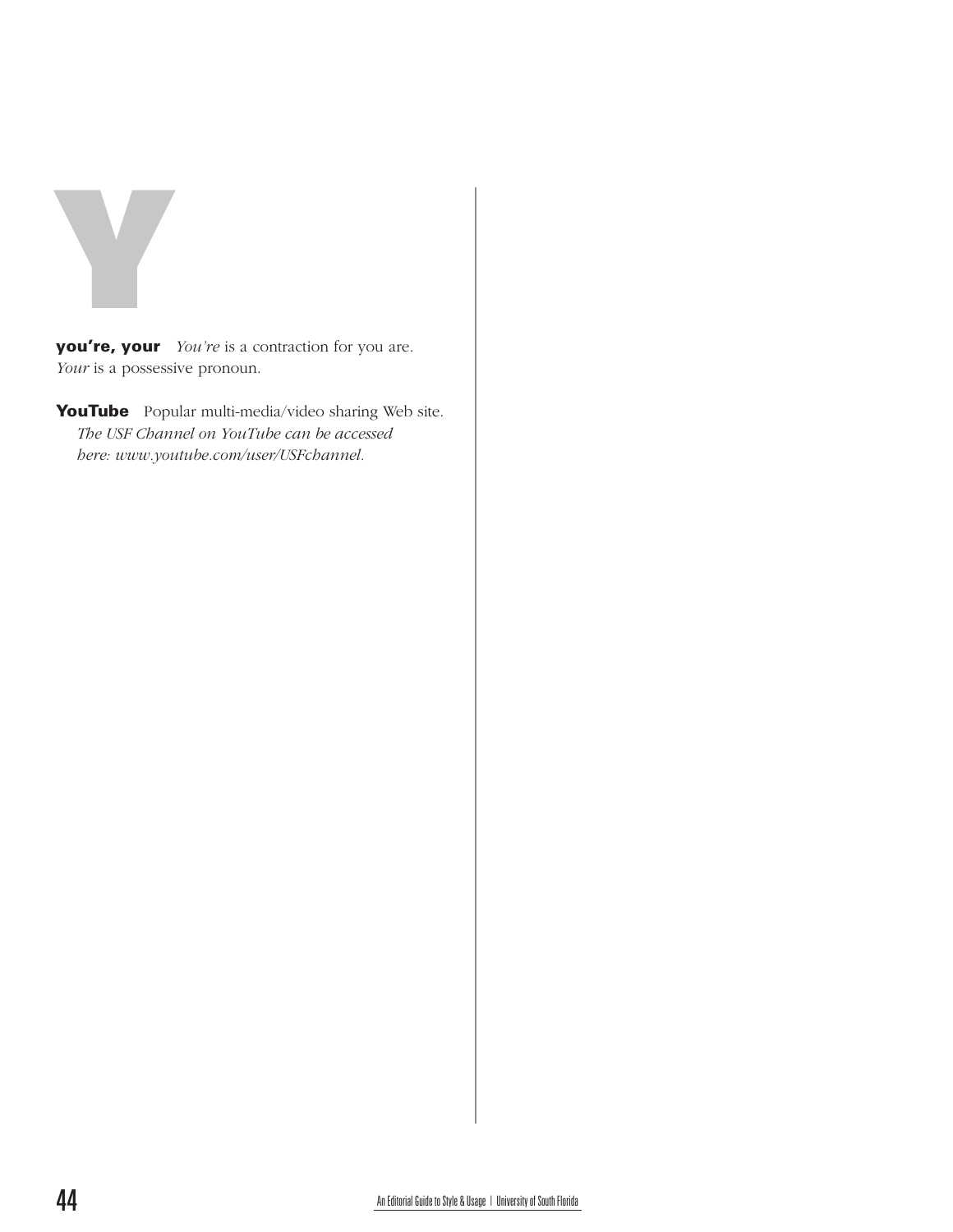# Y

**you're, your** *You're* is a contraction for you are. *Your* is a possessive pronoun.

**YouTube** Popular multi-media/video sharing Web site. *The USF Channel on YouTube can be accessed here: www.youtube.com/user/USFchannel.*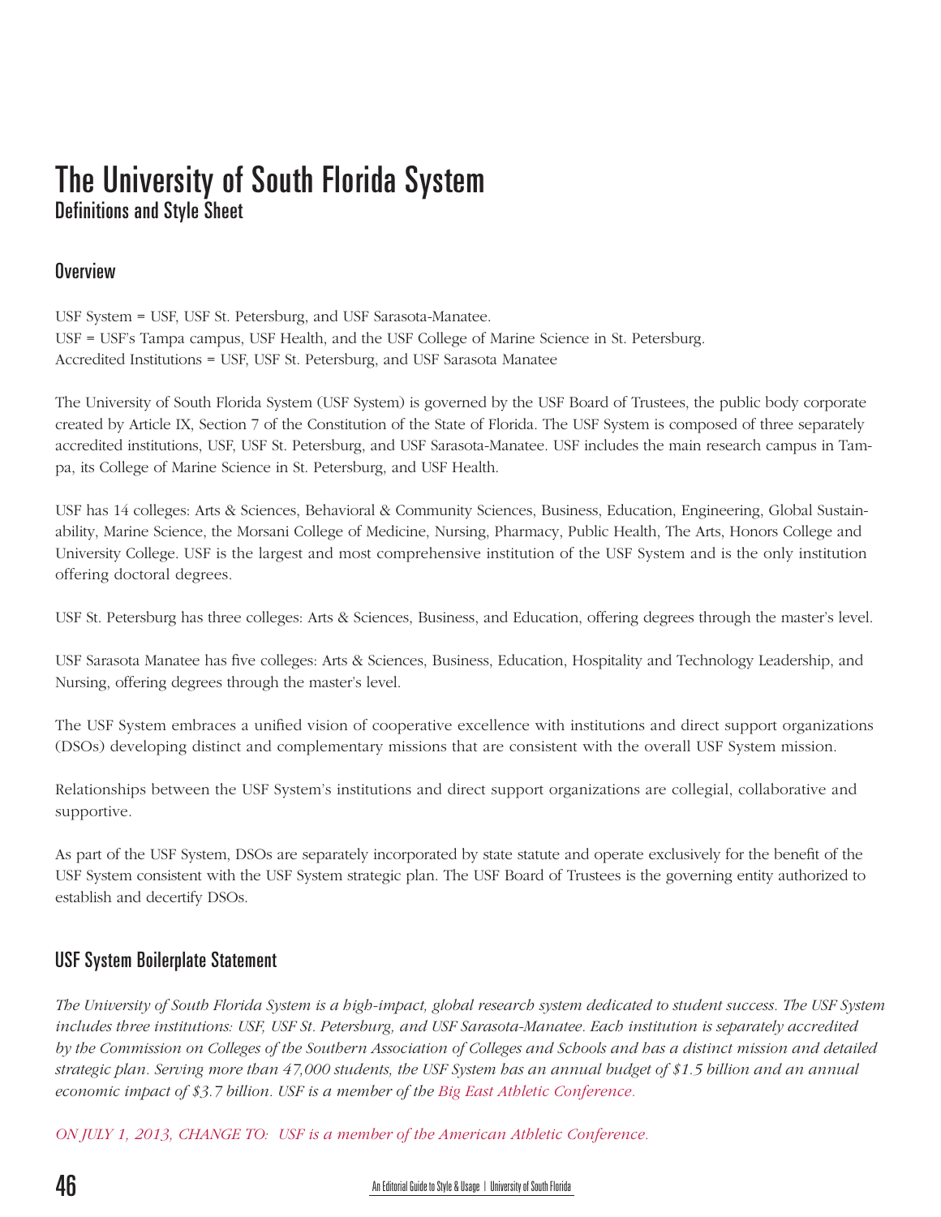# The University of South Florida System

## Definitions and Style Sheet

### Overview

USF System = USF, USF St. Petersburg, and USF Sarasota-Manatee.
USF = USF's Tampa campus, USF Health, and the USF College of Marine Science in St. Petersburg.
Accredited Institutions = USF, USF St. Petersburg, and USF Sarasota Manatee

The University of South Florida System (USF System) is governed by the USF Board of Trustees, the public body corporate created by Article IX, Section 7 of the Constitution of the State of Florida. The USF System is composed of three separately accredited institutions, USF, USF St. Petersburg, and USF Sarasota-Manatee. USF includes the main research campus in Tampa, its College of Marine Science in St. Petersburg, and USF Health.

USF has 14 colleges: Arts & Sciences, Behavioral & Community Sciences, Business, Education, Engineering, Global Sustainability, Marine Science, the Morsani College of Medicine, Nursing, Pharmacy, Public Health, The Arts, Honors College and University College. USF is the largest and most comprehensive institution of the USF System and is the only institution offering doctoral degrees.

USF St. Petersburg has three colleges: Arts & Sciences, Business, and Education, offering degrees through the master's level.

USF Sarasota Manatee has five colleges: Arts & Sciences, Business, Education, Hospitality and Technology Leadership, and Nursing, offering degrees through the master's level.

The USF System embraces a unified vision of cooperative excellence with institutions and direct support organizations (DSOs) developing distinct and complementary missions that are consistent with the overall USF System mission.

Relationships between the USF System's institutions and direct support organizations are collegial, collaborative and supportive.

As part of the USF System, DSOs are separately incorporated by state statute and operate exclusively for the benefit of the USF System consistent with the USF System strategic plan. The USF Board of Trustees is the governing entity authorized to establish and decertify DSOs.

### USF System Boilerplate Statement

*The University of South Florida System is a high-impact, global research system dedicated to student success. The USF System includes three institutions: USF, USF St. Petersburg, and USF Sarasota-Manatee. Each institution is separately accredited by the Commission on Colleges of the Southern Association of Colleges and Schools and has a distinct mission and detailed strategic plan. Serving more than 47,000 students, the USF System has an annual budget of $1.5 billion and an annual economic impact of $3.7 billion. USF is a member of the Big East Athletic Conference.*

*ON JULY 1, 2013, CHANGE TO: USF is a member of the American Athletic Conference.*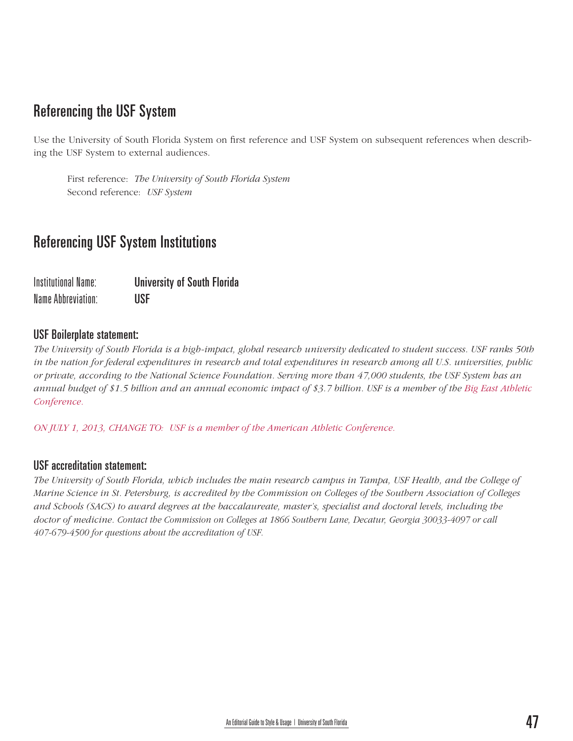## Referencing the USF System

Use the University of South Florida System on first reference and USF System on subsequent references when describing the USF System to external audiences.

First reference: *The University of South Florida System*
Second reference: *USF System*

## Referencing USF System Institutions

| Institutional Name: | **University of South Florida** |
|---|---|
| Name Abbreviation: | **USF** |

### USF Boilerplate statement:

*The University of South Florida is a high-impact, global research university dedicated to student success. USF ranks 50th in the nation for federal expenditures in research and total expenditures in research among all U.S. universities, public or private, according to the National Science Foundation. Serving more than 47,000 students, the USF System has an annual budget of $1.5 billion and an annual economic impact of $3.7 billion. USF is a member of the Big East Athletic Conference.*

*ON JULY 1, 2013, CHANGE TO: USF is a member of the American Athletic Conference.*

### USF accreditation statement:

*The University of South Florida, which includes the main research campus in Tampa, USF Health, and the College of Marine Science in St. Petersburg, is accredited by the Commission on Colleges of the Southern Association of Colleges and Schools (SACS) to award degrees at the baccalaureate, master's, specialist and doctoral levels, including the doctor of medicine. Contact the Commission on Colleges at 1866 Southern Lane, Decatur, Georgia 30033-4097 or call 407-679-4500 for questions about the accreditation of USF.*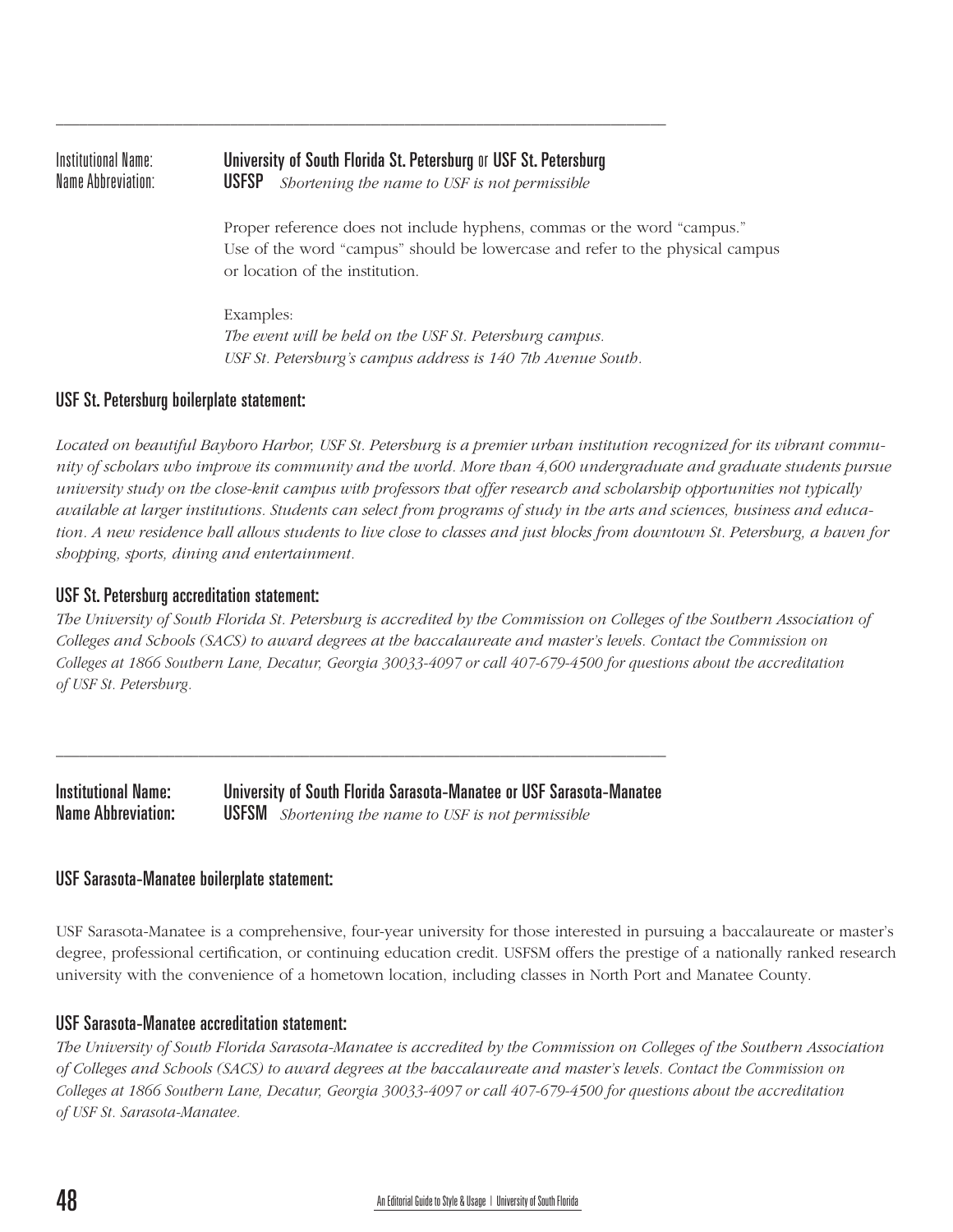---

Institutional Name: **University of South Florida St. Petersburg** or **USF St. Petersburg**
Name Abbreviation: **USFSP** *Shortening the name to USF is not permissible*

Proper reference does not include hyphens, commas or the word "campus." Use of the word "campus" should be lowercase and refer to the physical campus or location of the institution.

Examples:
*The event will be held on the USF St. Petersburg campus.*
*USF St. Petersburg's campus address is 140 7th Avenue South.*

### USF St. Petersburg boilerplate statement:

*Located on beautiful Bayboro Harbor, USF St. Petersburg is a premier urban institution recognized for its vibrant community of scholars who improve its community and the world. More than 4,600 undergraduate and graduate students pursue university study on the close-knit campus with professors that offer research and scholarship opportunities not typically available at larger institutions. Students can select from programs of study in the arts and sciences, business and education. A new residence hall allows students to live close to classes and just blocks from downtown St. Petersburg, a haven for shopping, sports, dining and entertainment.*

### USF St. Petersburg accreditation statement:

*The University of South Florida St. Petersburg is accredited by the Commission on Colleges of the Southern Association of Colleges and Schools (SACS) to award degrees at the baccalaureate and master's levels. Contact the Commission on Colleges at 1866 Southern Lane, Decatur, Georgia 30033-4097 or call 407-679-4500 for questions about the accreditation of USF St. Petersburg.*

---

**Institutional Name:** **University of South Florida Sarasota-Manatee or USF Sarasota-Manatee**
**Name Abbreviation:** **USFSM** *Shortening the name to USF is not permissible*

### USF Sarasota-Manatee boilerplate statement:

USF Sarasota-Manatee is a comprehensive, four-year university for those interested in pursuing a baccalaureate or master's degree, professional certification, or continuing education credit. USFSM offers the prestige of a nationally ranked research university with the convenience of a hometown location, including classes in North Port and Manatee County.

### USF Sarasota-Manatee accreditation statement:

*The University of South Florida Sarasota-Manatee is accredited by the Commission on Colleges of the Southern Association of Colleges and Schools (SACS) to award degrees at the baccalaureate and master's levels. Contact the Commission on Colleges at 1866 Southern Lane, Decatur, Georgia 30033-4097 or call 407-679-4500 for questions about the accreditation of USF St. Sarasota-Manatee.*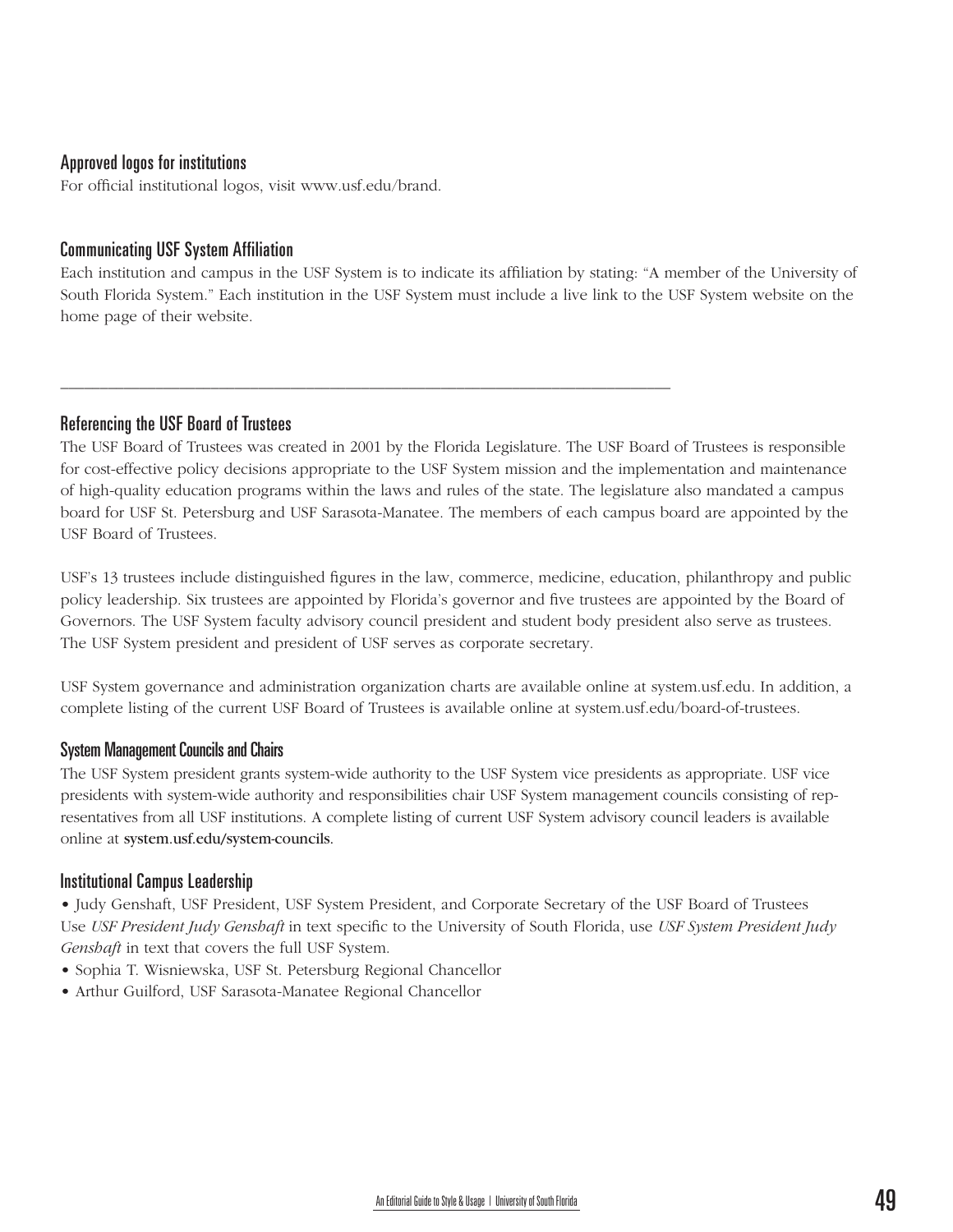### Approved logos for institutions

For official institutional logos, visit www.usf.edu/brand.

### Communicating USF System Affiliation

Each institution and campus in the USF System is to indicate its affiliation by stating: "A member of the University of South Florida System." Each institution in the USF System must include a live link to the USF System website on the home page of their website.

---

### Referencing the USF Board of Trustees

The USF Board of Trustees was created in 2001 by the Florida Legislature. The USF Board of Trustees is responsible for cost-effective policy decisions appropriate to the USF System mission and the implementation and maintenance of high-quality education programs within the laws and rules of the state. The legislature also mandated a campus board for USF St. Petersburg and USF Sarasota-Manatee. The members of each campus board are appointed by the USF Board of Trustees.

USF's 13 trustees include distinguished figures in the law, commerce, medicine, education, philanthropy and public policy leadership. Six trustees are appointed by Florida's governor and five trustees are appointed by the Board of Governors. The USF System faculty advisory council president and student body president also serve as trustees. The USF System president and president of USF serves as corporate secretary.

USF System governance and administration organization charts are available online at system.usf.edu. In addition, a complete listing of the current USF Board of Trustees is available online at system.usf.edu/board-of-trustees.

### System Management Councils and Chairs

The USF System president grants system-wide authority to the USF System vice presidents as appropriate. USF vice presidents with system-wide authority and responsibilities chair USF System management councils consisting of representatives from all USF institutions. A complete listing of current USF System advisory council leaders is available online at **system.usf.edu/system-councils**.

### Institutional Campus Leadership

- Judy Genshaft, USF President, USF System President, and Corporate Secretary of the USF Board of Trustees
  Use *USF President Judy Genshaft* in text specific to the University of South Florida, use *USF System President Judy Genshaft* in text that covers the full USF System.
- Sophia T. Wisniewska, USF St. Petersburg Regional Chancellor
- Arthur Guilford, USF Sarasota-Manatee Regional Chancellor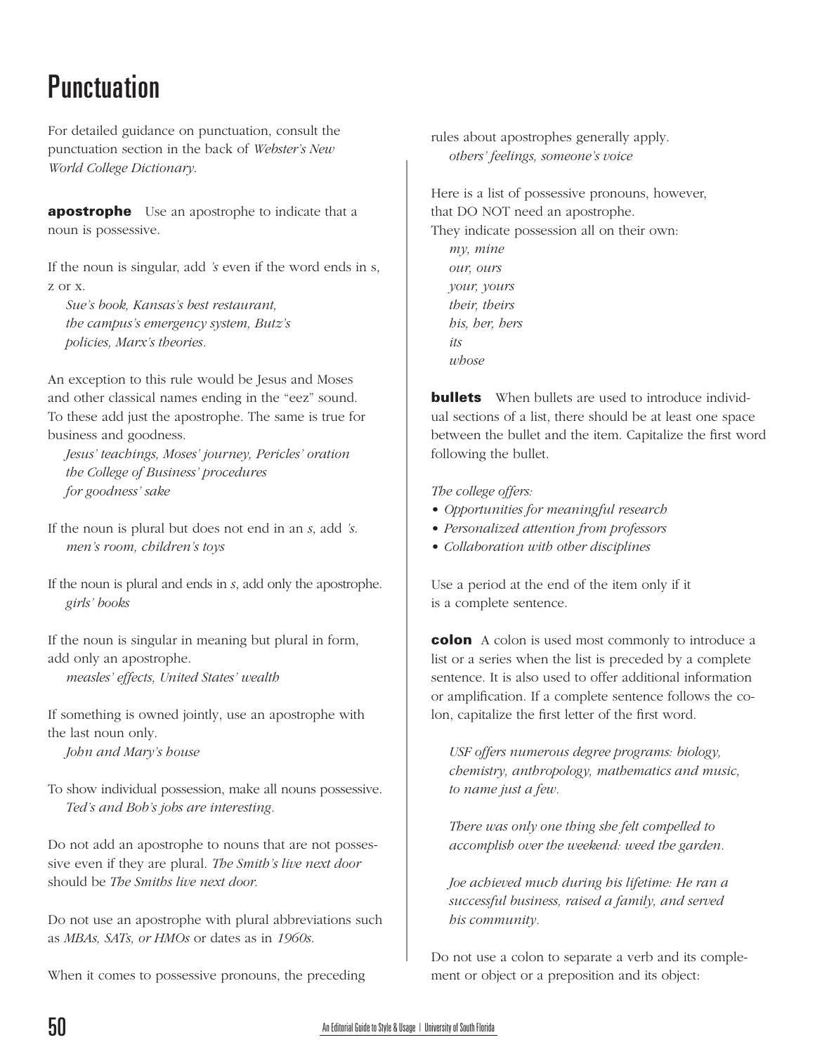# Punctuation

For detailed guidance on punctuation, consult the punctuation section in the back of *Webster's New World College Dictionary.*

**apostrophe** Use an apostrophe to indicate that a noun is possessive.

If the noun is singular, add *'s* even if the word ends in s, z or x.

*Sue's book, Kansas's best restaurant, the campus's emergency system, Butz's policies, Marx's theories.*

An exception to this rule would be Jesus and Moses and other classical names ending in the "eez" sound. To these add just the apostrophe. The same is true for business and goodness.

*Jesus' teachings, Moses' journey, Pericles' oration*
*the College of Business' procedures*
*for goodness' sake*

If the noun is plural but does not end in an *s*, add *'s*.

*men's room, children's toys*

If the noun is plural and ends in *s*, add only the apostrophe.

*girls' books*

If the noun is singular in meaning but plural in form, add only an apostrophe.

*measles' effects, United States' wealth*

If something is owned jointly, use an apostrophe with the last noun only.

*John and Mary's house*

To show individual possession, make all nouns possessive.

*Ted's and Bob's jobs are interesting.*

Do not add an apostrophe to nouns that are not possessive even if they are plural. *The Smith's live next door* should be *The Smiths live next door.*

Do not use an apostrophe with plural abbreviations such as *MBAs, SATs, or HMOs* or dates as in *1960s*.

When it comes to possessive pronouns, the preceding rules about apostrophes generally apply.

*others' feelings, someone's voice*

Here is a list of possessive pronouns, however, that DO NOT need an apostrophe.
They indicate possession all on their own:

*my, mine*
*our, ours*
*your, yours*
*their, theirs*
*his, her, hers*
*its*
*whose*

**bullets** When bullets are used to introduce individual sections of a list, there should be at least one space between the bullet and the item. Capitalize the first word following the bullet.

*The college offers:*

- *Opportunities for meaningful research*
- *Personalized attention from professors*
- *Collaboration with other disciplines*

Use a period at the end of the item only if it is a complete sentence.

**colon** A colon is used most commonly to introduce a list or a series when the list is preceded by a complete sentence. It is also used to offer additional information or amplification. If a complete sentence follows the colon, capitalize the first letter of the first word.

*USF offers numerous degree programs: biology, chemistry, anthropology, mathematics and music, to name just a few.*

*There was only one thing she felt compelled to accomplish over the weekend: weed the garden.*

*Joe achieved much during his lifetime: He ran a successful business, raised a family, and served his community.*

Do not use a colon to separate a verb and its complement or object or a preposition and its object: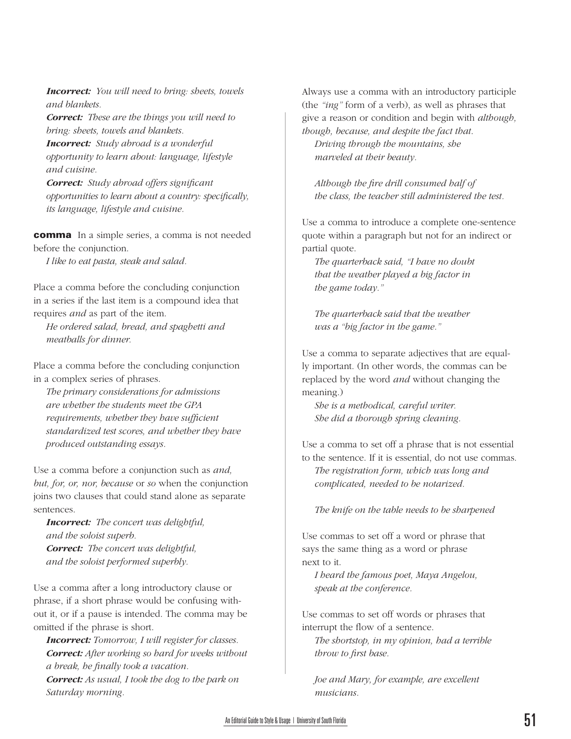*Incorrect:* You will need to bring: sheets, towels and blankets.

*Correct:* These are the things you will need to bring: sheets, towels and blankets.

*Incorrect:* Study abroad is a wonderful opportunity to learn about: language, lifestyle and cuisine.

*Correct:* Study abroad offers significant opportunities to learn about a country: specifically, its language, lifestyle and cuisine.

**comma** In a simple series, a comma is not needed before the conjunction.

*I like to eat pasta, steak and salad.*

Place a comma before the concluding conjunction in a series if the last item is a compound idea that requires *and* as part of the item.

*He ordered salad, bread, and spaghetti and meatballs for dinner.*

Place a comma before the concluding conjunction in a complex series of phrases.

*The primary considerations for admissions are whether the students meet the GPA requirements, whether they have sufficient standardized test scores, and whether they have produced outstanding essays.*

Use a comma before a conjunction such as *and, but, for, or, nor, because* or *so* when the conjunction joins two clauses that could stand alone as separate sentences.

*Incorrect:* The concert was delightful, and the soloist superb.

*Correct:* The concert was delightful, and the soloist performed superbly.

Use a comma after a long introductory clause or phrase, if a short phrase would be confusing without it, or if a pause is intended. The comma may be omitted if the phrase is short.

*Incorrect:* Tomorrow, I will register for classes.

*Correct:* After working so hard for weeks without a break, he finally took a vacation.

*Correct:* As usual, I took the dog to the park on Saturday morning.

Always use a comma with an introductory participle (the *"ing"* form of a verb), as well as phrases that give a reason or condition and begin with *although, though, because, and despite the fact that.*

*Driving through the mountains, she marveled at their beauty.*

*Although the fire drill consumed half of the class, the teacher still administered the test.*

Use a comma to introduce a complete one-sentence quote within a paragraph but not for an indirect or partial quote.

*The quarterback said, "I have no doubt that the weather played a big factor in the game today."*

*The quarterback said that the weather was a "big factor in the game."*

Use a comma to separate adjectives that are equally important. (In other words, the commas can be replaced by the word *and* without changing the meaning.)

*She is a methodical, careful writer.*

*She did a thorough spring cleaning.*

Use a comma to set off a phrase that is not essential to the sentence. If it is essential, do not use commas.

*The registration form, which was long and complicated, needed to be notarized.*

*The knife on the table needs to be sharpened*

Use commas to set off a word or phrase that says the same thing as a word or phrase next to it.

*I heard the famous poet, Maya Angelou, speak at the conference.*

Use commas to set off words or phrases that interrupt the flow of a sentence.

*The shortstop, in my opinion, had a terrible throw to first base.*

*Joe and Mary, for example, are excellent musicians.*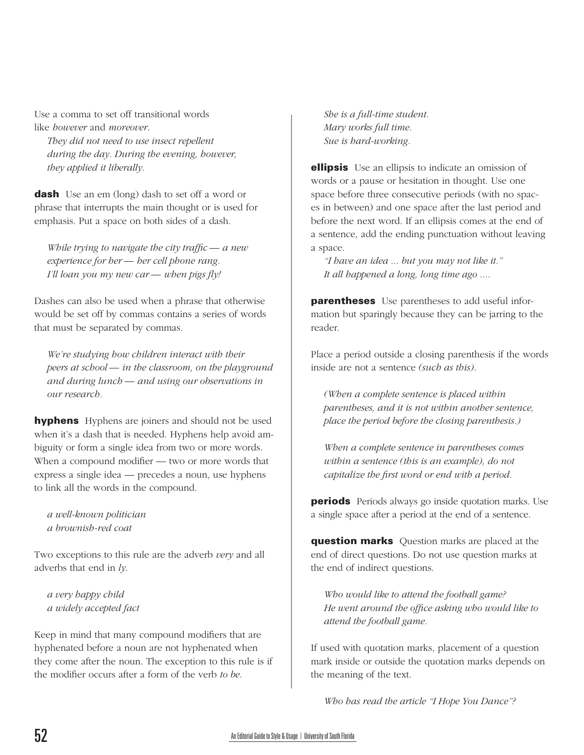Use a comma to set off transitional words like *however* and *moreover*.

*They did not need to use insect repellent during the day. During the evening, however, they applied it liberally.*

**dash** Use an em (long) dash to set off a word or phrase that interrupts the main thought or is used for emphasis. Put a space on both sides of a dash.

*While trying to navigate the city traffic — a new experience for her — her cell phone rang.*
*I'll loan you my new car — when pigs fly!*

Dashes can also be used when a phrase that otherwise would be set off by commas contains a series of words that must be separated by commas.

*We're studying how children interact with their peers at school — in the classroom, on the playground and during lunch — and using our observations in our research.*

**hyphens** Hyphens are joiners and should not be used when it's a dash that is needed. Hyphens help avoid ambiguity or form a single idea from two or more words. When a compound modifier — two or more words that express a single idea — precedes a noun, use hyphens to link all the words in the compound.

*a well-known politician*
*a brownish-red coat*

Two exceptions to this rule are the adverb *very* and all adverbs that end in *ly*.

*a very happy child*
*a widely accepted fact*

Keep in mind that many compound modifiers that are hyphenated before a noun are not hyphenated when they come after the noun. The exception to this rule is if the modifier occurs after a form of the verb *to be*.

*She is a full-time student.*
*Mary works full time.*
*Sue is hard-working.*

**ellipsis** Use an ellipsis to indicate an omission of words or a pause or hesitation in thought. Use one space before three consecutive periods (with no spaces in between) and one space after the last period and before the next word. If an ellipsis comes at the end of a sentence, add the ending punctuation without leaving a space.

*"I have an idea ... but you may not like it."*
*It all happened a long, long time ago ....*

**parentheses** Use parentheses to add useful information but sparingly because they can be jarring to the reader.

Place a period outside a closing parenthesis if the words inside are not a sentence *(such as this)*.

*(When a complete sentence is placed within parentheses, and it is not within another sentence, place the period before the closing parenthesis.)*

*When a complete sentence in parentheses comes within a sentence (this is an example), do not capitalize the first word or end with a period.*

**periods** Periods always go inside quotation marks. Use a single space after a period at the end of a sentence.

**question marks** Question marks are placed at the end of direct questions. Do not use question marks at the end of indirect questions.

*Who would like to attend the football game?*
*He went around the office asking who would like to attend the football game.*

If used with quotation marks, placement of a question mark inside or outside the quotation marks depends on the meaning of the text.

*Who has read the article "I Hope You Dance"?*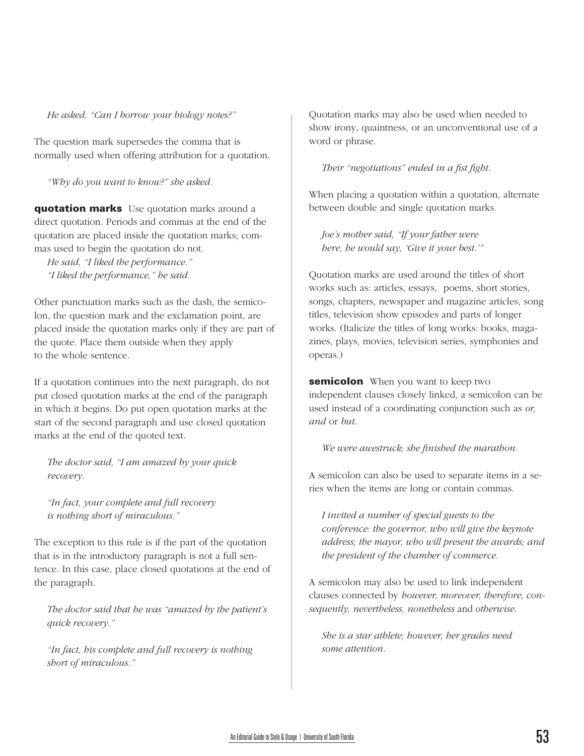*He asked, "Can I borrow your biology notes?"*

The question mark supersedes the comma that is normally used when offering attribution for a quotation.

*"Why do you want to know?" she asked.*

**quotation marks** Use quotation marks around a direct quotation. Periods and commas at the end of the quotation are placed inside the quotation marks; commas used to begin the quotation do not.

*He said, "I liked the performance."*
*"I liked the performance," he said.*

Other punctuation marks such as the dash, the semicolon, the question mark and the exclamation point, are placed inside the quotation marks only if they are part of the quote. Place them outside when they apply to the whole sentence.

If a quotation continues into the next paragraph, do not put closed quotation marks at the end of the paragraph in which it begins. Do put open quotation marks at the start of the second paragraph and use closed quotation marks at the end of the quoted text.

*The doctor said, "I am amazed by your quick recovery.*

*"In fact, your complete and full recovery is nothing short of miraculous."*

The exception to this rule is if the part of the quotation that is in the introductory paragraph is not a full sentence. In this case, place closed quotations at the end of the paragraph.

*The doctor said that he was "amazed by the patient's quick recovery."*

*"In fact, his complete and full recovery is nothing short of miraculous."*

Quotation marks may also be used when needed to show irony, quaintness, or an unconventional use of a word or phrase.

*Their "negotiations" ended in a fist fight.*

When placing a quotation within a quotation, alternate between double and single quotation marks.

*Joe's mother said, "If your father were here, he would say, 'Give it your best.'"*

Quotation marks are used around the titles of short works such as: articles, essays, poems, short stories, songs, chapters, newspaper and magazine articles, song titles, television show episodes and parts of longer works. (Italicize the titles of long works: books, magazines, plays, movies, television series, symphonies and operas.)

**semicolon** When you want to keep two independent clauses closely linked, a semicolon can be used instead of a coordinating conjunction such as *or, and* or *but*.

*We were awestruck; she finished the marathon.*

A semicolon can also be used to separate items in a series when the items are long or contain commas.

*I invited a number of special guests to the conference: the governor, who will give the keynote address; the mayor, who will present the awards; and the president of the chamber of commerce.*

A semicolon may also be used to link independent clauses connected by *however, moreover, therefore, consequently, nevertheless, nonetheless* and *otherwise*.

*She is a star athlete; however, her grades need some attention.*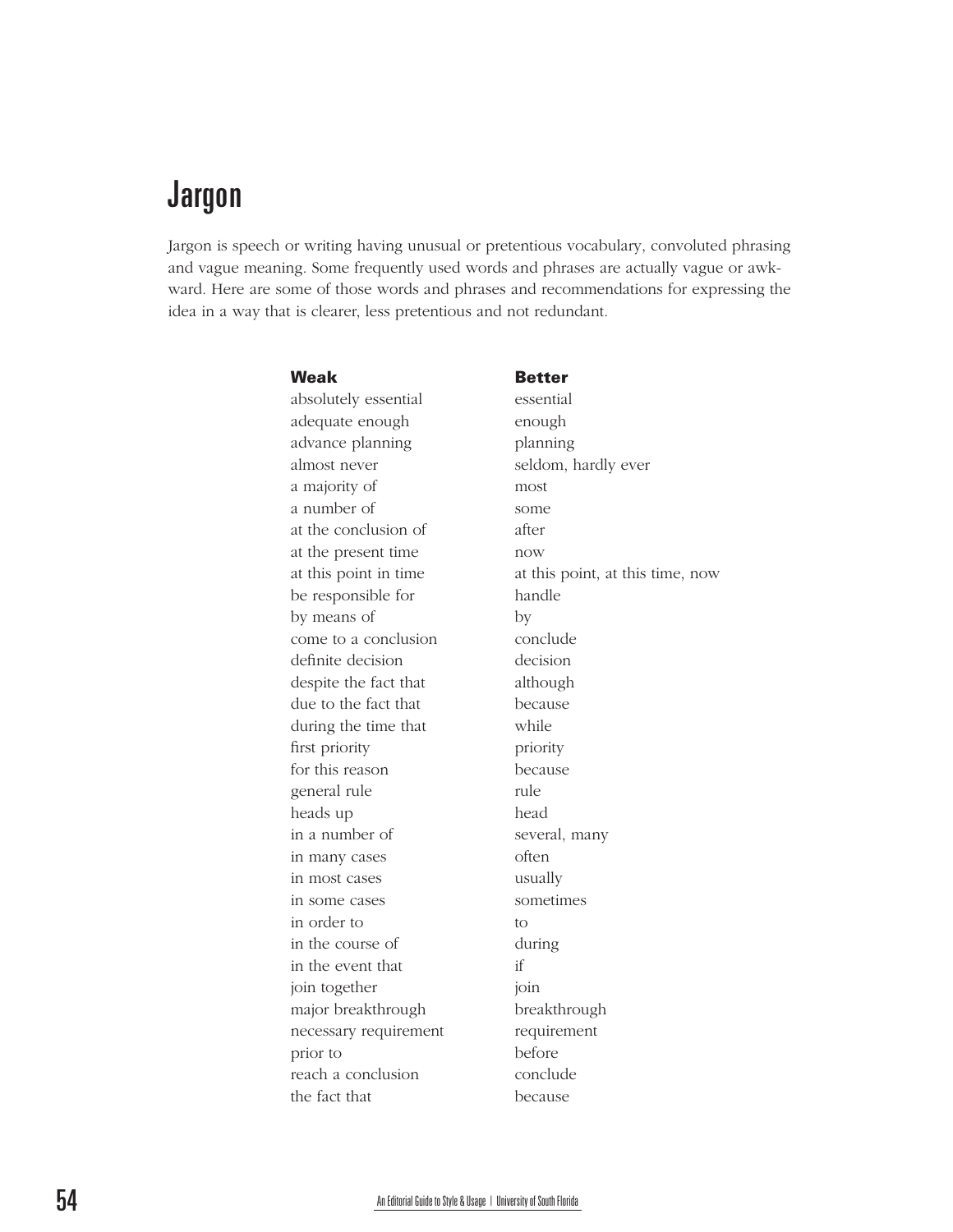# Jargon

Jargon is speech or writing having unusual or pretentious vocabulary, convoluted phrasing and vague meaning. Some frequently used words and phrases are actually vague or awkward. Here are some of those words and phrases and recommendations for expressing the idea in a way that is clearer, less pretentious and not redundant.

| **Weak** | **Better** |
|---|---|
| absolutely essential | essential |
| adequate enough | enough |
| advance planning | planning |
| almost never | seldom, hardly ever |
| a majority of | most |
| a number of | some |
| at the conclusion of | after |
| at the present time | now |
| at this point in time | at this point, at this time, now |
| be responsible for | handle |
| by means of | by |
| come to a conclusion | conclude |
| definite decision | decision |
| despite the fact that | although |
| due to the fact that | because |
| during the time that | while |
| first priority | priority |
| for this reason | because |
| general rule | rule |
| heads up | head |
| in a number of | several, many |
| in many cases | often |
| in most cases | usually |
| in some cases | sometimes |
| in order to | to |
| in the course of | during |
| in the event that | if |
| join together | join |
| major breakthrough | breakthrough |
| necessary requirement | requirement |
| prior to | before |
| reach a conclusion | conclude |
| the fact that | because |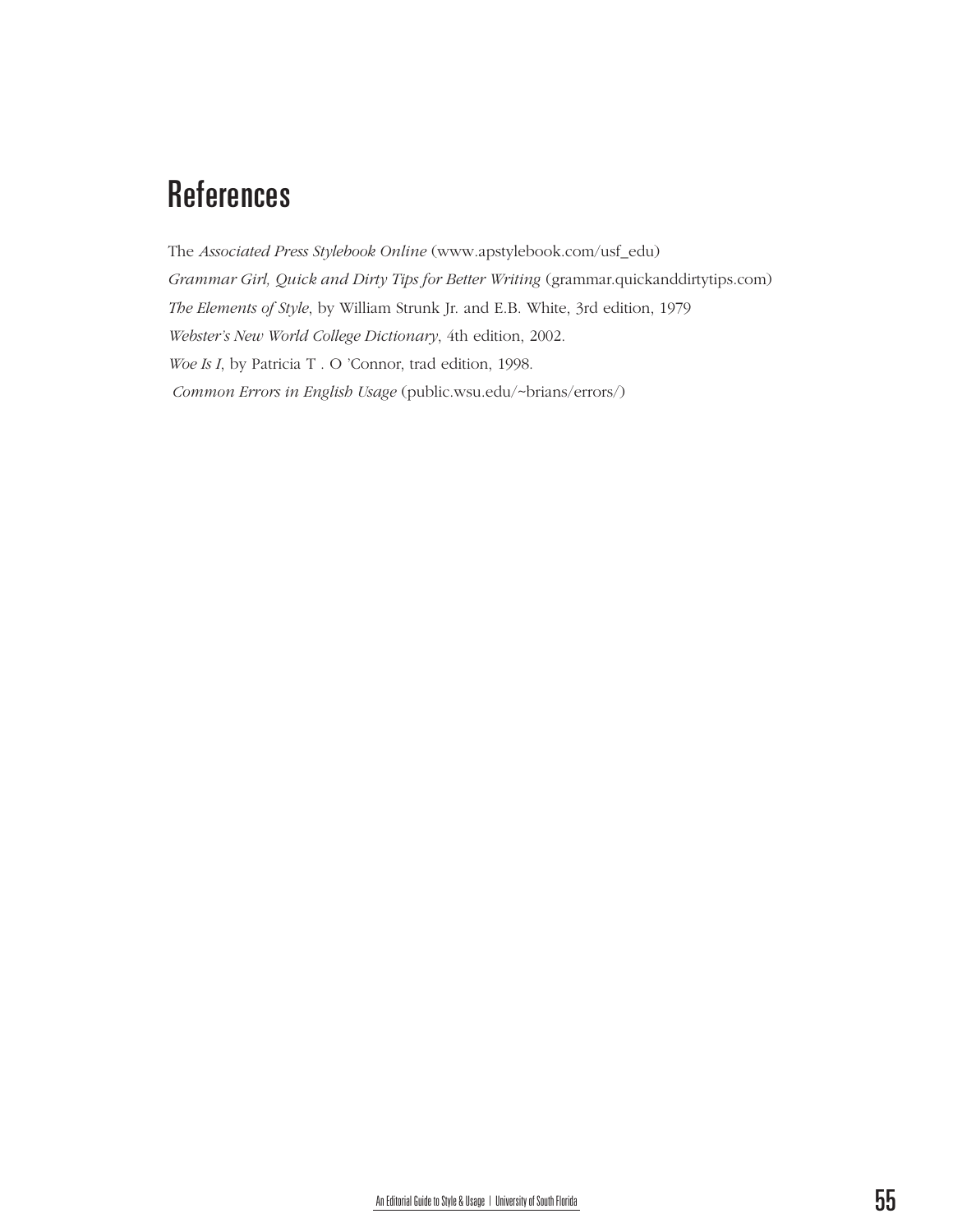# References

The *Associated Press Stylebook Online* (www.apstylebook.com/usf_edu)

*Grammar Girl, Quick and Dirty Tips for Better Writing* (grammar.quickanddirtytips.com)

*The Elements of Style*, by William Strunk Jr. and E.B. White, 3rd edition, 1979

*Webster's New World College Dictionary*, 4th edition, 2002.

*Woe Is I*, by Patricia T . O 'Connor, trad edition, 1998.

*Common Errors in English Usage* (public.wsu.edu/~brians/errors/)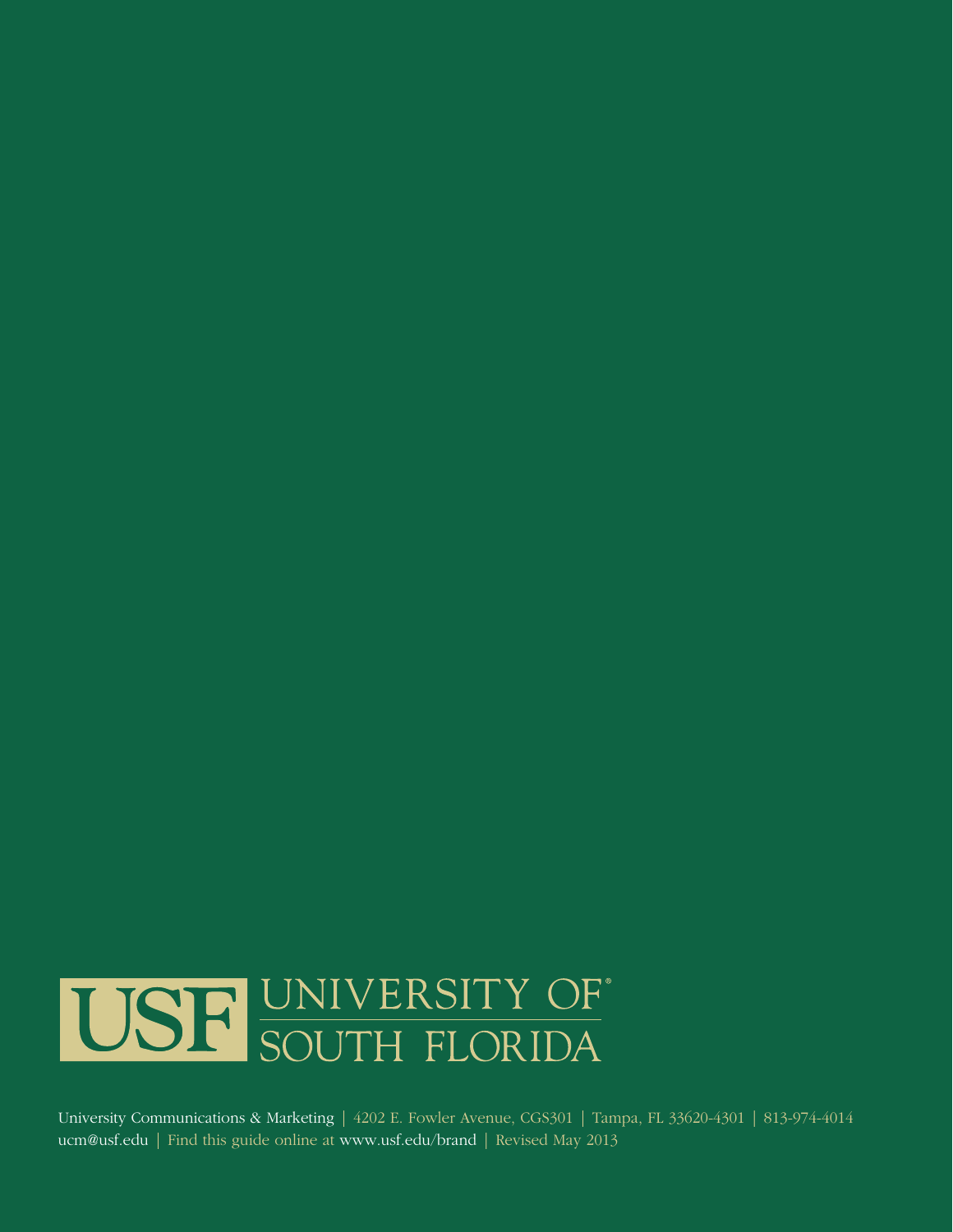USF UNIVERSITY OF® SOUTH FLORIDA

University Communications & Marketing | 4202 E. Fowler Avenue, CGS301 | Tampa, FL 33620-4301 | 813-974-4014
ucm@usf.edu | Find this guide online at www.usf.edu/brand | Revised May 2013